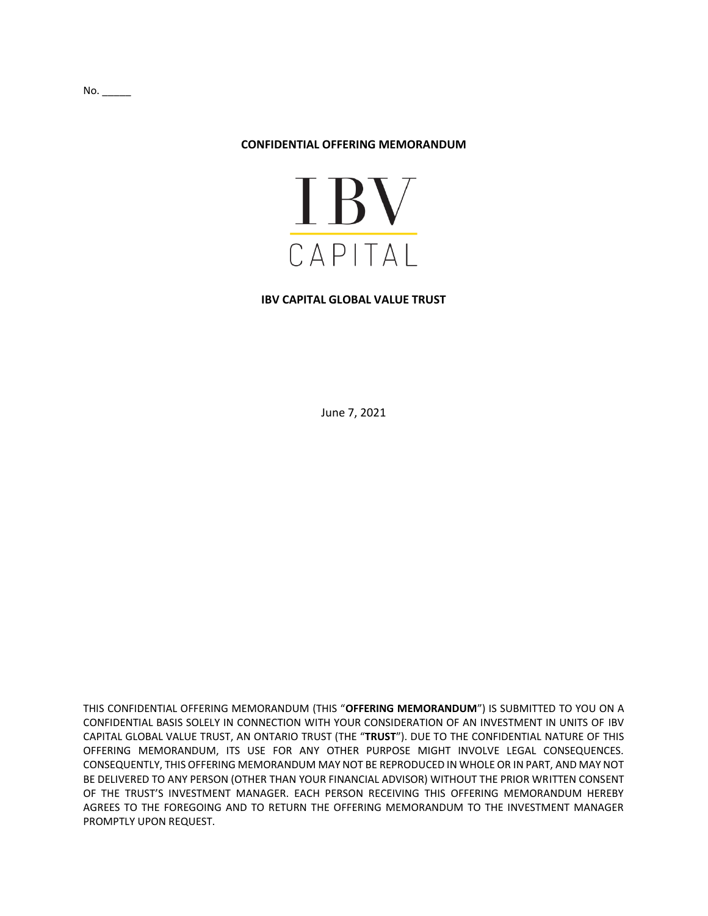No. _____

# CONFIDENTIAL OFFERING MEMORANDUM

IBV

CAPITAL

## IBV CAPITAL GLOBAL VALUE TRUST

June 7, 2021

THIS CONFIDENTIAL OFFERING MEMORANDUM (THIS "**OFFERING MEMORANDUM**") IS SUBMITTED TO YOU ON A CONFIDENTIAL BASIS SOLELY IN CONNECTION WITH YOUR CONSIDERATION OF AN INVESTMENT IN UNITS OF IBV CAPITAL GLOBAL VALUE TRUST, AN ONTARIO TRUST (THE "**TRUST**"). DUE TO THE CONFIDENTIAL NATURE OF THIS OFFERING MEMORANDUM, ITS USE FOR ANY OTHER PURPOSE MIGHT INVOLVE LEGAL CONSEQUENCES. CONSEQUENTLY, THIS OFFERING MEMORANDUM MAY NOT BE REPRODUCED IN WHOLE OR IN PART, AND MAY NOT BE DELIVERED TO ANY PERSON (OTHER THAN YOUR FINANCIAL ADVISOR) WITHOUT THE PRIOR WRITTEN CONSENT OF THE TRUST'S INVESTMENT MANAGER. EACH PERSON RECEIVING THIS OFFERING MEMORANDUM HEREBY AGREES TO THE FOREGOING AND TO RETURN THE OFFERING MEMORANDUM TO THE INVESTMENT MANAGER PROMPTLY UPON REQUEST.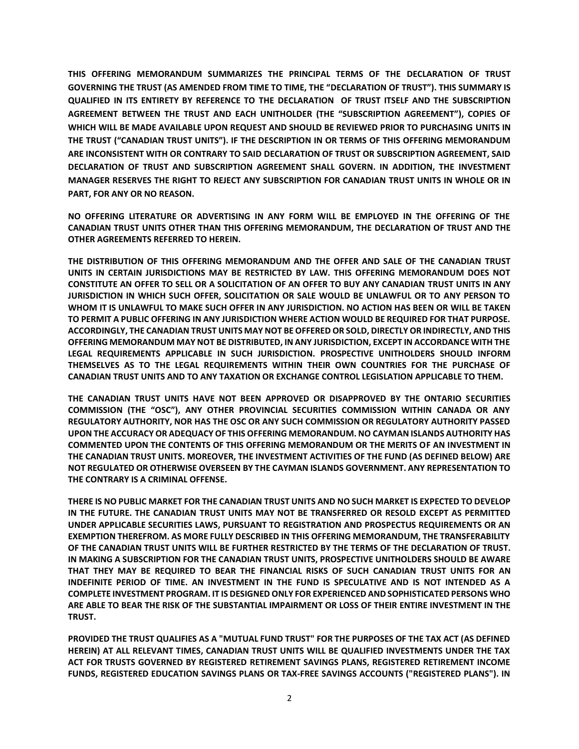**THIS OFFERING MEMORANDUM SUMMARIZES THE PRINCIPAL TERMS OF THE DECLARATION OF TRUST GOVERNING THE TRUST (AS AMENDED FROM TIME TO TIME, THE "DECLARATION OF TRUST"). THIS SUMMARY IS QUALIFIED IN ITS ENTIRETY BY REFERENCE TO THE DECLARATION OF TRUST ITSELF AND THE SUBSCRIPTION AGREEMENT BETWEEN THE TRUST AND EACH UNITHOLDER (THE "SUBSCRIPTION AGREEMENT"), COPIES OF WHICH WILL BE MADE AVAILABLE UPON REQUEST AND SHOULD BE REVIEWED PRIOR TO PURCHASING UNITS IN THE TRUST ("CANADIAN TRUST UNITS"). IF THE DESCRIPTION IN OR TERMS OF THIS OFFERING MEMORANDUM ARE INCONSISTENT WITH OR CONTRARY TO SAID DECLARATION OF TRUST OR SUBSCRIPTION AGREEMENT, SAID DECLARATION OF TRUST AND SUBSCRIPTION AGREEMENT SHALL GOVERN. IN ADDITION, THE INVESTMENT MANAGER RESERVES THE RIGHT TO REJECT ANY SUBSCRIPTION FOR CANADIAN TRUST UNITS IN WHOLE OR IN PART, FOR ANY OR NO REASON.**

**NO OFFERING LITERATURE OR ADVERTISING IN ANY FORM WILL BE EMPLOYED IN THE OFFERING OF THE CANADIAN TRUST UNITS OTHER THAN THIS OFFERING MEMORANDUM, THE DECLARATION OF TRUST AND THE OTHER AGREEMENTS REFERRED TO HEREIN.**

**THE DISTRIBUTION OF THIS OFFERING MEMORANDUM AND THE OFFER AND SALE OF THE CANADIAN TRUST UNITS IN CERTAIN JURISDICTIONS MAY BE RESTRICTED BY LAW. THIS OFFERING MEMORANDUM DOES NOT CONSTITUTE AN OFFER TO SELL OR A SOLICITATION OF AN OFFER TO BUY ANY CANADIAN TRUST UNITS IN ANY JURISDICTION IN WHICH SUCH OFFER, SOLICITATION OR SALE WOULD BE UNLAWFUL OR TO ANY PERSON TO WHOM IT IS UNLAWFUL TO MAKE SUCH OFFER IN ANY JURISDICTION. NO ACTION HAS BEEN OR WILL BE TAKEN TO PERMIT A PUBLIC OFFERING IN ANY JURISDICTION WHERE ACTION WOULD BE REQUIRED FOR THAT PURPOSE. ACCORDINGLY, THE CANADIAN TRUST UNITS MAY NOT BE OFFERED OR SOLD, DIRECTLY OR INDIRECTLY, AND THIS OFFERING MEMORANDUM MAY NOT BE DISTRIBUTED, IN ANY JURISDICTION, EXCEPT IN ACCORDANCE WITH THE LEGAL REQUIREMENTS APPLICABLE IN SUCH JURISDICTION. PROSPECTIVE UNITHOLDERS SHOULD INFORM THEMSELVES AS TO THE LEGAL REQUIREMENTS WITHIN THEIR OWN COUNTRIES FOR THE PURCHASE OF CANADIAN TRUST UNITS AND TO ANY TAXATION OR EXCHANGE CONTROL LEGISLATION APPLICABLE TO THEM.**

**THE CANADIAN TRUST UNITS HAVE NOT BEEN APPROVED OR DISAPPROVED BY THE ONTARIO SECURITIES COMMISSION (THE "OSC"), ANY OTHER PROVINCIAL SECURITIES COMMISSION WITHIN CANADA OR ANY REGULATORY AUTHORITY, NOR HAS THE OSC OR ANY SUCH COMMISSION OR REGULATORY AUTHORITY PASSED UPON THE ACCURACY OR ADEQUACY OF THIS OFFERING MEMORANDUM. NO CAYMAN ISLANDS AUTHORITY HAS COMMENTED UPON THE CONTENTS OF THIS OFFERING MEMORANDUM OR THE MERITS OF AN INVESTMENT IN THE CANADIAN TRUST UNITS. MOREOVER, THE INVESTMENT ACTIVITIES OF THE FUND (AS DEFINED BELOW) ARE NOT REGULATED OR OTHERWISE OVERSEEN BY THE CAYMAN ISLANDS GOVERNMENT. ANY REPRESENTATION TO THE CONTRARY IS A CRIMINAL OFFENSE.**

**THERE IS NO PUBLIC MARKET FOR THE CANADIAN TRUST UNITS AND NO SUCH MARKET IS EXPECTED TO DEVELOP IN THE FUTURE. THE CANADIAN TRUST UNITS MAY NOT BE TRANSFERRED OR RESOLD EXCEPT AS PERMITTED UNDER APPLICABLE SECURITIES LAWS, PURSUANT TO REGISTRATION AND PROSPECTUS REQUIREMENTS OR AN EXEMPTION THEREFROM. AS MORE FULLY DESCRIBED IN THIS OFFERING MEMORANDUM, THE TRANSFERABILITY OF THE CANADIAN TRUST UNITS WILL BE FURTHER RESTRICTED BY THE TERMS OF THE DECLARATION OF TRUST. IN MAKING A SUBSCRIPTION FOR THE CANADIAN TRUST UNITS, PROSPECTIVE UNITHOLDERS SHOULD BE AWARE THAT THEY MAY BE REQUIRED TO BEAR THE FINANCIAL RISKS OF SUCH CANADIAN TRUST UNITS FOR AN INDEFINITE PERIOD OF TIME. AN INVESTMENT IN THE FUND IS SPECULATIVE AND IS NOT INTENDED AS A COMPLETE INVESTMENT PROGRAM. IT IS DESIGNED ONLY FOR EXPERIENCED AND SOPHISTICATED PERSONS WHO ARE ABLE TO BEAR THE RISK OF THE SUBSTANTIAL IMPAIRMENT OR LOSS OF THEIR ENTIRE INVESTMENT IN THE TRUST.**

**PROVIDED THE TRUST QUALIFIES AS A "MUTUAL FUND TRUST" FOR THE PURPOSES OF THE TAX ACT (AS DEFINED HEREIN) AT ALL RELEVANT TIMES, CANADIAN TRUST UNITS WILL BE QUALIFIED INVESTMENTS UNDER THE TAX ACT FOR TRUSTS GOVERNED BY REGISTERED RETIREMENT SAVINGS PLANS, REGISTERED RETIREMENT INCOME FUNDS, REGISTERED EDUCATION SAVINGS PLANS OR TAX-FREE SAVINGS ACCOUNTS ("REGISTERED PLANS"). IN**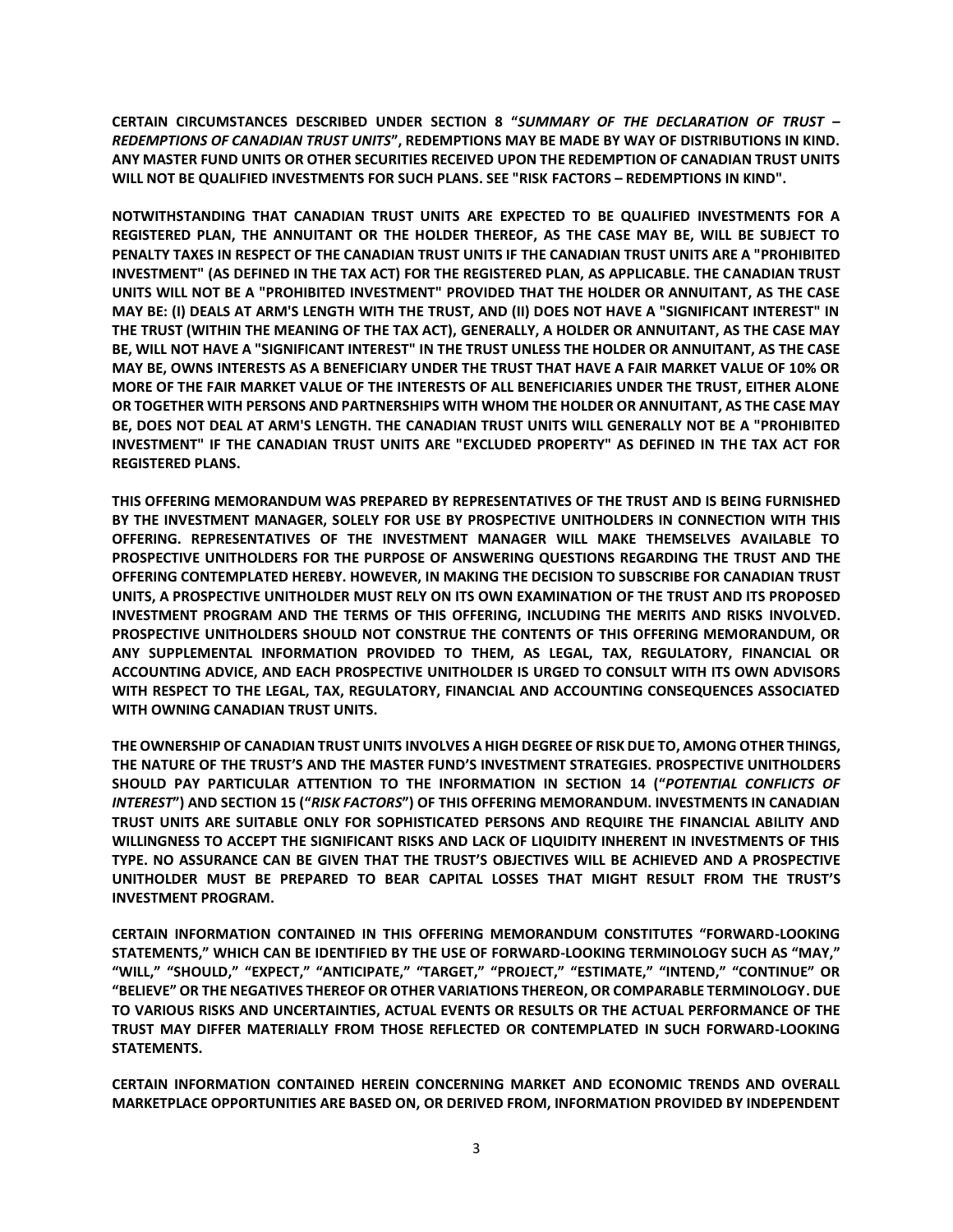**CERTAIN CIRCUMSTANCES DESCRIBED UNDER SECTION 8 "*SUMMARY OF THE DECLARATION OF TRUST – REDEMPTIONS OF CANADIAN TRUST UNITS*", REDEMPTIONS MAY BE MADE BY WAY OF DISTRIBUTIONS IN KIND. ANY MASTER FUND UNITS OR OTHER SECURITIES RECEIVED UPON THE REDEMPTION OF CANADIAN TRUST UNITS WILL NOT BE QUALIFIED INVESTMENTS FOR SUCH PLANS. SEE "RISK FACTORS – REDEMPTIONS IN KIND".**

**NOTWITHSTANDING THAT CANADIAN TRUST UNITS ARE EXPECTED TO BE QUALIFIED INVESTMENTS FOR A REGISTERED PLAN, THE ANNUITANT OR THE HOLDER THEREOF, AS THE CASE MAY BE, WILL BE SUBJECT TO PENALTY TAXES IN RESPECT OF THE CANADIAN TRUST UNITS IF THE CANADIAN TRUST UNITS ARE A "PROHIBITED INVESTMENT" (AS DEFINED IN THE TAX ACT) FOR THE REGISTERED PLAN, AS APPLICABLE. THE CANADIAN TRUST UNITS WILL NOT BE A "PROHIBITED INVESTMENT" PROVIDED THAT THE HOLDER OR ANNUITANT, AS THE CASE MAY BE: (I) DEALS AT ARM'S LENGTH WITH THE TRUST, AND (II) DOES NOT HAVE A "SIGNIFICANT INTEREST" IN THE TRUST (WITHIN THE MEANING OF THE TAX ACT), GENERALLY, A HOLDER OR ANNUITANT, AS THE CASE MAY BE, WILL NOT HAVE A "SIGNIFICANT INTEREST" IN THE TRUST UNLESS THE HOLDER OR ANNUITANT, AS THE CASE MAY BE, OWNS INTERESTS AS A BENEFICIARY UNDER THE TRUST THAT HAVE A FAIR MARKET VALUE OF 10% OR MORE OF THE FAIR MARKET VALUE OF THE INTERESTS OF ALL BENEFICIARIES UNDER THE TRUST, EITHER ALONE OR TOGETHER WITH PERSONS AND PARTNERSHIPS WITH WHOM THE HOLDER OR ANNUITANT, AS THE CASE MAY BE, DOES NOT DEAL AT ARM'S LENGTH. THE CANADIAN TRUST UNITS WILL GENERALLY NOT BE A "PROHIBITED INVESTMENT" IF THE CANADIAN TRUST UNITS ARE "EXCLUDED PROPERTY" AS DEFINED IN THE TAX ACT FOR REGISTERED PLANS.**

**THIS OFFERING MEMORANDUM WAS PREPARED BY REPRESENTATIVES OF THE TRUST AND IS BEING FURNISHED BY THE INVESTMENT MANAGER, SOLELY FOR USE BY PROSPECTIVE UNITHOLDERS IN CONNECTION WITH THIS OFFERING. REPRESENTATIVES OF THE INVESTMENT MANAGER WILL MAKE THEMSELVES AVAILABLE TO PROSPECTIVE UNITHOLDERS FOR THE PURPOSE OF ANSWERING QUESTIONS REGARDING THE TRUST AND THE OFFERING CONTEMPLATED HEREBY. HOWEVER, IN MAKING THE DECISION TO SUBSCRIBE FOR CANADIAN TRUST UNITS, A PROSPECTIVE UNITHOLDER MUST RELY ON ITS OWN EXAMINATION OF THE TRUST AND ITS PROPOSED INVESTMENT PROGRAM AND THE TERMS OF THIS OFFERING, INCLUDING THE MERITS AND RISKS INVOLVED. PROSPECTIVE UNITHOLDERS SHOULD NOT CONSTRUE THE CONTENTS OF THIS OFFERING MEMORANDUM, OR ANY SUPPLEMENTAL INFORMATION PROVIDED TO THEM, AS LEGAL, TAX, REGULATORY, FINANCIAL OR ACCOUNTING ADVICE, AND EACH PROSPECTIVE UNITHOLDER IS URGED TO CONSULT WITH ITS OWN ADVISORS WITH RESPECT TO THE LEGAL, TAX, REGULATORY, FINANCIAL AND ACCOUNTING CONSEQUENCES ASSOCIATED WITH OWNING CANADIAN TRUST UNITS.**

**THE OWNERSHIP OF CANADIAN TRUST UNITS INVOLVES A HIGH DEGREE OF RISK DUE TO, AMONG OTHER THINGS, THE NATURE OF THE TRUST'S AND THE MASTER FUND'S INVESTMENT STRATEGIES. PROSPECTIVE UNITHOLDERS SHOULD PAY PARTICULAR ATTENTION TO THE INFORMATION IN SECTION 14 ("*POTENTIAL CONFLICTS OF INTEREST*") AND SECTION 15 ("*RISK FACTORS*") OF THIS OFFERING MEMORANDUM. INVESTMENTS IN CANADIAN TRUST UNITS ARE SUITABLE ONLY FOR SOPHISTICATED PERSONS AND REQUIRE THE FINANCIAL ABILITY AND WILLINGNESS TO ACCEPT THE SIGNIFICANT RISKS AND LACK OF LIQUIDITY INHERENT IN INVESTMENTS OF THIS TYPE. NO ASSURANCE CAN BE GIVEN THAT THE TRUST'S OBJECTIVES WILL BE ACHIEVED AND A PROSPECTIVE UNITHOLDER MUST BE PREPARED TO BEAR CAPITAL LOSSES THAT MIGHT RESULT FROM THE TRUST'S INVESTMENT PROGRAM.**

**CERTAIN INFORMATION CONTAINED IN THIS OFFERING MEMORANDUM CONSTITUTES "FORWARD-LOOKING STATEMENTS," WHICH CAN BE IDENTIFIED BY THE USE OF FORWARD-LOOKING TERMINOLOGY SUCH AS "MAY," "WILL," "SHOULD," "EXPECT," "ANTICIPATE," "TARGET," "PROJECT," "ESTIMATE," "INTEND," "CONTINUE" OR "BELIEVE" OR THE NEGATIVES THEREOF OR OTHER VARIATIONS THEREON, OR COMPARABLE TERMINOLOGY. DUE TO VARIOUS RISKS AND UNCERTAINTIES, ACTUAL EVENTS OR RESULTS OR THE ACTUAL PERFORMANCE OF THE TRUST MAY DIFFER MATERIALLY FROM THOSE REFLECTED OR CONTEMPLATED IN SUCH FORWARD-LOOKING STATEMENTS.**

**CERTAIN INFORMATION CONTAINED HEREIN CONCERNING MARKET AND ECONOMIC TRENDS AND OVERALL MARKETPLACE OPPORTUNITIES ARE BASED ON, OR DERIVED FROM, INFORMATION PROVIDED BY INDEPENDENT**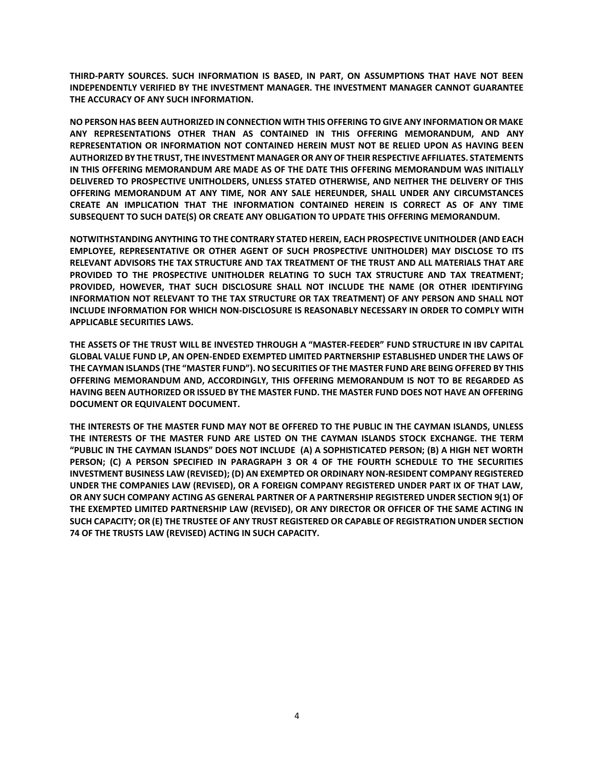**THIRD-PARTY SOURCES. SUCH INFORMATION IS BASED, IN PART, ON ASSUMPTIONS THAT HAVE NOT BEEN INDEPENDENTLY VERIFIED BY THE INVESTMENT MANAGER. THE INVESTMENT MANAGER CANNOT GUARANTEE THE ACCURACY OF ANY SUCH INFORMATION.**

**NO PERSON HAS BEEN AUTHORIZED IN CONNECTION WITH THIS OFFERING TO GIVE ANY INFORMATION OR MAKE ANY REPRESENTATIONS OTHER THAN AS CONTAINED IN THIS OFFERING MEMORANDUM, AND ANY REPRESENTATION OR INFORMATION NOT CONTAINED HEREIN MUST NOT BE RELIED UPON AS HAVING BEEN AUTHORIZED BY THE TRUST, THE INVESTMENT MANAGER OR ANY OF THEIR RESPECTIVE AFFILIATES. STATEMENTS IN THIS OFFERING MEMORANDUM ARE MADE AS OF THE DATE THIS OFFERING MEMORANDUM WAS INITIALLY DELIVERED TO PROSPECTIVE UNITHOLDERS, UNLESS STATED OTHERWISE, AND NEITHER THE DELIVERY OF THIS OFFERING MEMORANDUM AT ANY TIME, NOR ANY SALE HEREUNDER, SHALL UNDER ANY CIRCUMSTANCES CREATE AN IMPLICATION THAT THE INFORMATION CONTAINED HEREIN IS CORRECT AS OF ANY TIME SUBSEQUENT TO SUCH DATE(S) OR CREATE ANY OBLIGATION TO UPDATE THIS OFFERING MEMORANDUM.**

**NOTWITHSTANDING ANYTHING TO THE CONTRARY STATED HEREIN, EACH PROSPECTIVE UNITHOLDER (AND EACH EMPLOYEE, REPRESENTATIVE OR OTHER AGENT OF SUCH PROSPECTIVE UNITHOLDER) MAY DISCLOSE TO ITS RELEVANT ADVISORS THE TAX STRUCTURE AND TAX TREATMENT OF THE TRUST AND ALL MATERIALS THAT ARE PROVIDED TO THE PROSPECTIVE UNITHOLDER RELATING TO SUCH TAX STRUCTURE AND TAX TREATMENT; PROVIDED, HOWEVER, THAT SUCH DISCLOSURE SHALL NOT INCLUDE THE NAME (OR OTHER IDENTIFYING INFORMATION NOT RELEVANT TO THE TAX STRUCTURE OR TAX TREATMENT) OF ANY PERSON AND SHALL NOT INCLUDE INFORMATION FOR WHICH NON-DISCLOSURE IS REASONABLY NECESSARY IN ORDER TO COMPLY WITH APPLICABLE SECURITIES LAWS.**

**THE ASSETS OF THE TRUST WILL BE INVESTED THROUGH A "MASTER-FEEDER" FUND STRUCTURE IN IBV CAPITAL GLOBAL VALUE FUND LP, AN OPEN-ENDED EXEMPTED LIMITED PARTNERSHIP ESTABLISHED UNDER THE LAWS OF THE CAYMAN ISLANDS (THE "MASTER FUND"). NO SECURITIES OF THE MASTER FUND ARE BEING OFFERED BY THIS OFFERING MEMORANDUM AND, ACCORDINGLY, THIS OFFERING MEMORANDUM IS NOT TO BE REGARDED AS HAVING BEEN AUTHORIZED OR ISSUED BY THE MASTER FUND. THE MASTER FUND DOES NOT HAVE AN OFFERING DOCUMENT OR EQUIVALENT DOCUMENT.**

**THE INTERESTS OF THE MASTER FUND MAY NOT BE OFFERED TO THE PUBLIC IN THE CAYMAN ISLANDS, UNLESS THE INTERESTS OF THE MASTER FUND ARE LISTED ON THE CAYMAN ISLANDS STOCK EXCHANGE. THE TERM "PUBLIC IN THE CAYMAN ISLANDS" DOES NOT INCLUDE (A) A SOPHISTICATED PERSON; (B) A HIGH NET WORTH PERSON; (C) A PERSON SPECIFIED IN PARAGRAPH 3 OR 4 OF THE FOURTH SCHEDULE TO THE SECURITIES INVESTMENT BUSINESS LAW (REVISED); (D) AN EXEMPTED OR ORDINARY NON-RESIDENT COMPANY REGISTERED UNDER THE COMPANIES LAW (REVISED), OR A FOREIGN COMPANY REGISTERED UNDER PART IX OF THAT LAW, OR ANY SUCH COMPANY ACTING AS GENERAL PARTNER OF A PARTNERSHIP REGISTERED UNDER SECTION 9(1) OF THE EXEMPTED LIMITED PARTNERSHIP LAW (REVISED), OR ANY DIRECTOR OR OFFICER OF THE SAME ACTING IN SUCH CAPACITY; OR (E) THE TRUSTEE OF ANY TRUST REGISTERED OR CAPABLE OF REGISTRATION UNDER SECTION 74 OF THE TRUSTS LAW (REVISED) ACTING IN SUCH CAPACITY.**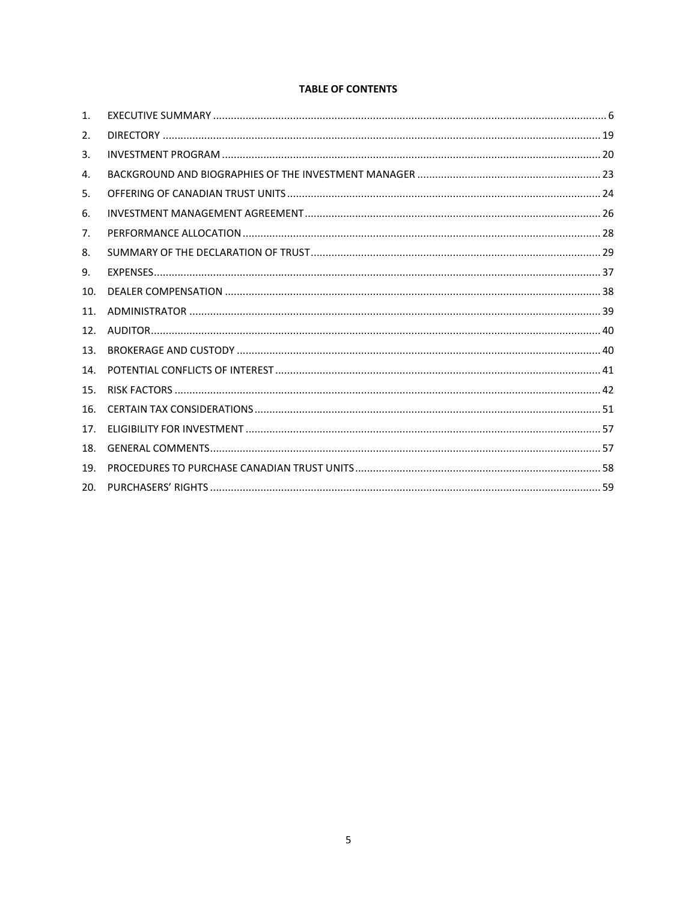**TABLE OF CONTENTS**

| | | |
|---|---|---|
| 1. | EXECUTIVE SUMMARY | 6 |
| 2. | DIRECTORY | 19 |
| 3. | INVESTMENT PROGRAM | 20 |
| 4. | BACKGROUND AND BIOGRAPHIES OF THE INVESTMENT MANAGER | 23 |
| 5. | OFFERING OF CANADIAN TRUST UNITS | 24 |
| 6. | INVESTMENT MANAGEMENT AGREEMENT | 26 |
| 7. | PERFORMANCE ALLOCATION | 28 |
| 8. | SUMMARY OF THE DECLARATION OF TRUST | 29 |
| 9. | EXPENSES | 37 |
| 10. | DEALER COMPENSATION | 38 |
| 11. | ADMINISTRATOR | 39 |
| 12. | AUDITOR | 40 |
| 13. | BROKERAGE AND CUSTODY | 40 |
| 14. | POTENTIAL CONFLICTS OF INTEREST | 41 |
| 15. | RISK FACTORS | 42 |
| 16. | CERTAIN TAX CONSIDERATIONS | 51 |
| 17. | ELIGIBILITY FOR INVESTMENT | 57 |
| 18. | GENERAL COMMENTS | 57 |
| 19. | PROCEDURES TO PURCHASE CANADIAN TRUST UNITS | 58 |
| 20. | PURCHASERS' RIGHTS | 59 |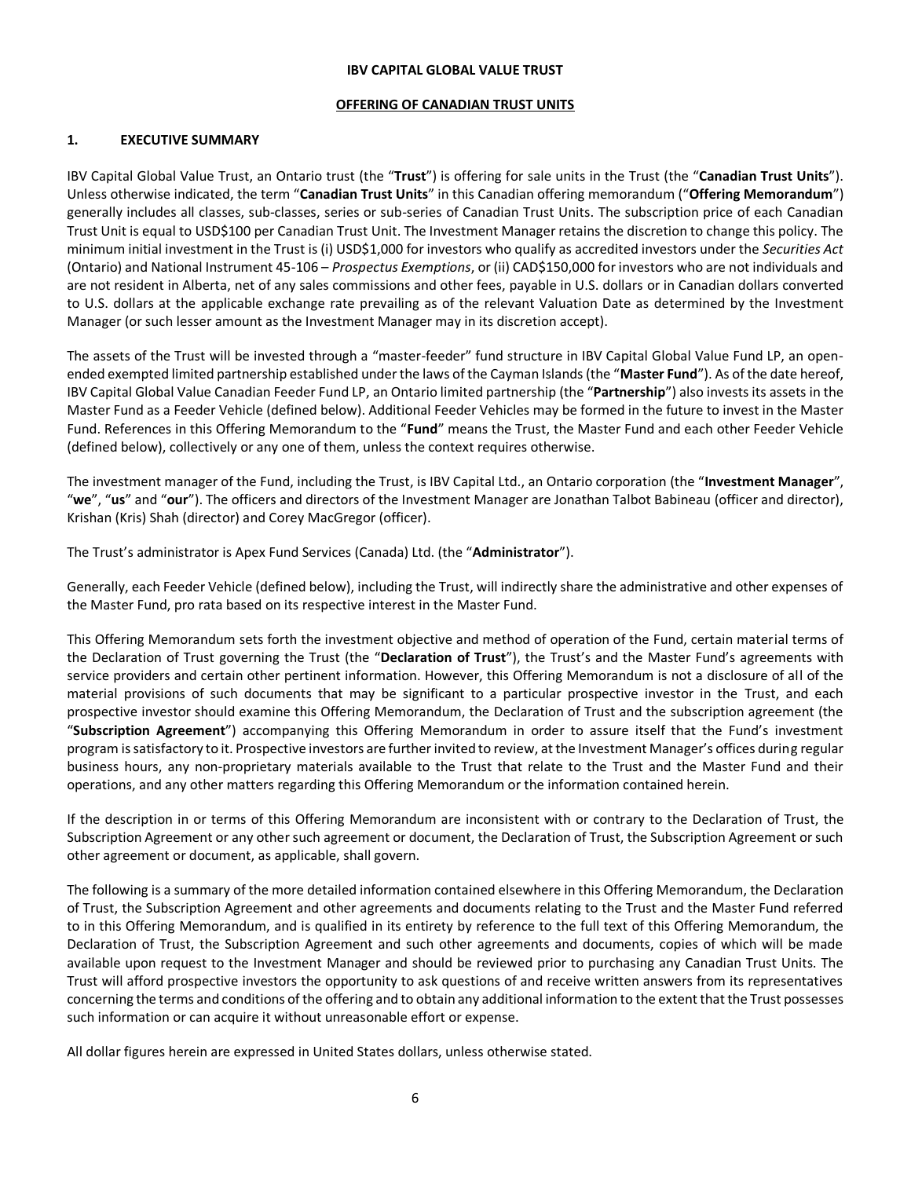**IBV CAPITAL GLOBAL VALUE TRUST**

**OFFERING OF CANADIAN TRUST UNITS**

## 1. EXECUTIVE SUMMARY

IBV Capital Global Value Trust, an Ontario trust (the "**Trust**") is offering for sale units in the Trust (the "**Canadian Trust Units**"). Unless otherwise indicated, the term "**Canadian Trust Units**" in this Canadian offering memorandum ("**Offering Memorandum**") generally includes all classes, sub-classes, series or sub-series of Canadian Trust Units. The subscription price of each Canadian Trust Unit is equal to USD$100 per Canadian Trust Unit. The Investment Manager retains the discretion to change this policy. The minimum initial investment in the Trust is (i) USD$1,000 for investors who qualify as accredited investors under the *Securities Act* (Ontario) and National Instrument 45-106 – *Prospectus Exemptions*, or (ii) CAD$150,000 for investors who are not individuals and are not resident in Alberta, net of any sales commissions and other fees, payable in U.S. dollars or in Canadian dollars converted to U.S. dollars at the applicable exchange rate prevailing as of the relevant Valuation Date as determined by the Investment Manager (or such lesser amount as the Investment Manager may in its discretion accept).

The assets of the Trust will be invested through a "master-feeder" fund structure in IBV Capital Global Value Fund LP, an open-ended exempted limited partnership established under the laws of the Cayman Islands (the "**Master Fund**"). As of the date hereof, IBV Capital Global Value Canadian Feeder Fund LP, an Ontario limited partnership (the "**Partnership**") also invests its assets in the Master Fund as a Feeder Vehicle (defined below). Additional Feeder Vehicles may be formed in the future to invest in the Master Fund. References in this Offering Memorandum to the "**Fund**" means the Trust, the Master Fund and each other Feeder Vehicle (defined below), collectively or any one of them, unless the context requires otherwise.

The investment manager of the Fund, including the Trust, is IBV Capital Ltd., an Ontario corporation (the "**Investment Manager**", "**we**", "**us**" and "**our**"). The officers and directors of the Investment Manager are Jonathan Talbot Babineau (officer and director), Krishan (Kris) Shah (director) and Corey MacGregor (officer).

The Trust's administrator is Apex Fund Services (Canada) Ltd. (the "**Administrator**").

Generally, each Feeder Vehicle (defined below), including the Trust, will indirectly share the administrative and other expenses of the Master Fund, pro rata based on its respective interest in the Master Fund.

This Offering Memorandum sets forth the investment objective and method of operation of the Fund, certain material terms of the Declaration of Trust governing the Trust (the "**Declaration of Trust**"), the Trust's and the Master Fund's agreements with service providers and certain other pertinent information. However, this Offering Memorandum is not a disclosure of all of the material provisions of such documents that may be significant to a particular prospective investor in the Trust, and each prospective investor should examine this Offering Memorandum, the Declaration of Trust and the subscription agreement (the "**Subscription Agreement**") accompanying this Offering Memorandum in order to assure itself that the Fund's investment program is satisfactory to it. Prospective investors are further invited to review, at the Investment Manager's offices during regular business hours, any non-proprietary materials available to the Trust that relate to the Trust and the Master Fund and their operations, and any other matters regarding this Offering Memorandum or the information contained herein.

If the description in or terms of this Offering Memorandum are inconsistent with or contrary to the Declaration of Trust, the Subscription Agreement or any other such agreement or document, the Declaration of Trust, the Subscription Agreement or such other agreement or document, as applicable, shall govern.

The following is a summary of the more detailed information contained elsewhere in this Offering Memorandum, the Declaration of Trust, the Subscription Agreement and other agreements and documents relating to the Trust and the Master Fund referred to in this Offering Memorandum, and is qualified in its entirety by reference to the full text of this Offering Memorandum, the Declaration of Trust, the Subscription Agreement and such other agreements and documents, copies of which will be made available upon request to the Investment Manager and should be reviewed prior to purchasing any Canadian Trust Units. The Trust will afford prospective investors the opportunity to ask questions of and receive written answers from its representatives concerning the terms and conditions of the offering and to obtain any additional information to the extent that the Trust possesses such information or can acquire it without unreasonable effort or expense.

All dollar figures herein are expressed in United States dollars, unless otherwise stated.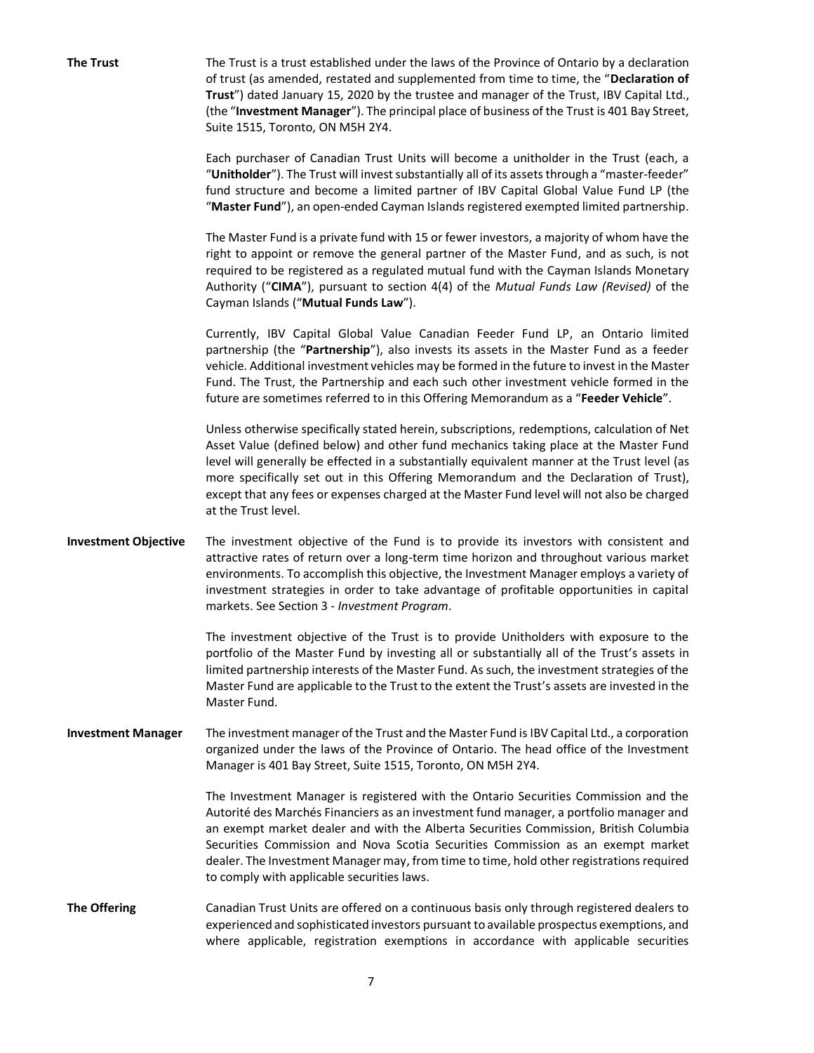**The Trust**

The Trust is a trust established under the laws of the Province of Ontario by a declaration of trust (as amended, restated and supplemented from time to time, the "**Declaration of Trust**") dated January 15, 2020 by the trustee and manager of the Trust, IBV Capital Ltd., (the "**Investment Manager**"). The principal place of business of the Trust is 401 Bay Street, Suite 1515, Toronto, ON M5H 2Y4.

Each purchaser of Canadian Trust Units will become a unitholder in the Trust (each, a "**Unitholder**"). The Trust will invest substantially all of its assets through a "master-feeder" fund structure and become a limited partner of IBV Capital Global Value Fund LP (the "**Master Fund**"), an open-ended Cayman Islands registered exempted limited partnership.

The Master Fund is a private fund with 15 or fewer investors, a majority of whom have the right to appoint or remove the general partner of the Master Fund, and as such, is not required to be registered as a regulated mutual fund with the Cayman Islands Monetary Authority ("**CIMA**"), pursuant to section 4(4) of the *Mutual Funds Law (Revised)* of the Cayman Islands ("**Mutual Funds Law**").

Currently, IBV Capital Global Value Canadian Feeder Fund LP, an Ontario limited partnership (the "**Partnership**"), also invests its assets in the Master Fund as a feeder vehicle. Additional investment vehicles may be formed in the future to invest in the Master Fund. The Trust, the Partnership and each such other investment vehicle formed in the future are sometimes referred to in this Offering Memorandum as a "**Feeder Vehicle**".

Unless otherwise specifically stated herein, subscriptions, redemptions, calculation of Net Asset Value (defined below) and other fund mechanics taking place at the Master Fund level will generally be effected in a substantially equivalent manner at the Trust level (as more specifically set out in this Offering Memorandum and the Declaration of Trust), except that any fees or expenses charged at the Master Fund level will not also be charged at the Trust level.

**Investment Objective**

The investment objective of the Fund is to provide its investors with consistent and attractive rates of return over a long-term time horizon and throughout various market environments. To accomplish this objective, the Investment Manager employs a variety of investment strategies in order to take advantage of profitable opportunities in capital markets. See Section 3 - *Investment Program*.

The investment objective of the Trust is to provide Unitholders with exposure to the portfolio of the Master Fund by investing all or substantially all of the Trust's assets in limited partnership interests of the Master Fund. As such, the investment strategies of the Master Fund are applicable to the Trust to the extent the Trust's assets are invested in the Master Fund.

**Investment Manager**

The investment manager of the Trust and the Master Fund is IBV Capital Ltd., a corporation organized under the laws of the Province of Ontario. The head office of the Investment Manager is 401 Bay Street, Suite 1515, Toronto, ON M5H 2Y4.

The Investment Manager is registered with the Ontario Securities Commission and the Autorité des Marchés Financiers as an investment fund manager, a portfolio manager and an exempt market dealer and with the Alberta Securities Commission, British Columbia Securities Commission and Nova Scotia Securities Commission as an exempt market dealer. The Investment Manager may, from time to time, hold other registrations required to comply with applicable securities laws.

**The Offering**

Canadian Trust Units are offered on a continuous basis only through registered dealers to experienced and sophisticated investors pursuant to available prospectus exemptions, and where applicable, registration exemptions in accordance with applicable securities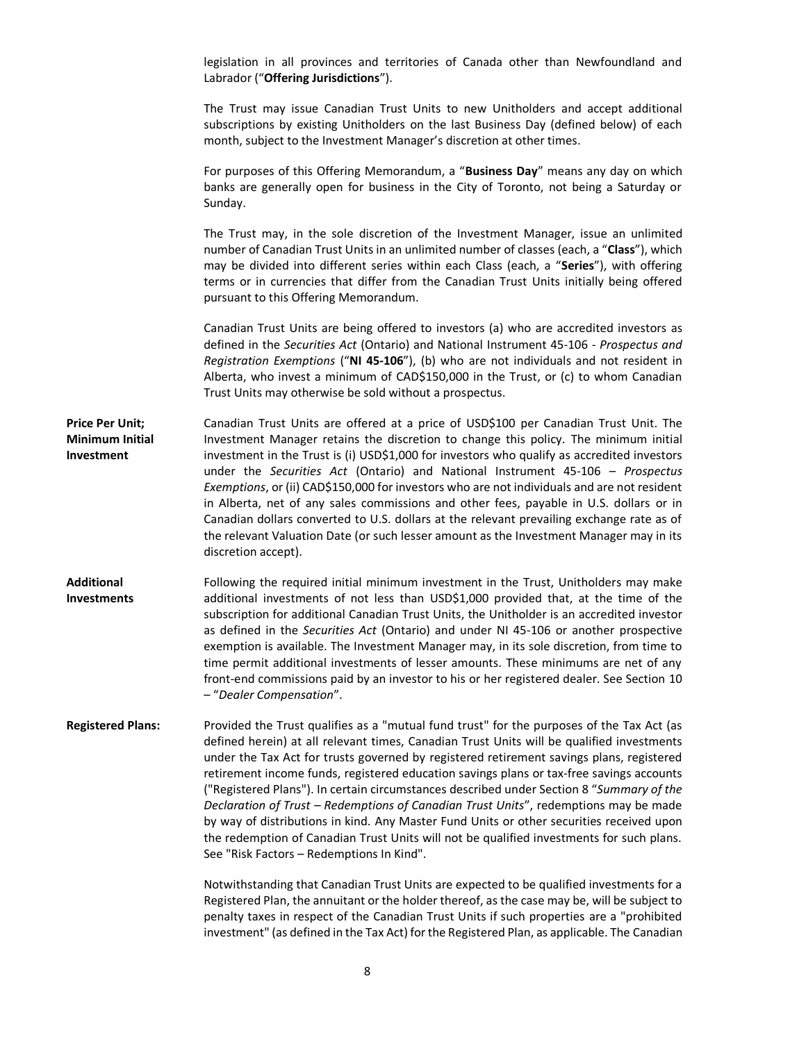legislation in all provinces and territories of Canada other than Newfoundland and Labrador ("**Offering Jurisdictions**").

The Trust may issue Canadian Trust Units to new Unitholders and accept additional subscriptions by existing Unitholders on the last Business Day (defined below) of each month, subject to the Investment Manager's discretion at other times.

For purposes of this Offering Memorandum, a "**Business Day**" means any day on which banks are generally open for business in the City of Toronto, not being a Saturday or Sunday.

The Trust may, in the sole discretion of the Investment Manager, issue an unlimited number of Canadian Trust Units in an unlimited number of classes (each, a "**Class**"), which may be divided into different series within each Class (each, a "**Series**"), with offering terms or in currencies that differ from the Canadian Trust Units initially being offered pursuant to this Offering Memorandum.

Canadian Trust Units are being offered to investors (a) who are accredited investors as defined in the *Securities Act* (Ontario) and National Instrument 45-106 - *Prospectus and Registration Exemptions* ("**NI 45-106**"), (b) who are not individuals and not resident in Alberta, who invest a minimum of CAD$150,000 in the Trust, or (c) to whom Canadian Trust Units may otherwise be sold without a prospectus.

**Price Per Unit; Minimum Initial Investment**

Canadian Trust Units are offered at a price of USD$100 per Canadian Trust Unit. The Investment Manager retains the discretion to change this policy. The minimum initial investment in the Trust is (i) USD$1,000 for investors who qualify as accredited investors under the *Securities Act* (Ontario) and National Instrument 45-106 – *Prospectus Exemptions*, or (ii) CAD$150,000 for investors who are not individuals and are not resident in Alberta, net of any sales commissions and other fees, payable in U.S. dollars or in Canadian dollars converted to U.S. dollars at the relevant prevailing exchange rate as of the relevant Valuation Date (or such lesser amount as the Investment Manager may in its discretion accept).

**Additional Investments**

Following the required initial minimum investment in the Trust, Unitholders may make additional investments of not less than USD$1,000 provided that, at the time of the subscription for additional Canadian Trust Units, the Unitholder is an accredited investor as defined in the *Securities Act* (Ontario) and under NI 45-106 or another prospective exemption is available. The Investment Manager may, in its sole discretion, from time to time permit additional investments of lesser amounts. These minimums are net of any front-end commissions paid by an investor to his or her registered dealer. See Section 10 – "*Dealer Compensation*".

**Registered Plans:**

Provided the Trust qualifies as a "mutual fund trust" for the purposes of the Tax Act (as defined herein) at all relevant times, Canadian Trust Units will be qualified investments under the Tax Act for trusts governed by registered retirement savings plans, registered retirement income funds, registered education savings plans or tax-free savings accounts ("Registered Plans"). In certain circumstances described under Section 8 "*Summary of the Declaration of Trust – Redemptions of Canadian Trust Units*", redemptions may be made by way of distributions in kind. Any Master Fund Units or other securities received upon the redemption of Canadian Trust Units will not be qualified investments for such plans. See "Risk Factors – Redemptions In Kind".

Notwithstanding that Canadian Trust Units are expected to be qualified investments for a Registered Plan, the annuitant or the holder thereof, as the case may be, will be subject to penalty taxes in respect of the Canadian Trust Units if such properties are a "prohibited investment" (as defined in the Tax Act) for the Registered Plan, as applicable. The Canadian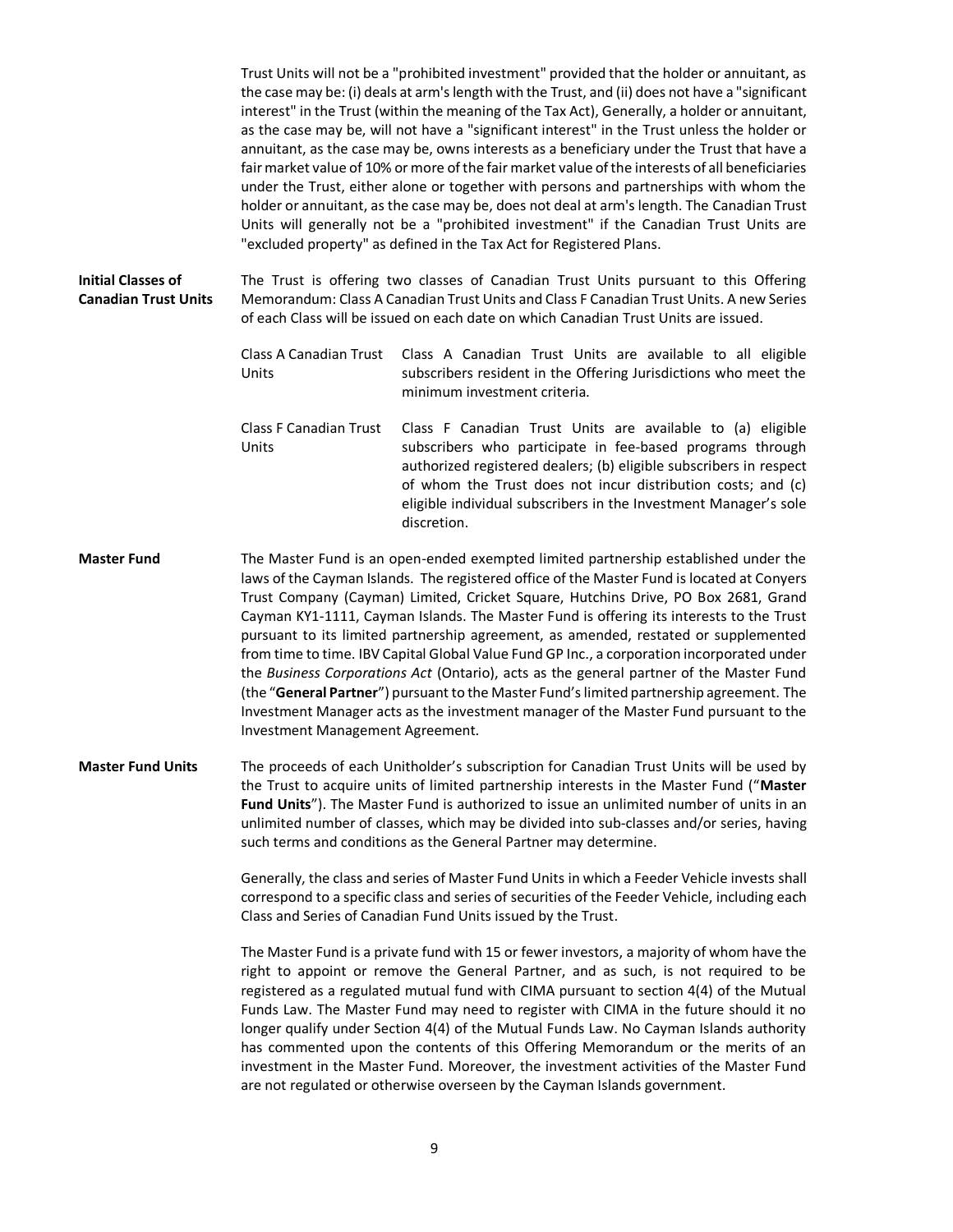Trust Units will not be a "prohibited investment" provided that the holder or annuitant, as the case may be: (i) deals at arm's length with the Trust, and (ii) does not have a "significant interest" in the Trust (within the meaning of the Tax Act), Generally, a holder or annuitant, as the case may be, will not have a "significant interest" in the Trust unless the holder or annuitant, as the case may be, owns interests as a beneficiary under the Trust that have a fair market value of 10% or more of the fair market value of the interests of all beneficiaries under the Trust, either alone or together with persons and partnerships with whom the holder or annuitant, as the case may be, does not deal at arm's length. The Canadian Trust Units will generally not be a "prohibited investment" if the Canadian Trust Units are "excluded property" as defined in the Tax Act for Registered Plans.

**Initial Classes of Canadian Trust Units**

The Trust is offering two classes of Canadian Trust Units pursuant to this Offering Memorandum: Class A Canadian Trust Units and Class F Canadian Trust Units. A new Series of each Class will be issued on each date on which Canadian Trust Units are issued.

| | |
|---|---|
| Class A Canadian Trust Units | Class A Canadian Trust Units are available to all eligible subscribers resident in the Offering Jurisdictions who meet the minimum investment criteria. |
| Class F Canadian Trust Units | Class F Canadian Trust Units are available to (a) eligible subscribers who participate in fee-based programs through authorized registered dealers; (b) eligible subscribers in respect of whom the Trust does not incur distribution costs; and (c) eligible individual subscribers in the Investment Manager's sole discretion. |

**Master Fund**

The Master Fund is an open-ended exempted limited partnership established under the laws of the Cayman Islands. The registered office of the Master Fund is located at Conyers Trust Company (Cayman) Limited, Cricket Square, Hutchins Drive, PO Box 2681, Grand Cayman KY1-1111, Cayman Islands. The Master Fund is offering its interests to the Trust pursuant to its limited partnership agreement, as amended, restated or supplemented from time to time. IBV Capital Global Value Fund GP Inc., a corporation incorporated under the *Business Corporations Act* (Ontario), acts as the general partner of the Master Fund (the "**General Partner**") pursuant to the Master Fund's limited partnership agreement. The Investment Manager acts as the investment manager of the Master Fund pursuant to the Investment Management Agreement.

**Master Fund Units**

The proceeds of each Unitholder's subscription for Canadian Trust Units will be used by the Trust to acquire units of limited partnership interests in the Master Fund ("**Master Fund Units**"). The Master Fund is authorized to issue an unlimited number of units in an unlimited number of classes, which may be divided into sub-classes and/or series, having such terms and conditions as the General Partner may determine.

Generally, the class and series of Master Fund Units in which a Feeder Vehicle invests shall correspond to a specific class and series of securities of the Feeder Vehicle, including each Class and Series of Canadian Fund Units issued by the Trust.

The Master Fund is a private fund with 15 or fewer investors, a majority of whom have the right to appoint or remove the General Partner, and as such, is not required to be registered as a regulated mutual fund with CIMA pursuant to section 4(4) of the Mutual Funds Law. The Master Fund may need to register with CIMA in the future should it no longer qualify under Section 4(4) of the Mutual Funds Law. No Cayman Islands authority has commented upon the contents of this Offering Memorandum or the merits of an investment in the Master Fund. Moreover, the investment activities of the Master Fund are not regulated or otherwise overseen by the Cayman Islands government.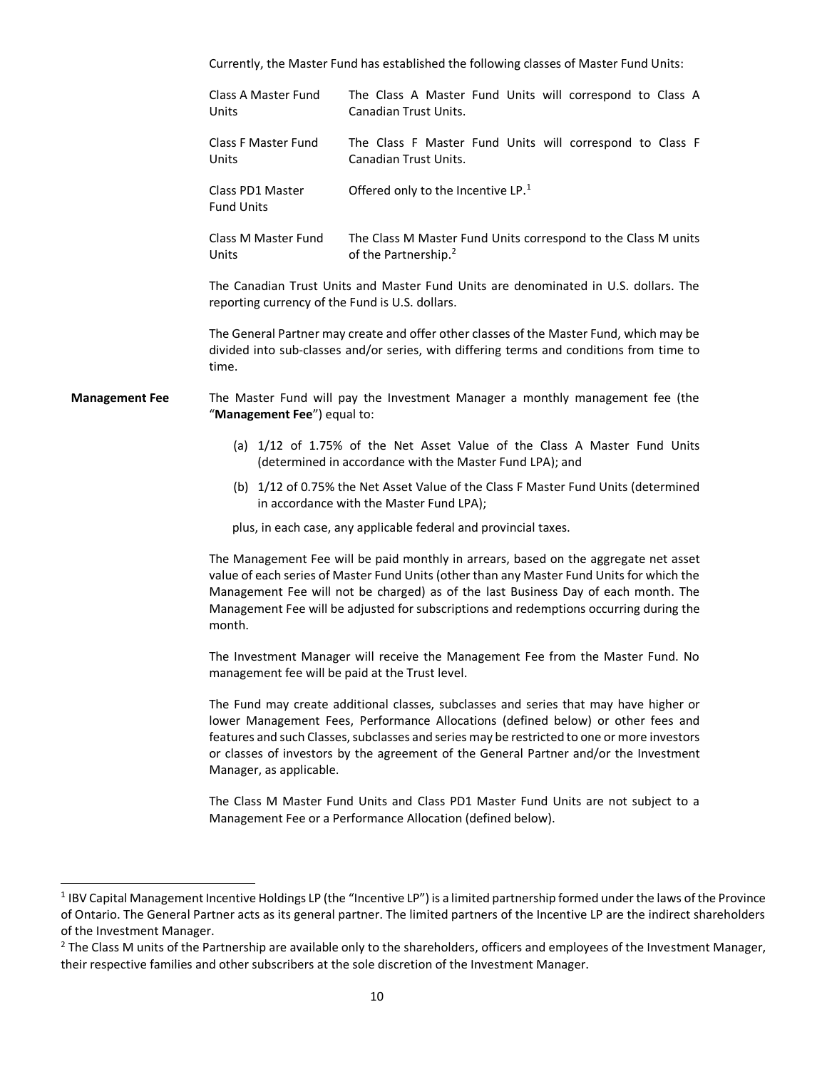Currently, the Master Fund has established the following classes of Master Fund Units:

| | |
|---|---|
| Class A Master Fund Units | The Class A Master Fund Units will correspond to Class A Canadian Trust Units. |
| Class F Master Fund Units | The Class F Master Fund Units will correspond to Class F Canadian Trust Units. |
| Class PD1 Master Fund Units | Offered only to the Incentive LP.[1] |
| Class M Master Fund Units | The Class M Master Fund Units correspond to the Class M units of the Partnership.[2] |

The Canadian Trust Units and Master Fund Units are denominated in U.S. dollars. The reporting currency of the Fund is U.S. dollars.

The General Partner may create and offer other classes of the Master Fund, which may be divided into sub-classes and/or series, with differing terms and conditions from time to time.

**Management Fee**

The Master Fund will pay the Investment Manager a monthly management fee (the "**Management Fee**") equal to:

(a) 1/12 of 1.75% of the Net Asset Value of the Class A Master Fund Units (determined in accordance with the Master Fund LPA); and

(b) 1/12 of 0.75% the Net Asset Value of the Class F Master Fund Units (determined in accordance with the Master Fund LPA);

plus, in each case, any applicable federal and provincial taxes.

The Management Fee will be paid monthly in arrears, based on the aggregate net asset value of each series of Master Fund Units (other than any Master Fund Units for which the Management Fee will not be charged) as of the last Business Day of each month. The Management Fee will be adjusted for subscriptions and redemptions occurring during the month.

The Investment Manager will receive the Management Fee from the Master Fund. No management fee will be paid at the Trust level.

The Fund may create additional classes, subclasses and series that may have higher or lower Management Fees, Performance Allocations (defined below) or other fees and features and such Classes, subclasses and series may be restricted to one or more investors or classes of investors by the agreement of the General Partner and/or the Investment Manager, as applicable.

The Class M Master Fund Units and Class PD1 Master Fund Units are not subject to a Management Fee or a Performance Allocation (defined below).

---

[1] IBV Capital Management Incentive Holdings LP (the "Incentive LP") is a limited partnership formed under the laws of the Province of Ontario. The General Partner acts as its general partner. The limited partners of the Incentive LP are the indirect shareholders of the Investment Manager.

[2] The Class M units of the Partnership are available only to the shareholders, officers and employees of the Investment Manager, their respective families and other subscribers at the sole discretion of the Investment Manager.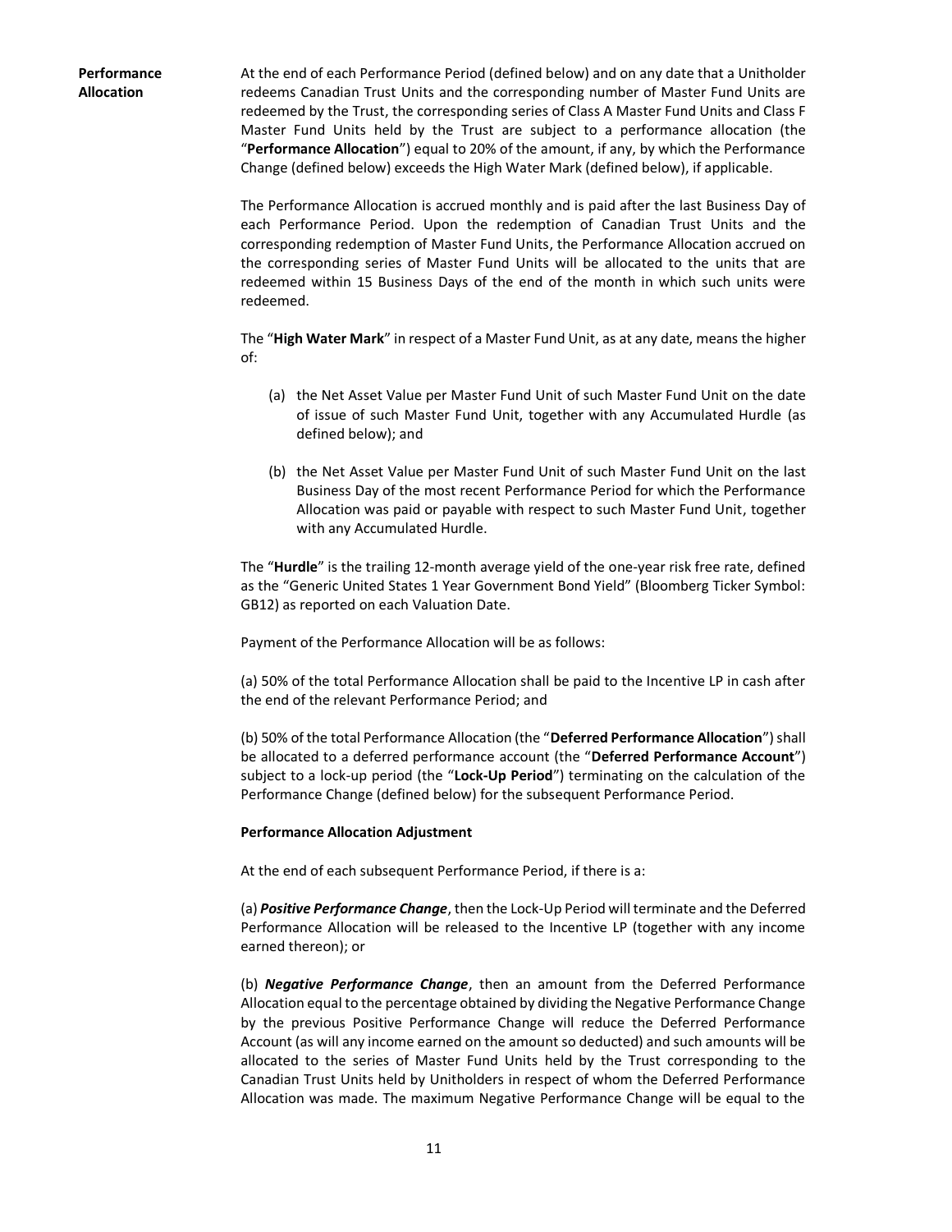**Performance Allocation**

At the end of each Performance Period (defined below) and on any date that a Unitholder redeems Canadian Trust Units and the corresponding number of Master Fund Units are redeemed by the Trust, the corresponding series of Class A Master Fund Units and Class F Master Fund Units held by the Trust are subject to a performance allocation (the "**Performance Allocation**") equal to 20% of the amount, if any, by which the Performance Change (defined below) exceeds the High Water Mark (defined below), if applicable.

The Performance Allocation is accrued monthly and is paid after the last Business Day of each Performance Period. Upon the redemption of Canadian Trust Units and the corresponding redemption of Master Fund Units, the Performance Allocation accrued on the corresponding series of Master Fund Units will be allocated to the units that are redeemed within 15 Business Days of the end of the month in which such units were redeemed.

The "**High Water Mark**" in respect of a Master Fund Unit, as at any date, means the higher of:

(a) the Net Asset Value per Master Fund Unit of such Master Fund Unit on the date of issue of such Master Fund Unit, together with any Accumulated Hurdle (as defined below); and

(b) the Net Asset Value per Master Fund Unit of such Master Fund Unit on the last Business Day of the most recent Performance Period for which the Performance Allocation was paid or payable with respect to such Master Fund Unit, together with any Accumulated Hurdle.

The "**Hurdle**" is the trailing 12-month average yield of the one-year risk free rate, defined as the "Generic United States 1 Year Government Bond Yield" (Bloomberg Ticker Symbol: GB12) as reported on each Valuation Date.

Payment of the Performance Allocation will be as follows:

(a) 50% of the total Performance Allocation shall be paid to the Incentive LP in cash after the end of the relevant Performance Period; and

(b) 50% of the total Performance Allocation (the "**Deferred Performance Allocation**") shall be allocated to a deferred performance account (the "**Deferred Performance Account**") subject to a lock-up period (the "**Lock-Up Period**") terminating on the calculation of the Performance Change (defined below) for the subsequent Performance Period.

**Performance Allocation Adjustment**

At the end of each subsequent Performance Period, if there is a:

(a) ***Positive Performance Change***, then the Lock-Up Period will terminate and the Deferred Performance Allocation will be released to the Incentive LP (together with any income earned thereon); or

(b) ***Negative Performance Change***, then an amount from the Deferred Performance Allocation equal to the percentage obtained by dividing the Negative Performance Change by the previous Positive Performance Change will reduce the Deferred Performance Account (as will any income earned on the amount so deducted) and such amounts will be allocated to the series of Master Fund Units held by the Trust corresponding to the Canadian Trust Units held by Unitholders in respect of whom the Deferred Performance Allocation was made. The maximum Negative Performance Change will be equal to the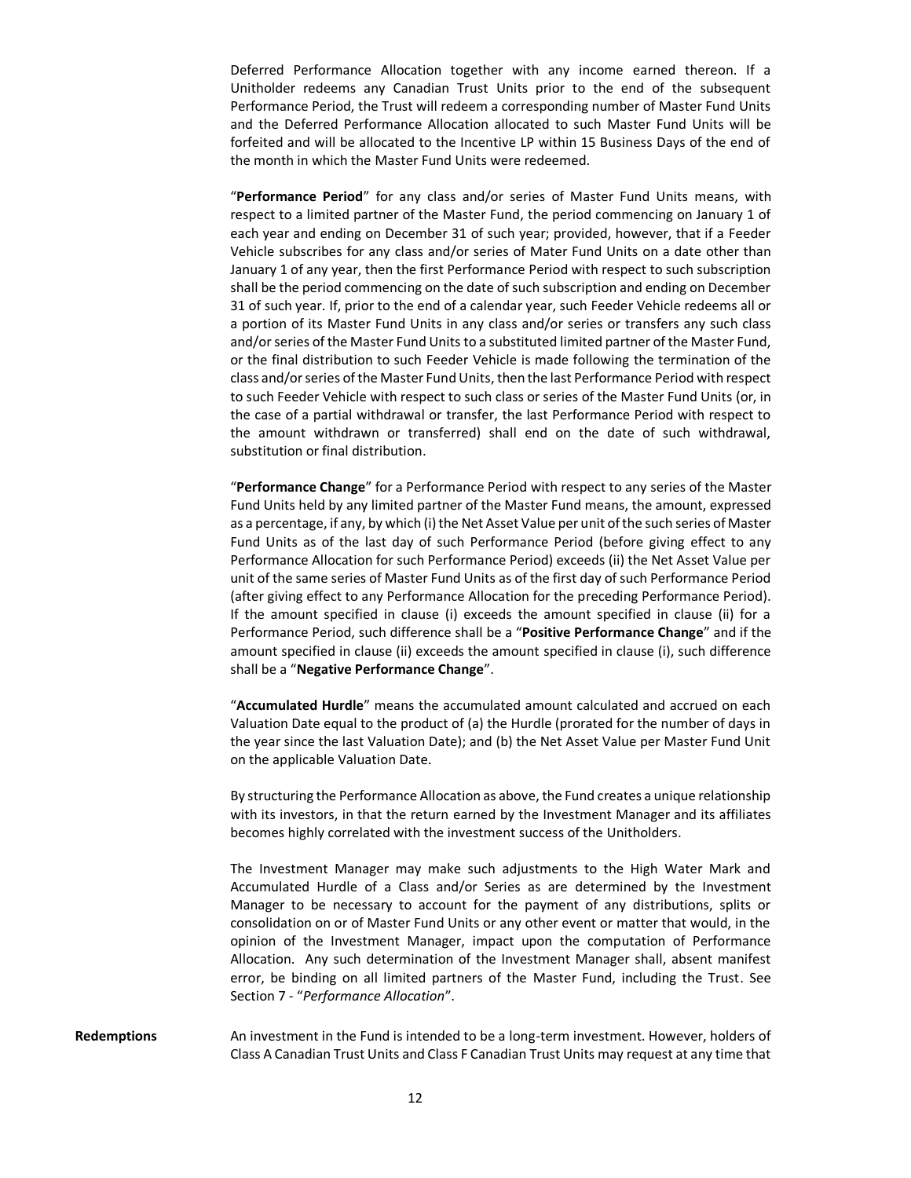Deferred Performance Allocation together with any income earned thereon. If a Unitholder redeems any Canadian Trust Units prior to the end of the subsequent Performance Period, the Trust will redeem a corresponding number of Master Fund Units and the Deferred Performance Allocation allocated to such Master Fund Units will be forfeited and will be allocated to the Incentive LP within 15 Business Days of the end of the month in which the Master Fund Units were redeemed.

"**Performance Period**" for any class and/or series of Master Fund Units means, with respect to a limited partner of the Master Fund, the period commencing on January 1 of each year and ending on December 31 of such year; provided, however, that if a Feeder Vehicle subscribes for any class and/or series of Mater Fund Units on a date other than January 1 of any year, then the first Performance Period with respect to such subscription shall be the period commencing on the date of such subscription and ending on December 31 of such year. If, prior to the end of a calendar year, such Feeder Vehicle redeems all or a portion of its Master Fund Units in any class and/or series or transfers any such class and/or series of the Master Fund Units to a substituted limited partner of the Master Fund, or the final distribution to such Feeder Vehicle is made following the termination of the class and/or series of the Master Fund Units, then the last Performance Period with respect to such Feeder Vehicle with respect to such class or series of the Master Fund Units (or, in the case of a partial withdrawal or transfer, the last Performance Period with respect to the amount withdrawn or transferred) shall end on the date of such withdrawal, substitution or final distribution.

"**Performance Change**" for a Performance Period with respect to any series of the Master Fund Units held by any limited partner of the Master Fund means, the amount, expressed as a percentage, if any, by which (i) the Net Asset Value per unit of the such series of Master Fund Units as of the last day of such Performance Period (before giving effect to any Performance Allocation for such Performance Period) exceeds (ii) the Net Asset Value per unit of the same series of Master Fund Units as of the first day of such Performance Period (after giving effect to any Performance Allocation for the preceding Performance Period). If the amount specified in clause (i) exceeds the amount specified in clause (ii) for a Performance Period, such difference shall be a "**Positive Performance Change**" and if the amount specified in clause (ii) exceeds the amount specified in clause (i), such difference shall be a "**Negative Performance Change**".

"**Accumulated Hurdle**" means the accumulated amount calculated and accrued on each Valuation Date equal to the product of (a) the Hurdle (prorated for the number of days in the year since the last Valuation Date); and (b) the Net Asset Value per Master Fund Unit on the applicable Valuation Date.

By structuring the Performance Allocation as above, the Fund creates a unique relationship with its investors, in that the return earned by the Investment Manager and its affiliates becomes highly correlated with the investment success of the Unitholders.

The Investment Manager may make such adjustments to the High Water Mark and Accumulated Hurdle of a Class and/or Series as are determined by the Investment Manager to be necessary to account for the payment of any distributions, splits or consolidation on or of Master Fund Units or any other event or matter that would, in the opinion of the Investment Manager, impact upon the computation of Performance Allocation. Any such determination of the Investment Manager shall, absent manifest error, be binding on all limited partners of the Master Fund, including the Trust. See Section 7 - "*Performance Allocation*".

**Redemptions**

An investment in the Fund is intended to be a long-term investment. However, holders of Class A Canadian Trust Units and Class F Canadian Trust Units may request at any time that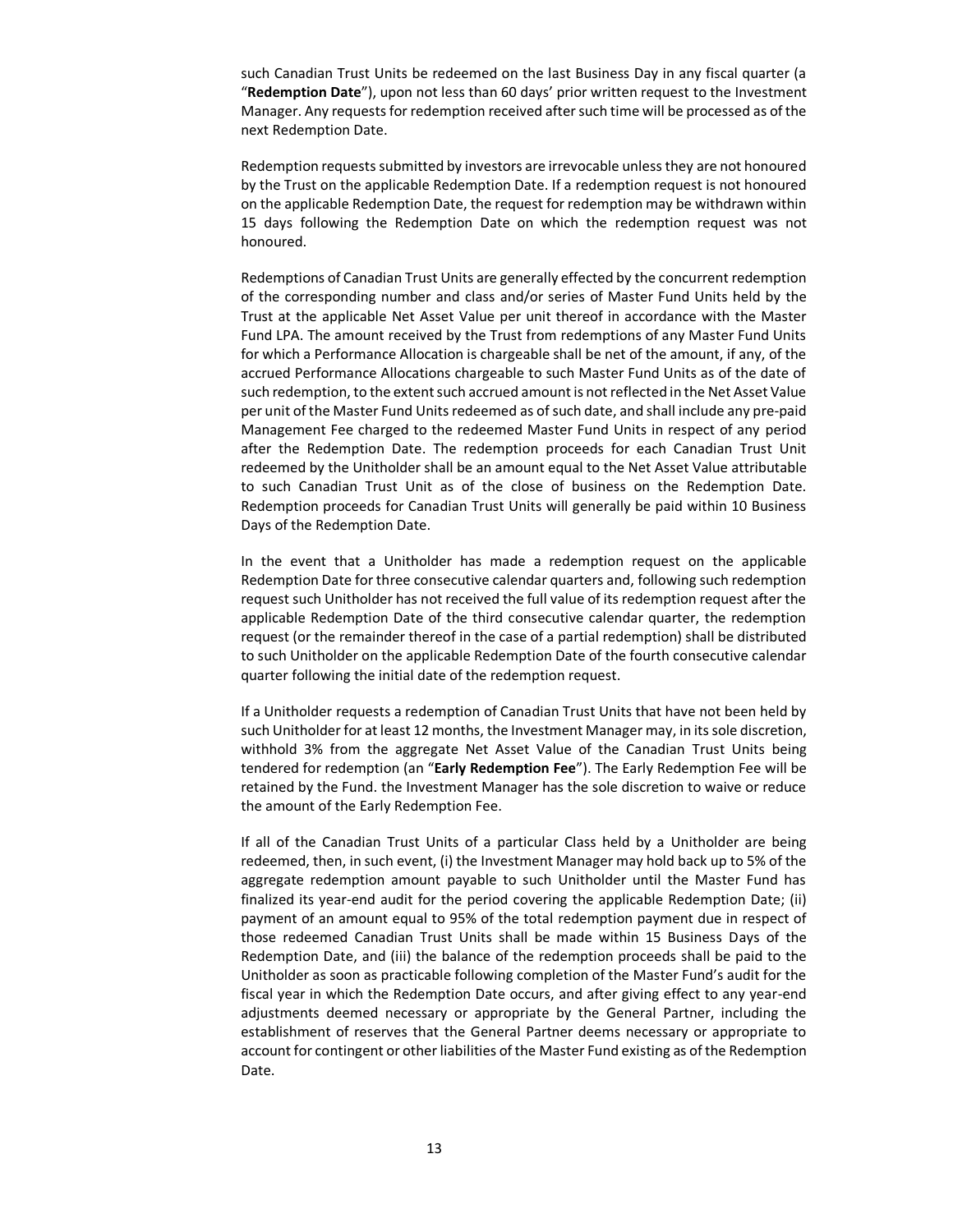such Canadian Trust Units be redeemed on the last Business Day in any fiscal quarter (a "**Redemption Date**"), upon not less than 60 days' prior written request to the Investment Manager. Any requests for redemption received after such time will be processed as of the next Redemption Date.

Redemption requests submitted by investors are irrevocable unless they are not honoured by the Trust on the applicable Redemption Date. If a redemption request is not honoured on the applicable Redemption Date, the request for redemption may be withdrawn within 15 days following the Redemption Date on which the redemption request was not honoured.

Redemptions of Canadian Trust Units are generally effected by the concurrent redemption of the corresponding number and class and/or series of Master Fund Units held by the Trust at the applicable Net Asset Value per unit thereof in accordance with the Master Fund LPA. The amount received by the Trust from redemptions of any Master Fund Units for which a Performance Allocation is chargeable shall be net of the amount, if any, of the accrued Performance Allocations chargeable to such Master Fund Units as of the date of such redemption, to the extent such accrued amount is not reflected in the Net Asset Value per unit of the Master Fund Units redeemed as of such date, and shall include any pre-paid Management Fee charged to the redeemed Master Fund Units in respect of any period after the Redemption Date. The redemption proceeds for each Canadian Trust Unit redeemed by the Unitholder shall be an amount equal to the Net Asset Value attributable to such Canadian Trust Unit as of the close of business on the Redemption Date. Redemption proceeds for Canadian Trust Units will generally be paid within 10 Business Days of the Redemption Date.

In the event that a Unitholder has made a redemption request on the applicable Redemption Date for three consecutive calendar quarters and, following such redemption request such Unitholder has not received the full value of its redemption request after the applicable Redemption Date of the third consecutive calendar quarter, the redemption request (or the remainder thereof in the case of a partial redemption) shall be distributed to such Unitholder on the applicable Redemption Date of the fourth consecutive calendar quarter following the initial date of the redemption request.

If a Unitholder requests a redemption of Canadian Trust Units that have not been held by such Unitholder for at least 12 months, the Investment Manager may, in its sole discretion, withhold 3% from the aggregate Net Asset Value of the Canadian Trust Units being tendered for redemption (an "**Early Redemption Fee**"). The Early Redemption Fee will be retained by the Fund. the Investment Manager has the sole discretion to waive or reduce the amount of the Early Redemption Fee.

If all of the Canadian Trust Units of a particular Class held by a Unitholder are being redeemed, then, in such event, (i) the Investment Manager may hold back up to 5% of the aggregate redemption amount payable to such Unitholder until the Master Fund has finalized its year-end audit for the period covering the applicable Redemption Date; (ii) payment of an amount equal to 95% of the total redemption payment due in respect of those redeemed Canadian Trust Units shall be made within 15 Business Days of the Redemption Date, and (iii) the balance of the redemption proceeds shall be paid to the Unitholder as soon as practicable following completion of the Master Fund's audit for the fiscal year in which the Redemption Date occurs, and after giving effect to any year-end adjustments deemed necessary or appropriate by the General Partner, including the establishment of reserves that the General Partner deems necessary or appropriate to account for contingent or other liabilities of the Master Fund existing as of the Redemption Date.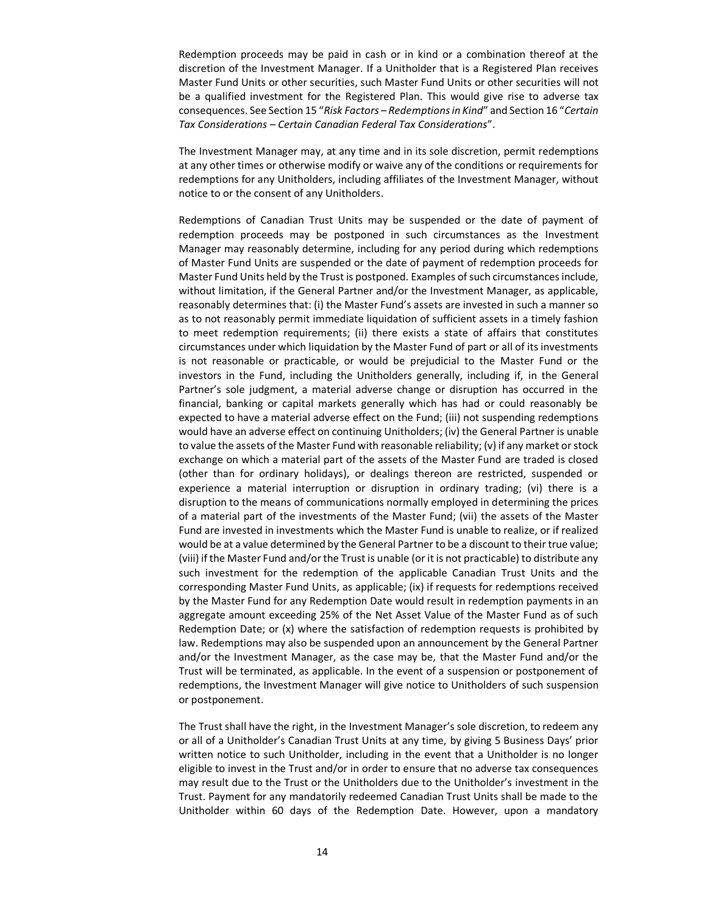Redemption proceeds may be paid in cash or in kind or a combination thereof at the discretion of the Investment Manager. If a Unitholder that is a Registered Plan receives Master Fund Units or other securities, such Master Fund Units or other securities will not be a qualified investment for the Registered Plan. This would give rise to adverse tax consequences. See Section 15 "*Risk Factors – Redemptions in Kind*" and Section 16 "*Certain Tax Considerations – Certain Canadian Federal Tax Considerations*".

The Investment Manager may, at any time and in its sole discretion, permit redemptions at any other times or otherwise modify or waive any of the conditions or requirements for redemptions for any Unitholders, including affiliates of the Investment Manager, without notice to or the consent of any Unitholders.

Redemptions of Canadian Trust Units may be suspended or the date of payment of redemption proceeds may be postponed in such circumstances as the Investment Manager may reasonably determine, including for any period during which redemptions of Master Fund Units are suspended or the date of payment of redemption proceeds for Master Fund Units held by the Trust is postponed. Examples of such circumstances include, without limitation, if the General Partner and/or the Investment Manager, as applicable, reasonably determines that: (i) the Master Fund's assets are invested in such a manner so as to not reasonably permit immediate liquidation of sufficient assets in a timely fashion to meet redemption requirements; (ii) there exists a state of affairs that constitutes circumstances under which liquidation by the Master Fund of part or all of its investments is not reasonable or practicable, or would be prejudicial to the Master Fund or the investors in the Fund, including the Unitholders generally, including if, in the General Partner's sole judgment, a material adverse change or disruption has occurred in the financial, banking or capital markets generally which has had or could reasonably be expected to have a material adverse effect on the Fund; (iii) not suspending redemptions would have an adverse effect on continuing Unitholders; (iv) the General Partner is unable to value the assets of the Master Fund with reasonable reliability; (v) if any market or stock exchange on which a material part of the assets of the Master Fund are traded is closed (other than for ordinary holidays), or dealings thereon are restricted, suspended or experience a material interruption or disruption in ordinary trading; (vi) there is a disruption to the means of communications normally employed in determining the prices of a material part of the investments of the Master Fund; (vii) the assets of the Master Fund are invested in investments which the Master Fund is unable to realize, or if realized would be at a value determined by the General Partner to be a discount to their true value; (viii) if the Master Fund and/or the Trust is unable (or it is not practicable) to distribute any such investment for the redemption of the applicable Canadian Trust Units and the corresponding Master Fund Units, as applicable; (ix) if requests for redemptions received by the Master Fund for any Redemption Date would result in redemption payments in an aggregate amount exceeding 25% of the Net Asset Value of the Master Fund as of such Redemption Date; or (x) where the satisfaction of redemption requests is prohibited by law. Redemptions may also be suspended upon an announcement by the General Partner and/or the Investment Manager, as the case may be, that the Master Fund and/or the Trust will be terminated, as applicable. In the event of a suspension or postponement of redemptions, the Investment Manager will give notice to Unitholders of such suspension or postponement.

The Trust shall have the right, in the Investment Manager's sole discretion, to redeem any or all of a Unitholder's Canadian Trust Units at any time, by giving 5 Business Days' prior written notice to such Unitholder, including in the event that a Unitholder is no longer eligible to invest in the Trust and/or in order to ensure that no adverse tax consequences may result due to the Trust or the Unitholders due to the Unitholder's investment in the Trust. Payment for any mandatorily redeemed Canadian Trust Units shall be made to the Unitholder within 60 days of the Redemption Date. However, upon a mandatory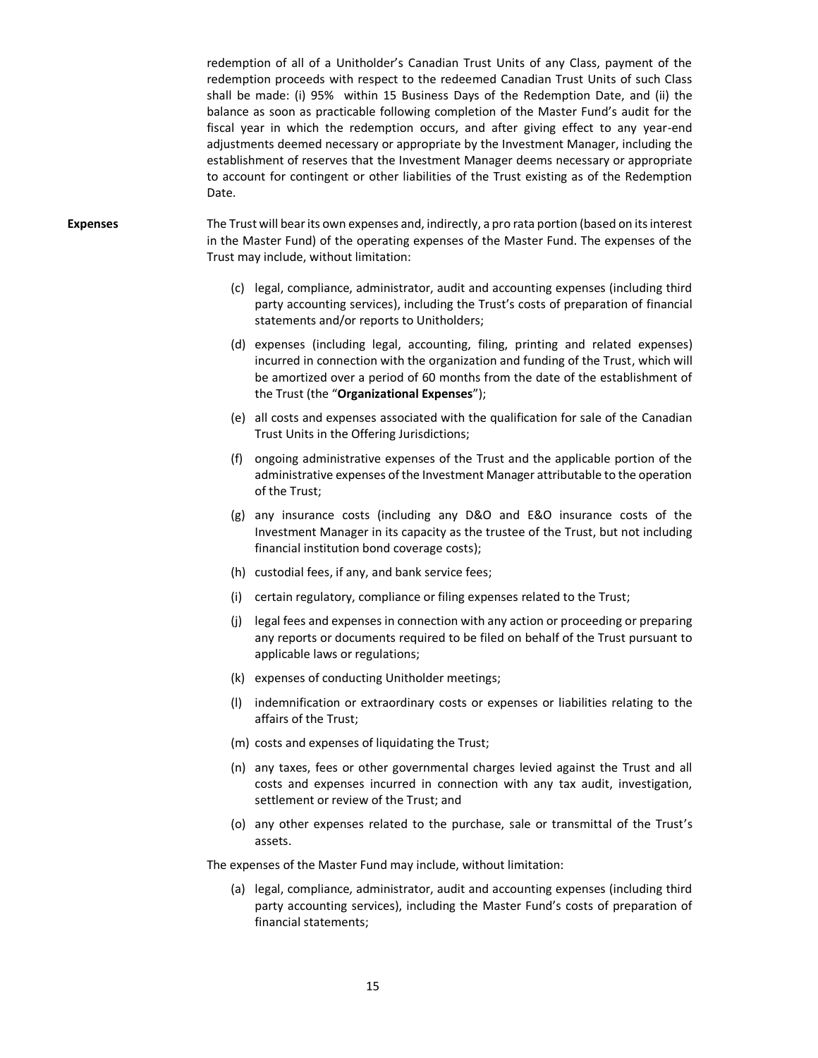redemption of all of a Unitholder's Canadian Trust Units of any Class, payment of the redemption proceeds with respect to the redeemed Canadian Trust Units of such Class shall be made: (i) 95% within 15 Business Days of the Redemption Date, and (ii) the balance as soon as practicable following completion of the Master Fund's audit for the fiscal year in which the redemption occurs, and after giving effect to any year-end adjustments deemed necessary or appropriate by the Investment Manager, including the establishment of reserves that the Investment Manager deems necessary or appropriate to account for contingent or other liabilities of the Trust existing as of the Redemption Date.

**Expenses**

The Trust will bear its own expenses and, indirectly, a pro rata portion (based on its interest in the Master Fund) of the operating expenses of the Master Fund. The expenses of the Trust may include, without limitation:

(c) legal, compliance, administrator, audit and accounting expenses (including third party accounting services), including the Trust's costs of preparation of financial statements and/or reports to Unitholders;

(d) expenses (including legal, accounting, filing, printing and related expenses) incurred in connection with the organization and funding of the Trust, which will be amortized over a period of 60 months from the date of the establishment of the Trust (the "**Organizational Expenses**");

(e) all costs and expenses associated with the qualification for sale of the Canadian Trust Units in the Offering Jurisdictions;

(f) ongoing administrative expenses of the Trust and the applicable portion of the administrative expenses of the Investment Manager attributable to the operation of the Trust;

(g) any insurance costs (including any D&O and E&O insurance costs of the Investment Manager in its capacity as the trustee of the Trust, but not including financial institution bond coverage costs);

(h) custodial fees, if any, and bank service fees;

(i) certain regulatory, compliance or filing expenses related to the Trust;

(j) legal fees and expenses in connection with any action or proceeding or preparing any reports or documents required to be filed on behalf of the Trust pursuant to applicable laws or regulations;

(k) expenses of conducting Unitholder meetings;

(l) indemnification or extraordinary costs or expenses or liabilities relating to the affairs of the Trust;

(m) costs and expenses of liquidating the Trust;

(n) any taxes, fees or other governmental charges levied against the Trust and all costs and expenses incurred in connection with any tax audit, investigation, settlement or review of the Trust; and

(o) any other expenses related to the purchase, sale or transmittal of the Trust's assets.

The expenses of the Master Fund may include, without limitation:

(a) legal, compliance, administrator, audit and accounting expenses (including third party accounting services), including the Master Fund's costs of preparation of financial statements;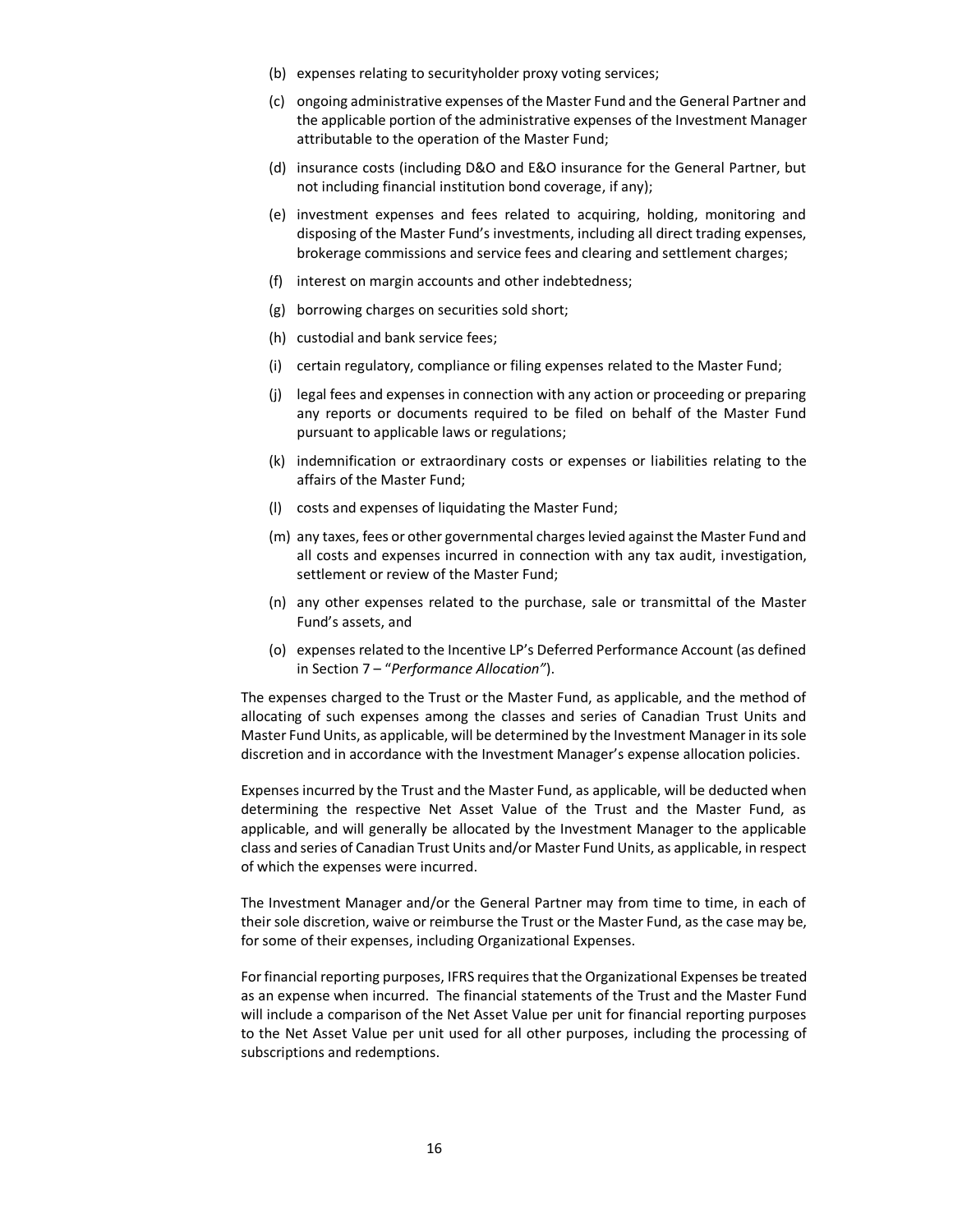(b) expenses relating to securityholder proxy voting services;

(c) ongoing administrative expenses of the Master Fund and the General Partner and the applicable portion of the administrative expenses of the Investment Manager attributable to the operation of the Master Fund;

(d) insurance costs (including D&O and E&O insurance for the General Partner, but not including financial institution bond coverage, if any);

(e) investment expenses and fees related to acquiring, holding, monitoring and disposing of the Master Fund's investments, including all direct trading expenses, brokerage commissions and service fees and clearing and settlement charges;

(f) interest on margin accounts and other indebtedness;

(g) borrowing charges on securities sold short;

(h) custodial and bank service fees;

(i) certain regulatory, compliance or filing expenses related to the Master Fund;

(j) legal fees and expenses in connection with any action or proceeding or preparing any reports or documents required to be filed on behalf of the Master Fund pursuant to applicable laws or regulations;

(k) indemnification or extraordinary costs or expenses or liabilities relating to the affairs of the Master Fund;

(l) costs and expenses of liquidating the Master Fund;

(m) any taxes, fees or other governmental charges levied against the Master Fund and all costs and expenses incurred in connection with any tax audit, investigation, settlement or review of the Master Fund;

(n) any other expenses related to the purchase, sale or transmittal of the Master Fund's assets, and

(o) expenses related to the Incentive LP's Deferred Performance Account (as defined in Section 7 – "*Performance Allocation"*).

The expenses charged to the Trust or the Master Fund, as applicable, and the method of allocating of such expenses among the classes and series of Canadian Trust Units and Master Fund Units, as applicable, will be determined by the Investment Manager in its sole discretion and in accordance with the Investment Manager's expense allocation policies.

Expenses incurred by the Trust and the Master Fund, as applicable, will be deducted when determining the respective Net Asset Value of the Trust and the Master Fund, as applicable, and will generally be allocated by the Investment Manager to the applicable class and series of Canadian Trust Units and/or Master Fund Units, as applicable, in respect of which the expenses were incurred.

The Investment Manager and/or the General Partner may from time to time, in each of their sole discretion, waive or reimburse the Trust or the Master Fund, as the case may be, for some of their expenses, including Organizational Expenses.

For financial reporting purposes, IFRS requires that the Organizational Expenses be treated as an expense when incurred. The financial statements of the Trust and the Master Fund will include a comparison of the Net Asset Value per unit for financial reporting purposes to the Net Asset Value per unit used for all other purposes, including the processing of subscriptions and redemptions.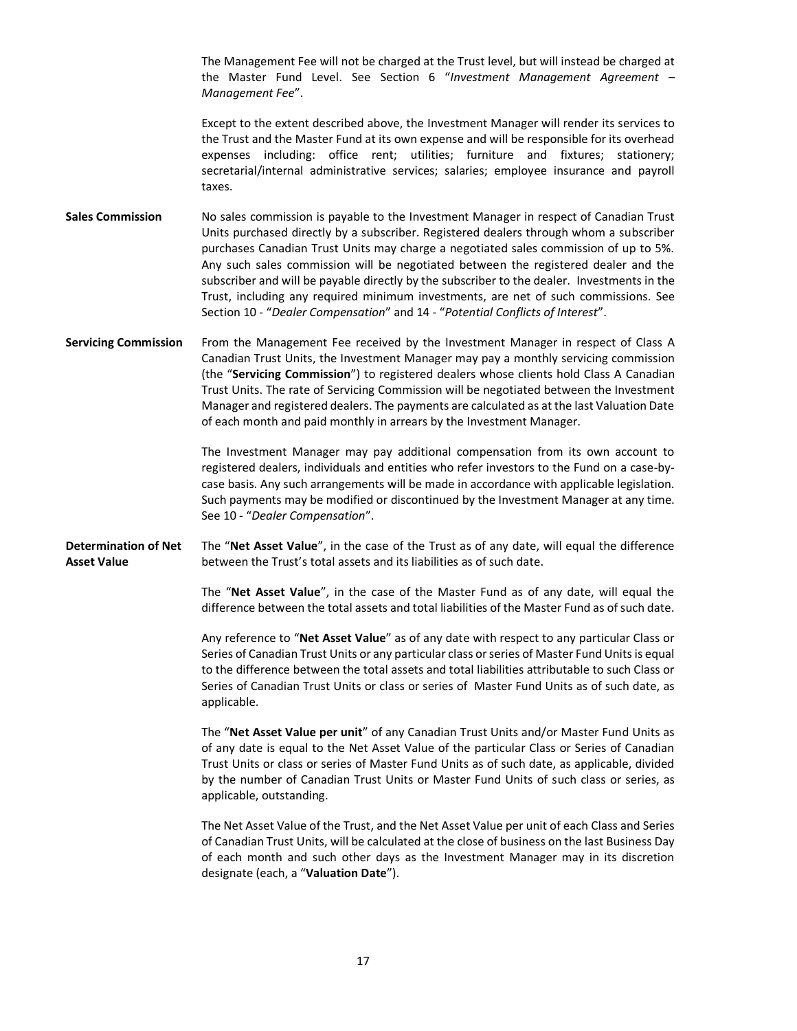The Management Fee will not be charged at the Trust level, but will instead be charged at the Master Fund Level. See Section 6 "*Investment Management Agreement – Management Fee*".

Except to the extent described above, the Investment Manager will render its services to the Trust and the Master Fund at its own expense and will be responsible for its overhead expenses including: office rent; utilities; furniture and fixtures; stationery; secretarial/internal administrative services; salaries; employee insurance and payroll taxes.

**Sales Commission**

No sales commission is payable to the Investment Manager in respect of Canadian Trust Units purchased directly by a subscriber. Registered dealers through whom a subscriber purchases Canadian Trust Units may charge a negotiated sales commission of up to 5%. Any such sales commission will be negotiated between the registered dealer and the subscriber and will be payable directly by the subscriber to the dealer. Investments in the Trust, including any required minimum investments, are net of such commissions. See Section 10 - "*Dealer Compensation*" and 14 - "*Potential Conflicts of Interest*".

**Servicing Commission**

From the Management Fee received by the Investment Manager in respect of Class A Canadian Trust Units, the Investment Manager may pay a monthly servicing commission (the "**Servicing Commission**") to registered dealers whose clients hold Class A Canadian Trust Units. The rate of Servicing Commission will be negotiated between the Investment Manager and registered dealers. The payments are calculated as at the last Valuation Date of each month and paid monthly in arrears by the Investment Manager.

The Investment Manager may pay additional compensation from its own account to registered dealers, individuals and entities who refer investors to the Fund on a case-by-case basis. Any such arrangements will be made in accordance with applicable legislation. Such payments may be modified or discontinued by the Investment Manager at any time. See 10 - "*Dealer Compensation*".

**Determination of Net Asset Value**

The "**Net Asset Value**", in the case of the Trust as of any date, will equal the difference between the Trust's total assets and its liabilities as of such date.

The "**Net Asset Value**", in the case of the Master Fund as of any date, will equal the difference between the total assets and total liabilities of the Master Fund as of such date.

Any reference to "**Net Asset Value**" as of any date with respect to any particular Class or Series of Canadian Trust Units or any particular class or series of Master Fund Units is equal to the difference between the total assets and total liabilities attributable to such Class or Series of Canadian Trust Units or class or series of Master Fund Units as of such date, as applicable.

The "**Net Asset Value per unit**" of any Canadian Trust Units and/or Master Fund Units as of any date is equal to the Net Asset Value of the particular Class or Series of Canadian Trust Units or class or series of Master Fund Units as of such date, as applicable, divided by the number of Canadian Trust Units or Master Fund Units of such class or series, as applicable, outstanding.

The Net Asset Value of the Trust, and the Net Asset Value per unit of each Class and Series of Canadian Trust Units, will be calculated at the close of business on the last Business Day of each month and such other days as the Investment Manager may in its discretion designate (each, a "**Valuation Date**").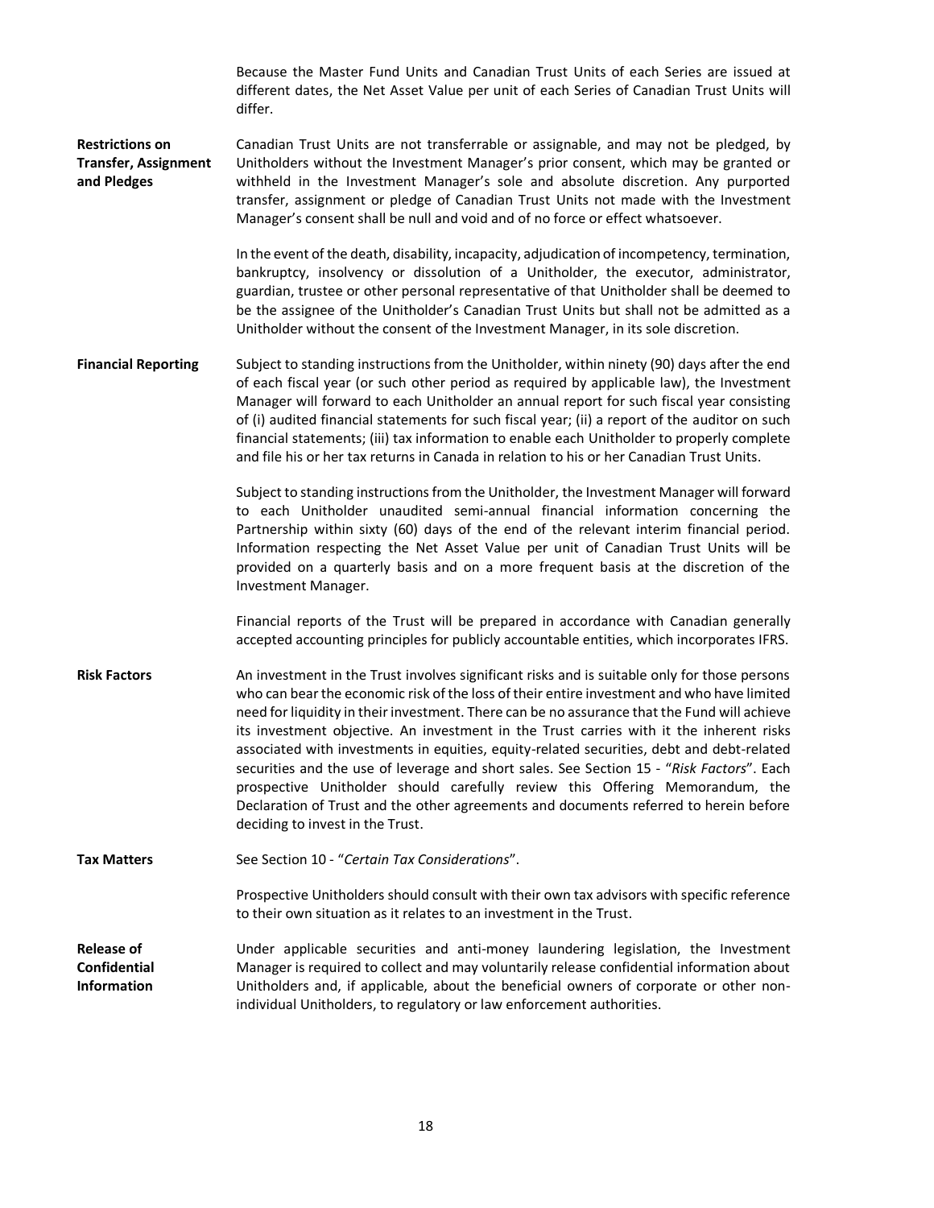Because the Master Fund Units and Canadian Trust Units of each Series are issued at different dates, the Net Asset Value per unit of each Series of Canadian Trust Units will differ.

**Restrictions on Transfer, Assignment and Pledges**

Canadian Trust Units are not transferrable or assignable, and may not be pledged, by Unitholders without the Investment Manager's prior consent, which may be granted or withheld in the Investment Manager's sole and absolute discretion. Any purported transfer, assignment or pledge of Canadian Trust Units not made with the Investment Manager's consent shall be null and void and of no force or effect whatsoever.

In the event of the death, disability, incapacity, adjudication of incompetency, termination, bankruptcy, insolvency or dissolution of a Unitholder, the executor, administrator, guardian, trustee or other personal representative of that Unitholder shall be deemed to be the assignee of the Unitholder's Canadian Trust Units but shall not be admitted as a Unitholder without the consent of the Investment Manager, in its sole discretion.

**Financial Reporting**

Subject to standing instructions from the Unitholder, within ninety (90) days after the end of each fiscal year (or such other period as required by applicable law), the Investment Manager will forward to each Unitholder an annual report for such fiscal year consisting of (i) audited financial statements for such fiscal year; (ii) a report of the auditor on such financial statements; (iii) tax information to enable each Unitholder to properly complete and file his or her tax returns in Canada in relation to his or her Canadian Trust Units.

Subject to standing instructions from the Unitholder, the Investment Manager will forward to each Unitholder unaudited semi-annual financial information concerning the Partnership within sixty (60) days of the end of the relevant interim financial period. Information respecting the Net Asset Value per unit of Canadian Trust Units will be provided on a quarterly basis and on a more frequent basis at the discretion of the Investment Manager.

Financial reports of the Trust will be prepared in accordance with Canadian generally accepted accounting principles for publicly accountable entities, which incorporates IFRS.

**Risk Factors**

An investment in the Trust involves significant risks and is suitable only for those persons who can bear the economic risk of the loss of their entire investment and who have limited need for liquidity in their investment. There can be no assurance that the Fund will achieve its investment objective. An investment in the Trust carries with it the inherent risks associated with investments in equities, equity-related securities, debt and debt-related securities and the use of leverage and short sales. See Section 15 - "*Risk Factors*". Each prospective Unitholder should carefully review this Offering Memorandum, the Declaration of Trust and the other agreements and documents referred to herein before deciding to invest in the Trust.

**Tax Matters**

See Section 10 - "*Certain Tax Considerations*".

Prospective Unitholders should consult with their own tax advisors with specific reference to their own situation as it relates to an investment in the Trust.

**Release of Confidential Information**

Under applicable securities and anti-money laundering legislation, the Investment Manager is required to collect and may voluntarily release confidential information about Unitholders and, if applicable, about the beneficial owners of corporate or other non-individual Unitholders, to regulatory or law enforcement authorities.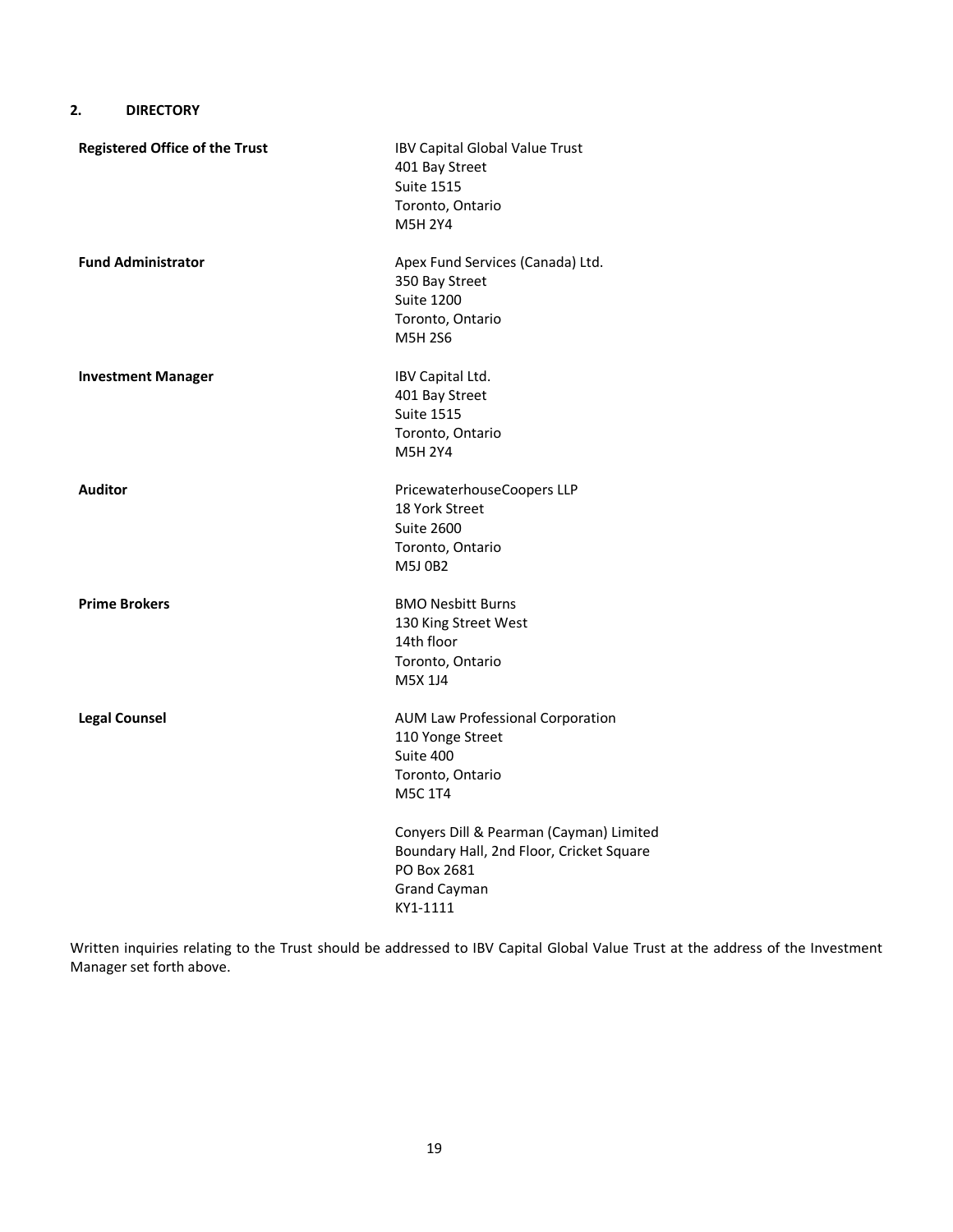## 2. DIRECTORY

| | |
|---|---|
| **Registered Office of the Trust** | IBV Capital Global Value Trust<br>401 Bay Street<br>Suite 1515<br>Toronto, Ontario<br>M5H 2Y4 |
| **Fund Administrator** | Apex Fund Services (Canada) Ltd.<br>350 Bay Street<br>Suite 1200<br>Toronto, Ontario<br>M5H 2S6 |
| **Investment Manager** | IBV Capital Ltd.<br>401 Bay Street<br>Suite 1515<br>Toronto, Ontario<br>M5H 2Y4 |
| **Auditor** | PricewaterhouseCoopers LLP<br>18 York Street<br>Suite 2600<br>Toronto, Ontario<br>M5J 0B2 |
| **Prime Brokers** | BMO Nesbitt Burns<br>130 King Street West<br>14th floor<br>Toronto, Ontario<br>M5X 1J4 |
| **Legal Counsel** | AUM Law Professional Corporation<br>110 Yonge Street<br>Suite 400<br>Toronto, Ontario<br>M5C 1T4 |
| | Conyers Dill & Pearman (Cayman) Limited<br>Boundary Hall, 2nd Floor, Cricket Square<br>PO Box 2681<br>Grand Cayman<br>KY1-1111 |

Written inquiries relating to the Trust should be addressed to IBV Capital Global Value Trust at the address of the Investment Manager set forth above.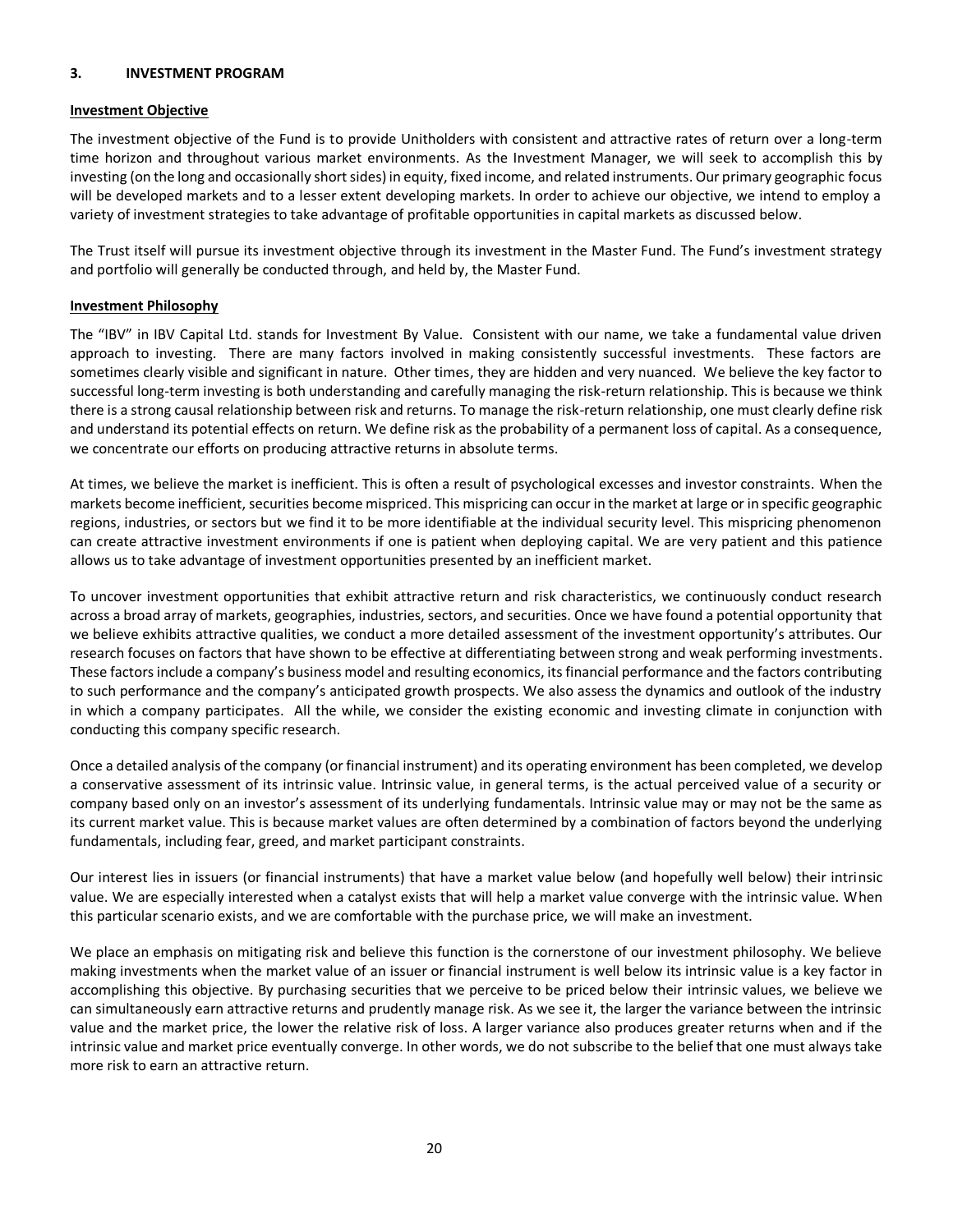## 3. INVESTMENT PROGRAM

**Investment Objective**

The investment objective of the Fund is to provide Unitholders with consistent and attractive rates of return over a long-term time horizon and throughout various market environments. As the Investment Manager, we will seek to accomplish this by investing (on the long and occasionally short sides) in equity, fixed income, and related instruments. Our primary geographic focus will be developed markets and to a lesser extent developing markets. In order to achieve our objective, we intend to employ a variety of investment strategies to take advantage of profitable opportunities in capital markets as discussed below.

The Trust itself will pursue its investment objective through its investment in the Master Fund. The Fund's investment strategy and portfolio will generally be conducted through, and held by, the Master Fund.

**Investment Philosophy**

The "IBV" in IBV Capital Ltd. stands for Investment By Value. Consistent with our name, we take a fundamental value driven approach to investing. There are many factors involved in making consistently successful investments. These factors are sometimes clearly visible and significant in nature. Other times, they are hidden and very nuanced. We believe the key factor to successful long-term investing is both understanding and carefully managing the risk-return relationship. This is because we think there is a strong causal relationship between risk and returns. To manage the risk-return relationship, one must clearly define risk and understand its potential effects on return. We define risk as the probability of a permanent loss of capital. As a consequence, we concentrate our efforts on producing attractive returns in absolute terms.

At times, we believe the market is inefficient. This is often a result of psychological excesses and investor constraints. When the markets become inefficient, securities become mispriced. This mispricing can occur in the market at large or in specific geographic regions, industries, or sectors but we find it to be more identifiable at the individual security level. This mispricing phenomenon can create attractive investment environments if one is patient when deploying capital. We are very patient and this patience allows us to take advantage of investment opportunities presented by an inefficient market.

To uncover investment opportunities that exhibit attractive return and risk characteristics, we continuously conduct research across a broad array of markets, geographies, industries, sectors, and securities. Once we have found a potential opportunity that we believe exhibits attractive qualities, we conduct a more detailed assessment of the investment opportunity's attributes. Our research focuses on factors that have shown to be effective at differentiating between strong and weak performing investments. These factors include a company's business model and resulting economics, its financial performance and the factors contributing to such performance and the company's anticipated growth prospects. We also assess the dynamics and outlook of the industry in which a company participates. All the while, we consider the existing economic and investing climate in conjunction with conducting this company specific research.

Once a detailed analysis of the company (or financial instrument) and its operating environment has been completed, we develop a conservative assessment of its intrinsic value. Intrinsic value, in general terms, is the actual perceived value of a security or company based only on an investor's assessment of its underlying fundamentals. Intrinsic value may or may not be the same as its current market value. This is because market values are often determined by a combination of factors beyond the underlying fundamentals, including fear, greed, and market participant constraints.

Our interest lies in issuers (or financial instruments) that have a market value below (and hopefully well below) their intrinsic value. We are especially interested when a catalyst exists that will help a market value converge with the intrinsic value. When this particular scenario exists, and we are comfortable with the purchase price, we will make an investment.

We place an emphasis on mitigating risk and believe this function is the cornerstone of our investment philosophy. We believe making investments when the market value of an issuer or financial instrument is well below its intrinsic value is a key factor in accomplishing this objective. By purchasing securities that we perceive to be priced below their intrinsic values, we believe we can simultaneously earn attractive returns and prudently manage risk. As we see it, the larger the variance between the intrinsic value and the market price, the lower the relative risk of loss. A larger variance also produces greater returns when and if the intrinsic value and market price eventually converge. In other words, we do not subscribe to the belief that one must always take more risk to earn an attractive return.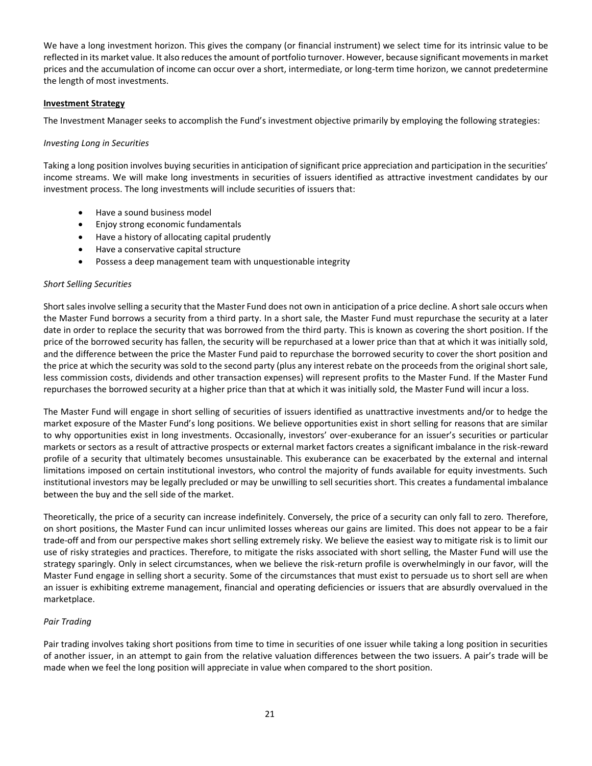We have a long investment horizon. This gives the company (or financial instrument) we select time for its intrinsic value to be reflected in its market value. It also reduces the amount of portfolio turnover. However, because significant movements in market prices and the accumulation of income can occur over a short, intermediate, or long-term time horizon, we cannot predetermine the length of most investments.

**Investment Strategy**

The Investment Manager seeks to accomplish the Fund's investment objective primarily by employing the following strategies:

*Investing Long in Securities*

Taking a long position involves buying securities in anticipation of significant price appreciation and participation in the securities' income streams. We will make long investments in securities of issuers identified as attractive investment candidates by our investment process. The long investments will include securities of issuers that:

- Have a sound business model
- Enjoy strong economic fundamentals
- Have a history of allocating capital prudently
- Have a conservative capital structure
- Possess a deep management team with unquestionable integrity

*Short Selling Securities*

Short sales involve selling a security that the Master Fund does not own in anticipation of a price decline. A short sale occurs when the Master Fund borrows a security from a third party. In a short sale, the Master Fund must repurchase the security at a later date in order to replace the security that was borrowed from the third party. This is known as covering the short position. If the price of the borrowed security has fallen, the security will be repurchased at a lower price than that at which it was initially sold, and the difference between the price the Master Fund paid to repurchase the borrowed security to cover the short position and the price at which the security was sold to the second party (plus any interest rebate on the proceeds from the original short sale, less commission costs, dividends and other transaction expenses) will represent profits to the Master Fund. If the Master Fund repurchases the borrowed security at a higher price than that at which it was initially sold, the Master Fund will incur a loss.

The Master Fund will engage in short selling of securities of issuers identified as unattractive investments and/or to hedge the market exposure of the Master Fund's long positions. We believe opportunities exist in short selling for reasons that are similar to why opportunities exist in long investments. Occasionally, investors' over-exuberance for an issuer's securities or particular markets or sectors as a result of attractive prospects or external market factors creates a significant imbalance in the risk-reward profile of a security that ultimately becomes unsustainable. This exuberance can be exacerbated by the external and internal limitations imposed on certain institutional investors, who control the majority of funds available for equity investments. Such institutional investors may be legally precluded or may be unwilling to sell securities short. This creates a fundamental imbalance between the buy and the sell side of the market.

Theoretically, the price of a security can increase indefinitely. Conversely, the price of a security can only fall to zero. Therefore, on short positions, the Master Fund can incur unlimited losses whereas our gains are limited. This does not appear to be a fair trade-off and from our perspective makes short selling extremely risky. We believe the easiest way to mitigate risk is to limit our use of risky strategies and practices. Therefore, to mitigate the risks associated with short selling, the Master Fund will use the strategy sparingly. Only in select circumstances, when we believe the risk-return profile is overwhelmingly in our favor, will the Master Fund engage in selling short a security. Some of the circumstances that must exist to persuade us to short sell are when an issuer is exhibiting extreme management, financial and operating deficiencies or issuers that are absurdly overvalued in the marketplace.

*Pair Trading*

Pair trading involves taking short positions from time to time in securities of one issuer while taking a long position in securities of another issuer, in an attempt to gain from the relative valuation differences between the two issuers. A pair's trade will be made when we feel the long position will appreciate in value when compared to the short position.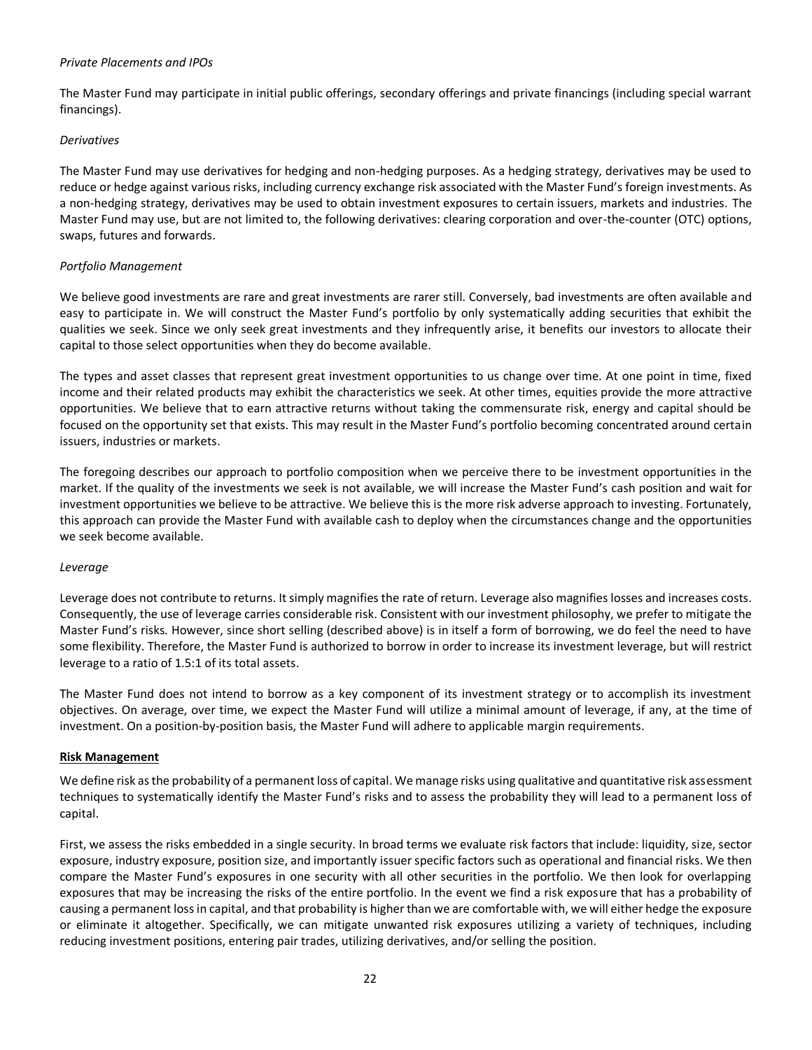*Private Placements and IPOs*

The Master Fund may participate in initial public offerings, secondary offerings and private financings (including special warrant financings).

*Derivatives*

The Master Fund may use derivatives for hedging and non-hedging purposes. As a hedging strategy, derivatives may be used to reduce or hedge against various risks, including currency exchange risk associated with the Master Fund's foreign investments. As a non-hedging strategy, derivatives may be used to obtain investment exposures to certain issuers, markets and industries. The Master Fund may use, but are not limited to, the following derivatives: clearing corporation and over-the-counter (OTC) options, swaps, futures and forwards.

*Portfolio Management*

We believe good investments are rare and great investments are rarer still. Conversely, bad investments are often available and easy to participate in. We will construct the Master Fund's portfolio by only systematically adding securities that exhibit the qualities we seek. Since we only seek great investments and they infrequently arise, it benefits our investors to allocate their capital to those select opportunities when they do become available.

The types and asset classes that represent great investment opportunities to us change over time. At one point in time, fixed income and their related products may exhibit the characteristics we seek. At other times, equities provide the more attractive opportunities. We believe that to earn attractive returns without taking the commensurate risk, energy and capital should be focused on the opportunity set that exists. This may result in the Master Fund's portfolio becoming concentrated around certain issuers, industries or markets.

The foregoing describes our approach to portfolio composition when we perceive there to be investment opportunities in the market. If the quality of the investments we seek is not available, we will increase the Master Fund's cash position and wait for investment opportunities we believe to be attractive. We believe this is the more risk adverse approach to investing. Fortunately, this approach can provide the Master Fund with available cash to deploy when the circumstances change and the opportunities we seek become available.

*Leverage*

Leverage does not contribute to returns. It simply magnifies the rate of return. Leverage also magnifies losses and increases costs. Consequently, the use of leverage carries considerable risk. Consistent with our investment philosophy, we prefer to mitigate the Master Fund's risks. However, since short selling (described above) is in itself a form of borrowing, we do feel the need to have some flexibility. Therefore, the Master Fund is authorized to borrow in order to increase its investment leverage, but will restrict leverage to a ratio of 1.5:1 of its total assets.

The Master Fund does not intend to borrow as a key component of its investment strategy or to accomplish its investment objectives. On average, over time, we expect the Master Fund will utilize a minimal amount of leverage, if any, at the time of investment. On a position-by-position basis, the Master Fund will adhere to applicable margin requirements.

**Risk Management**

We define risk as the probability of a permanent loss of capital. We manage risks using qualitative and quantitative risk assessment techniques to systematically identify the Master Fund's risks and to assess the probability they will lead to a permanent loss of capital.

First, we assess the risks embedded in a single security. In broad terms we evaluate risk factors that include: liquidity, size, sector exposure, industry exposure, position size, and importantly issuer specific factors such as operational and financial risks. We then compare the Master Fund's exposures in one security with all other securities in the portfolio. We then look for overlapping exposures that may be increasing the risks of the entire portfolio. In the event we find a risk exposure that has a probability of causing a permanent loss in capital, and that probability is higher than we are comfortable with, we will either hedge the exposure or eliminate it altogether. Specifically, we can mitigate unwanted risk exposures utilizing a variety of techniques, including reducing investment positions, entering pair trades, utilizing derivatives, and/or selling the position.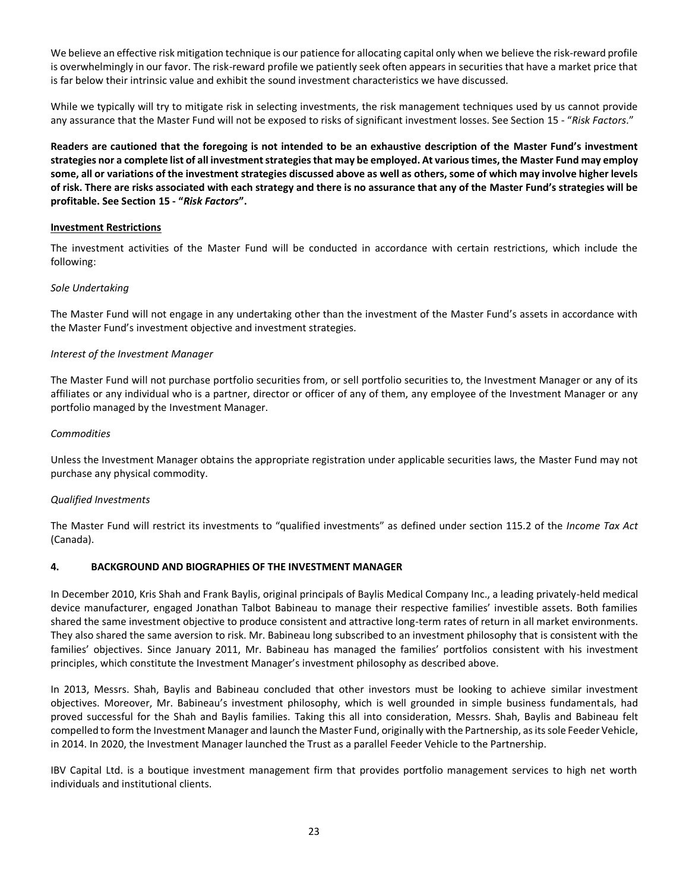We believe an effective risk mitigation technique is our patience for allocating capital only when we believe the risk-reward profile is overwhelmingly in our favor. The risk-reward profile we patiently seek often appears in securities that have a market price that is far below their intrinsic value and exhibit the sound investment characteristics we have discussed.

While we typically will try to mitigate risk in selecting investments, the risk management techniques used by us cannot provide any assurance that the Master Fund will not be exposed to risks of significant investment losses. See Section 15 - "*Risk Factors*."

**Readers are cautioned that the foregoing is not intended to be an exhaustive description of the Master Fund's investment strategies nor a complete list of all investment strategies that may be employed. At various times, the Master Fund may employ some, all or variations of the investment strategies discussed above as well as others, some of which may involve higher levels of risk. There are risks associated with each strategy and there is no assurance that any of the Master Fund's strategies will be profitable. See Section 15 - "*Risk Factors*".**

**Investment Restrictions**

The investment activities of the Master Fund will be conducted in accordance with certain restrictions, which include the following:

*Sole Undertaking*

The Master Fund will not engage in any undertaking other than the investment of the Master Fund's assets in accordance with the Master Fund's investment objective and investment strategies.

*Interest of the Investment Manager*

The Master Fund will not purchase portfolio securities from, or sell portfolio securities to, the Investment Manager or any of its affiliates or any individual who is a partner, director or officer of any of them, any employee of the Investment Manager or any portfolio managed by the Investment Manager.

*Commodities*

Unless the Investment Manager obtains the appropriate registration under applicable securities laws, the Master Fund may not purchase any physical commodity.

*Qualified Investments*

The Master Fund will restrict its investments to "qualified investments" as defined under section 115.2 of the *Income Tax Act* (Canada).

## 4. BACKGROUND AND BIOGRAPHIES OF THE INVESTMENT MANAGER

In December 2010, Kris Shah and Frank Baylis, original principals of Baylis Medical Company Inc., a leading privately-held medical device manufacturer, engaged Jonathan Talbot Babineau to manage their respective families' investible assets. Both families shared the same investment objective to produce consistent and attractive long-term rates of return in all market environments. They also shared the same aversion to risk. Mr. Babineau long subscribed to an investment philosophy that is consistent with the families' objectives. Since January 2011, Mr. Babineau has managed the families' portfolios consistent with his investment principles, which constitute the Investment Manager's investment philosophy as described above.

In 2013, Messrs. Shah, Baylis and Babineau concluded that other investors must be looking to achieve similar investment objectives. Moreover, Mr. Babineau's investment philosophy, which is well grounded in simple business fundamentals, had proved successful for the Shah and Baylis families. Taking this all into consideration, Messrs. Shah, Baylis and Babineau felt compelled to form the Investment Manager and launch the Master Fund, originally with the Partnership, as its sole Feeder Vehicle, in 2014. In 2020, the Investment Manager launched the Trust as a parallel Feeder Vehicle to the Partnership.

IBV Capital Ltd. is a boutique investment management firm that provides portfolio management services to high net worth individuals and institutional clients.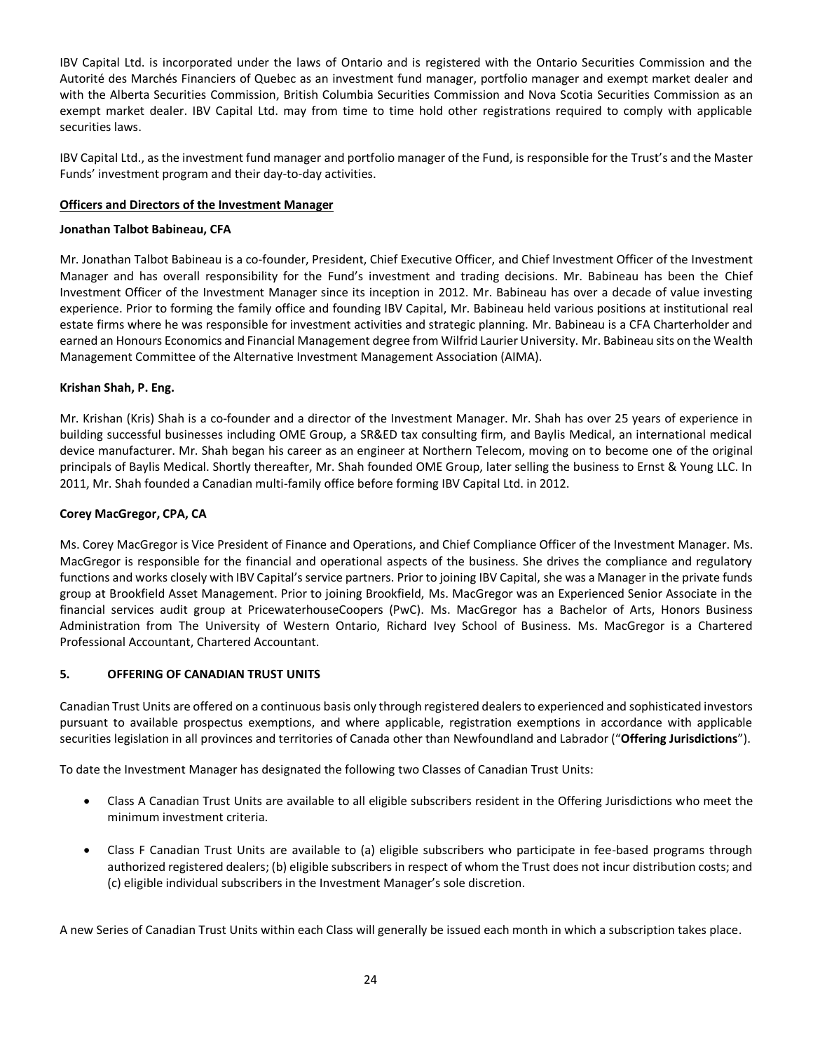IBV Capital Ltd. is incorporated under the laws of Ontario and is registered with the Ontario Securities Commission and the Autorité des Marchés Financiers of Quebec as an investment fund manager, portfolio manager and exempt market dealer and with the Alberta Securities Commission, British Columbia Securities Commission and Nova Scotia Securities Commission as an exempt market dealer. IBV Capital Ltd. may from time to time hold other registrations required to comply with applicable securities laws.

IBV Capital Ltd., as the investment fund manager and portfolio manager of the Fund, is responsible for the Trust's and the Master Funds' investment program and their day-to-day activities.

**Officers and Directors of the Investment Manager**

**Jonathan Talbot Babineau, CFA**

Mr. Jonathan Talbot Babineau is a co-founder, President, Chief Executive Officer, and Chief Investment Officer of the Investment Manager and has overall responsibility for the Fund's investment and trading decisions. Mr. Babineau has been the Chief Investment Officer of the Investment Manager since its inception in 2012. Mr. Babineau has over a decade of value investing experience. Prior to forming the family office and founding IBV Capital, Mr. Babineau held various positions at institutional real estate firms where he was responsible for investment activities and strategic planning. Mr. Babineau is a CFA Charterholder and earned an Honours Economics and Financial Management degree from Wilfrid Laurier University. Mr. Babineau sits on the Wealth Management Committee of the Alternative Investment Management Association (AIMA).

**Krishan Shah, P. Eng.**

Mr. Krishan (Kris) Shah is a co-founder and a director of the Investment Manager. Mr. Shah has over 25 years of experience in building successful businesses including OME Group, a SR&ED tax consulting firm, and Baylis Medical, an international medical device manufacturer. Mr. Shah began his career as an engineer at Northern Telecom, moving on to become one of the original principals of Baylis Medical. Shortly thereafter, Mr. Shah founded OME Group, later selling the business to Ernst & Young LLC. In 2011, Mr. Shah founded a Canadian multi-family office before forming IBV Capital Ltd. in 2012.

**Corey MacGregor, CPA, CA**

Ms. Corey MacGregor is Vice President of Finance and Operations, and Chief Compliance Officer of the Investment Manager. Ms. MacGregor is responsible for the financial and operational aspects of the business. She drives the compliance and regulatory functions and works closely with IBV Capital's service partners. Prior to joining IBV Capital, she was a Manager in the private funds group at Brookfield Asset Management. Prior to joining Brookfield, Ms. MacGregor was an Experienced Senior Associate in the financial services audit group at PricewaterhouseCoopers (PwC). Ms. MacGregor has a Bachelor of Arts, Honors Business Administration from The University of Western Ontario, Richard Ivey School of Business. Ms. MacGregor is a Chartered Professional Accountant, Chartered Accountant.

## 5. OFFERING OF CANADIAN TRUST UNITS

Canadian Trust Units are offered on a continuous basis only through registered dealers to experienced and sophisticated investors pursuant to available prospectus exemptions, and where applicable, registration exemptions in accordance with applicable securities legislation in all provinces and territories of Canada other than Newfoundland and Labrador ("**Offering Jurisdictions**").

To date the Investment Manager has designated the following two Classes of Canadian Trust Units:

- Class A Canadian Trust Units are available to all eligible subscribers resident in the Offering Jurisdictions who meet the minimum investment criteria.
- Class F Canadian Trust Units are available to (a) eligible subscribers who participate in fee-based programs through authorized registered dealers; (b) eligible subscribers in respect of whom the Trust does not incur distribution costs; and (c) eligible individual subscribers in the Investment Manager's sole discretion.

A new Series of Canadian Trust Units within each Class will generally be issued each month in which a subscription takes place.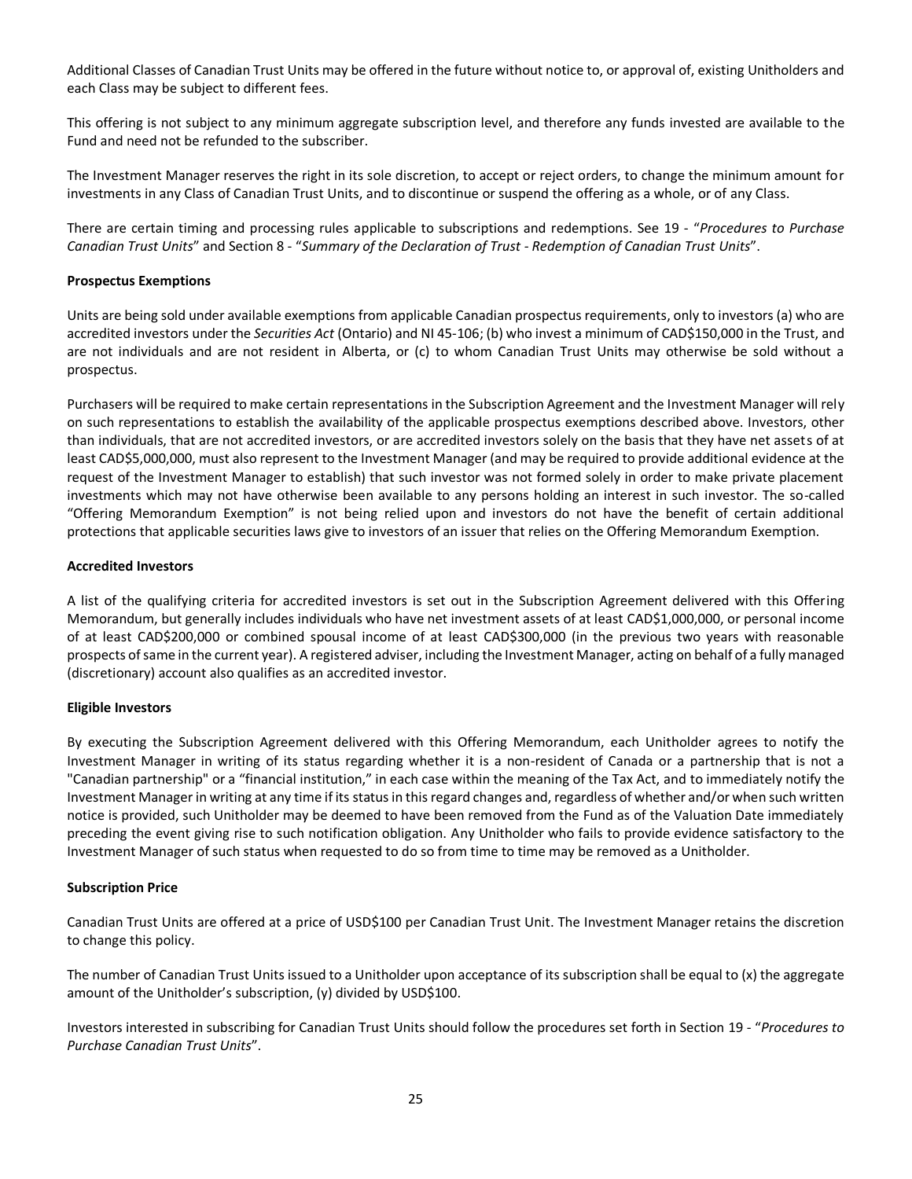Additional Classes of Canadian Trust Units may be offered in the future without notice to, or approval of, existing Unitholders and each Class may be subject to different fees.

This offering is not subject to any minimum aggregate subscription level, and therefore any funds invested are available to the Fund and need not be refunded to the subscriber.

The Investment Manager reserves the right in its sole discretion, to accept or reject orders, to change the minimum amount for investments in any Class of Canadian Trust Units, and to discontinue or suspend the offering as a whole, or of any Class.

There are certain timing and processing rules applicable to subscriptions and redemptions. See 19 - "*Procedures to Purchase Canadian Trust Units*" and Section 8 - "*Summary of the Declaration of Trust - Redemption of Canadian Trust Units*".

**Prospectus Exemptions**

Units are being sold under available exemptions from applicable Canadian prospectus requirements, only to investors (a) who are accredited investors under the *Securities Act* (Ontario) and NI 45-106; (b) who invest a minimum of CAD$150,000 in the Trust, and are not individuals and are not resident in Alberta, or (c) to whom Canadian Trust Units may otherwise be sold without a prospectus.

Purchasers will be required to make certain representations in the Subscription Agreement and the Investment Manager will rely on such representations to establish the availability of the applicable prospectus exemptions described above. Investors, other than individuals, that are not accredited investors, or are accredited investors solely on the basis that they have net assets of at least CAD$5,000,000, must also represent to the Investment Manager (and may be required to provide additional evidence at the request of the Investment Manager to establish) that such investor was not formed solely in order to make private placement investments which may not have otherwise been available to any persons holding an interest in such investor. The so-called "Offering Memorandum Exemption" is not being relied upon and investors do not have the benefit of certain additional protections that applicable securities laws give to investors of an issuer that relies on the Offering Memorandum Exemption.

**Accredited Investors**

A list of the qualifying criteria for accredited investors is set out in the Subscription Agreement delivered with this Offering Memorandum, but generally includes individuals who have net investment assets of at least CAD$1,000,000, or personal income of at least CAD$200,000 or combined spousal income of at least CAD$300,000 (in the previous two years with reasonable prospects of same in the current year). A registered adviser, including the Investment Manager, acting on behalf of a fully managed (discretionary) account also qualifies as an accredited investor.

**Eligible Investors**

By executing the Subscription Agreement delivered with this Offering Memorandum, each Unitholder agrees to notify the Investment Manager in writing of its status regarding whether it is a non-resident of Canada or a partnership that is not a "Canadian partnership" or a "financial institution," in each case within the meaning of the Tax Act, and to immediately notify the Investment Manager in writing at any time if its status in this regard changes and, regardless of whether and/or when such written notice is provided, such Unitholder may be deemed to have been removed from the Fund as of the Valuation Date immediately preceding the event giving rise to such notification obligation. Any Unitholder who fails to provide evidence satisfactory to the Investment Manager of such status when requested to do so from time to time may be removed as a Unitholder.

**Subscription Price**

Canadian Trust Units are offered at a price of USD$100 per Canadian Trust Unit. The Investment Manager retains the discretion to change this policy.

The number of Canadian Trust Units issued to a Unitholder upon acceptance of its subscription shall be equal to (x) the aggregate amount of the Unitholder's subscription, (y) divided by USD$100.

Investors interested in subscribing for Canadian Trust Units should follow the procedures set forth in Section 19 - "*Procedures to Purchase Canadian Trust Units*".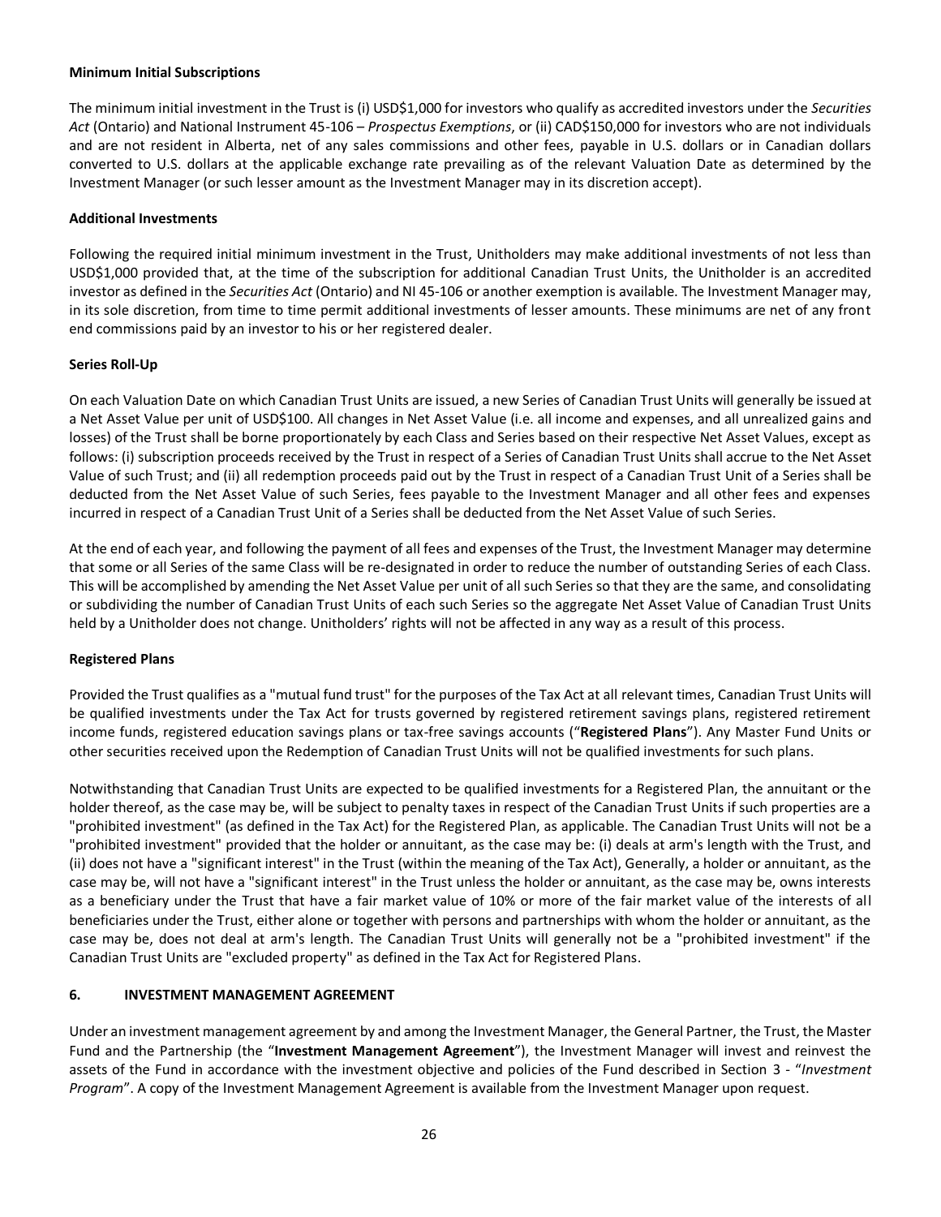**Minimum Initial Subscriptions**

The minimum initial investment in the Trust is (i) USD$1,000 for investors who qualify as accredited investors under the *Securities Act* (Ontario) and National Instrument 45-106 – *Prospectus Exemptions*, or (ii) CAD$150,000 for investors who are not individuals and are not resident in Alberta, net of any sales commissions and other fees, payable in U.S. dollars or in Canadian dollars converted to U.S. dollars at the applicable exchange rate prevailing as of the relevant Valuation Date as determined by the Investment Manager (or such lesser amount as the Investment Manager may in its discretion accept).

**Additional Investments**

Following the required initial minimum investment in the Trust, Unitholders may make additional investments of not less than USD$1,000 provided that, at the time of the subscription for additional Canadian Trust Units, the Unitholder is an accredited investor as defined in the *Securities Act* (Ontario) and NI 45-106 or another exemption is available. The Investment Manager may, in its sole discretion, from time to time permit additional investments of lesser amounts. These minimums are net of any front end commissions paid by an investor to his or her registered dealer.

**Series Roll-Up**

On each Valuation Date on which Canadian Trust Units are issued, a new Series of Canadian Trust Units will generally be issued at a Net Asset Value per unit of USD$100. All changes in Net Asset Value (i.e. all income and expenses, and all unrealized gains and losses) of the Trust shall be borne proportionately by each Class and Series based on their respective Net Asset Values, except as follows: (i) subscription proceeds received by the Trust in respect of a Series of Canadian Trust Units shall accrue to the Net Asset Value of such Trust; and (ii) all redemption proceeds paid out by the Trust in respect of a Canadian Trust Unit of a Series shall be deducted from the Net Asset Value of such Series, fees payable to the Investment Manager and all other fees and expenses incurred in respect of a Canadian Trust Unit of a Series shall be deducted from the Net Asset Value of such Series.

At the end of each year, and following the payment of all fees and expenses of the Trust, the Investment Manager may determine that some or all Series of the same Class will be re-designated in order to reduce the number of outstanding Series of each Class. This will be accomplished by amending the Net Asset Value per unit of all such Series so that they are the same, and consolidating or subdividing the number of Canadian Trust Units of each such Series so the aggregate Net Asset Value of Canadian Trust Units held by a Unitholder does not change. Unitholders' rights will not be affected in any way as a result of this process.

**Registered Plans**

Provided the Trust qualifies as a "mutual fund trust" for the purposes of the Tax Act at all relevant times, Canadian Trust Units will be qualified investments under the Tax Act for trusts governed by registered retirement savings plans, registered retirement income funds, registered education savings plans or tax-free savings accounts ("**Registered Plans**"). Any Master Fund Units or other securities received upon the Redemption of Canadian Trust Units will not be qualified investments for such plans.

Notwithstanding that Canadian Trust Units are expected to be qualified investments for a Registered Plan, the annuitant or the holder thereof, as the case may be, will be subject to penalty taxes in respect of the Canadian Trust Units if such properties are a "prohibited investment" (as defined in the Tax Act) for the Registered Plan, as applicable. The Canadian Trust Units will not be a "prohibited investment" provided that the holder or annuitant, as the case may be: (i) deals at arm's length with the Trust, and (ii) does not have a "significant interest" in the Trust (within the meaning of the Tax Act), Generally, a holder or annuitant, as the case may be, will not have a "significant interest" in the Trust unless the holder or annuitant, as the case may be, owns interests as a beneficiary under the Trust that have a fair market value of 10% or more of the fair market value of the interests of all beneficiaries under the Trust, either alone or together with persons and partnerships with whom the holder or annuitant, as the case may be, does not deal at arm's length. The Canadian Trust Units will generally not be a "prohibited investment" if the Canadian Trust Units are "excluded property" as defined in the Tax Act for Registered Plans.

## 6. INVESTMENT MANAGEMENT AGREEMENT

Under an investment management agreement by and among the Investment Manager, the General Partner, the Trust, the Master Fund and the Partnership (the "**Investment Management Agreement**"), the Investment Manager will invest and reinvest the assets of the Fund in accordance with the investment objective and policies of the Fund described in Section 3 - "*Investment Program*". A copy of the Investment Management Agreement is available from the Investment Manager upon request.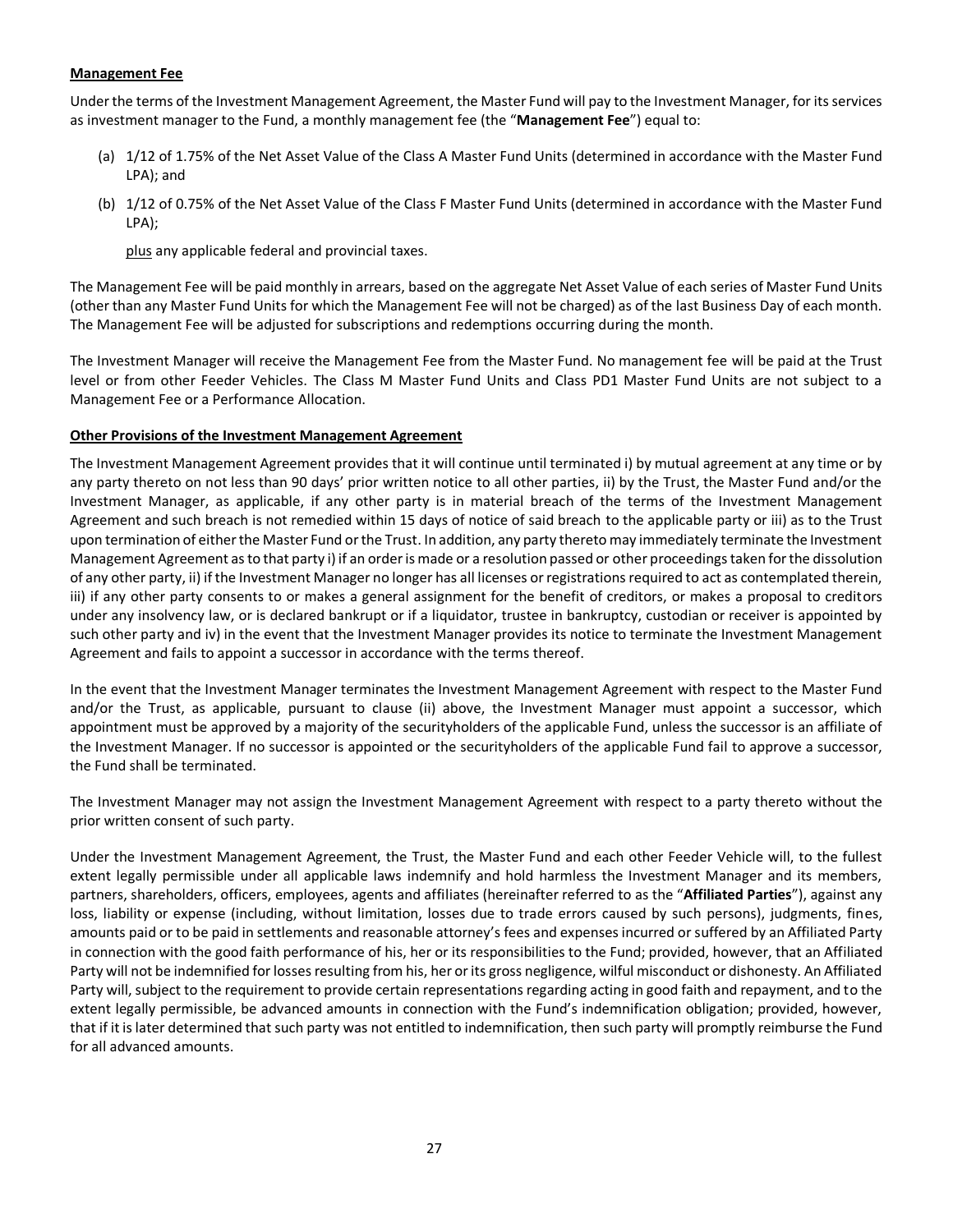**Management Fee**

Under the terms of the Investment Management Agreement, the Master Fund will pay to the Investment Manager, for its services as investment manager to the Fund, a monthly management fee (the "**Management Fee**") equal to:

(a) 1/12 of 1.75% of the Net Asset Value of the Class A Master Fund Units (determined in accordance with the Master Fund LPA); and

(b) 1/12 of 0.75% of the Net Asset Value of the Class F Master Fund Units (determined in accordance with the Master Fund LPA);

plus any applicable federal and provincial taxes.

The Management Fee will be paid monthly in arrears, based on the aggregate Net Asset Value of each series of Master Fund Units (other than any Master Fund Units for which the Management Fee will not be charged) as of the last Business Day of each month. The Management Fee will be adjusted for subscriptions and redemptions occurring during the month.

The Investment Manager will receive the Management Fee from the Master Fund. No management fee will be paid at the Trust level or from other Feeder Vehicles. The Class M Master Fund Units and Class PD1 Master Fund Units are not subject to a Management Fee or a Performance Allocation.

**Other Provisions of the Investment Management Agreement**

The Investment Management Agreement provides that it will continue until terminated i) by mutual agreement at any time or by any party thereto on not less than 90 days' prior written notice to all other parties, ii) by the Trust, the Master Fund and/or the Investment Manager, as applicable, if any other party is in material breach of the terms of the Investment Management Agreement and such breach is not remedied within 15 days of notice of said breach to the applicable party or iii) as to the Trust upon termination of either the Master Fund or the Trust. In addition, any party thereto may immediately terminate the Investment Management Agreement as to that party i) if an order is made or a resolution passed or other proceedings taken for the dissolution of any other party, ii) if the Investment Manager no longer has all licenses or registrations required to act as contemplated therein, iii) if any other party consents to or makes a general assignment for the benefit of creditors, or makes a proposal to creditors under any insolvency law, or is declared bankrupt or if a liquidator, trustee in bankruptcy, custodian or receiver is appointed by such other party and iv) in the event that the Investment Manager provides its notice to terminate the Investment Management Agreement and fails to appoint a successor in accordance with the terms thereof.

In the event that the Investment Manager terminates the Investment Management Agreement with respect to the Master Fund and/or the Trust, as applicable, pursuant to clause (ii) above, the Investment Manager must appoint a successor, which appointment must be approved by a majority of the securityholders of the applicable Fund, unless the successor is an affiliate of the Investment Manager. If no successor is appointed or the securityholders of the applicable Fund fail to approve a successor, the Fund shall be terminated.

The Investment Manager may not assign the Investment Management Agreement with respect to a party thereto without the prior written consent of such party.

Under the Investment Management Agreement, the Trust, the Master Fund and each other Feeder Vehicle will, to the fullest extent legally permissible under all applicable laws indemnify and hold harmless the Investment Manager and its members, partners, shareholders, officers, employees, agents and affiliates (hereinafter referred to as the "**Affiliated Parties**"), against any loss, liability or expense (including, without limitation, losses due to trade errors caused by such persons), judgments, fines, amounts paid or to be paid in settlements and reasonable attorney's fees and expenses incurred or suffered by an Affiliated Party in connection with the good faith performance of his, her or its responsibilities to the Fund; provided, however, that an Affiliated Party will not be indemnified for losses resulting from his, her or its gross negligence, wilful misconduct or dishonesty. An Affiliated Party will, subject to the requirement to provide certain representations regarding acting in good faith and repayment, and to the extent legally permissible, be advanced amounts in connection with the Fund's indemnification obligation; provided, however, that if it is later determined that such party was not entitled to indemnification, then such party will promptly reimburse the Fund for all advanced amounts.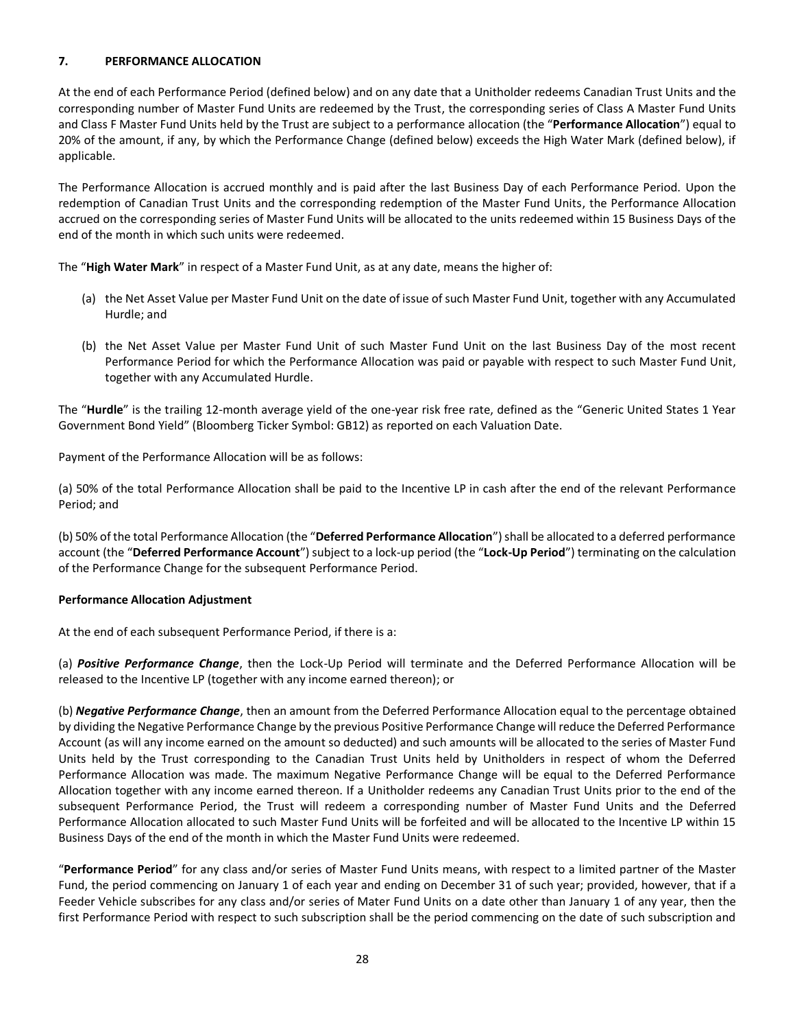## 7. PERFORMANCE ALLOCATION

At the end of each Performance Period (defined below) and on any date that a Unitholder redeems Canadian Trust Units and the corresponding number of Master Fund Units are redeemed by the Trust, the corresponding series of Class A Master Fund Units and Class F Master Fund Units held by the Trust are subject to a performance allocation (the "**Performance Allocation**") equal to 20% of the amount, if any, by which the Performance Change (defined below) exceeds the High Water Mark (defined below), if applicable.

The Performance Allocation is accrued monthly and is paid after the last Business Day of each Performance Period. Upon the redemption of Canadian Trust Units and the corresponding redemption of the Master Fund Units, the Performance Allocation accrued on the corresponding series of Master Fund Units will be allocated to the units redeemed within 15 Business Days of the end of the month in which such units were redeemed.

The "**High Water Mark**" in respect of a Master Fund Unit, as at any date, means the higher of:

(a) the Net Asset Value per Master Fund Unit on the date of issue of such Master Fund Unit, together with any Accumulated Hurdle; and

(b) the Net Asset Value per Master Fund Unit of such Master Fund Unit on the last Business Day of the most recent Performance Period for which the Performance Allocation was paid or payable with respect to such Master Fund Unit, together with any Accumulated Hurdle.

The "**Hurdle**" is the trailing 12-month average yield of the one-year risk free rate, defined as the "Generic United States 1 Year Government Bond Yield" (Bloomberg Ticker Symbol: GB12) as reported on each Valuation Date.

Payment of the Performance Allocation will be as follows:

(a) 50% of the total Performance Allocation shall be paid to the Incentive LP in cash after the end of the relevant Performance Period; and

(b) 50% of the total Performance Allocation (the "**Deferred Performance Allocation**") shall be allocated to a deferred performance account (the "**Deferred Performance Account**") subject to a lock-up period (the "**Lock-Up Period**") terminating on the calculation of the Performance Change for the subsequent Performance Period.

**Performance Allocation Adjustment**

At the end of each subsequent Performance Period, if there is a:

(a) ***Positive Performance Change***, then the Lock-Up Period will terminate and the Deferred Performance Allocation will be released to the Incentive LP (together with any income earned thereon); or

(b) ***Negative Performance Change***, then an amount from the Deferred Performance Allocation equal to the percentage obtained by dividing the Negative Performance Change by the previous Positive Performance Change will reduce the Deferred Performance Account (as will any income earned on the amount so deducted) and such amounts will be allocated to the series of Master Fund Units held by the Trust corresponding to the Canadian Trust Units held by Unitholders in respect of whom the Deferred Performance Allocation was made. The maximum Negative Performance Change will be equal to the Deferred Performance Allocation together with any income earned thereon. If a Unitholder redeems any Canadian Trust Units prior to the end of the subsequent Performance Period, the Trust will redeem a corresponding number of Master Fund Units and the Deferred Performance Allocation allocated to such Master Fund Units will be forfeited and will be allocated to the Incentive LP within 15 Business Days of the end of the month in which the Master Fund Units were redeemed.

"**Performance Period**" for any class and/or series of Master Fund Units means, with respect to a limited partner of the Master Fund, the period commencing on January 1 of each year and ending on December 31 of such year; provided, however, that if a Feeder Vehicle subscribes for any class and/or series of Mater Fund Units on a date other than January 1 of any year, then the first Performance Period with respect to such subscription shall be the period commencing on the date of such subscription and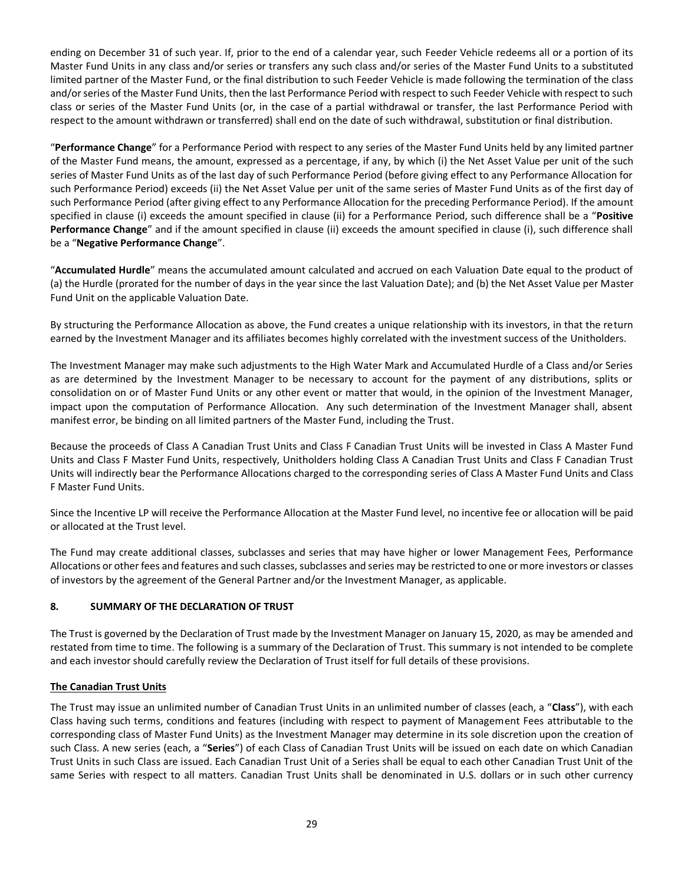ending on December 31 of such year. If, prior to the end of a calendar year, such Feeder Vehicle redeems all or a portion of its Master Fund Units in any class and/or series or transfers any such class and/or series of the Master Fund Units to a substituted limited partner of the Master Fund, or the final distribution to such Feeder Vehicle is made following the termination of the class and/or series of the Master Fund Units, then the last Performance Period with respect to such Feeder Vehicle with respect to such class or series of the Master Fund Units (or, in the case of a partial withdrawal or transfer, the last Performance Period with respect to the amount withdrawn or transferred) shall end on the date of such withdrawal, substitution or final distribution.

"**Performance Change**" for a Performance Period with respect to any series of the Master Fund Units held by any limited partner of the Master Fund means, the amount, expressed as a percentage, if any, by which (i) the Net Asset Value per unit of the such series of Master Fund Units as of the last day of such Performance Period (before giving effect to any Performance Allocation for such Performance Period) exceeds (ii) the Net Asset Value per unit of the same series of Master Fund Units as of the first day of such Performance Period (after giving effect to any Performance Allocation for the preceding Performance Period). If the amount specified in clause (i) exceeds the amount specified in clause (ii) for a Performance Period, such difference shall be a "**Positive Performance Change**" and if the amount specified in clause (ii) exceeds the amount specified in clause (i), such difference shall be a "**Negative Performance Change**".

"**Accumulated Hurdle**" means the accumulated amount calculated and accrued on each Valuation Date equal to the product of (a) the Hurdle (prorated for the number of days in the year since the last Valuation Date); and (b) the Net Asset Value per Master Fund Unit on the applicable Valuation Date.

By structuring the Performance Allocation as above, the Fund creates a unique relationship with its investors, in that the return earned by the Investment Manager and its affiliates becomes highly correlated with the investment success of the Unitholders.

The Investment Manager may make such adjustments to the High Water Mark and Accumulated Hurdle of a Class and/or Series as are determined by the Investment Manager to be necessary to account for the payment of any distributions, splits or consolidation on or of Master Fund Units or any other event or matter that would, in the opinion of the Investment Manager, impact upon the computation of Performance Allocation. Any such determination of the Investment Manager shall, absent manifest error, be binding on all limited partners of the Master Fund, including the Trust.

Because the proceeds of Class A Canadian Trust Units and Class F Canadian Trust Units will be invested in Class A Master Fund Units and Class F Master Fund Units, respectively, Unitholders holding Class A Canadian Trust Units and Class F Canadian Trust Units will indirectly bear the Performance Allocations charged to the corresponding series of Class A Master Fund Units and Class F Master Fund Units.

Since the Incentive LP will receive the Performance Allocation at the Master Fund level, no incentive fee or allocation will be paid or allocated at the Trust level.

The Fund may create additional classes, subclasses and series that may have higher or lower Management Fees, Performance Allocations or other fees and features and such classes, subclasses and series may be restricted to one or more investors or classes of investors by the agreement of the General Partner and/or the Investment Manager, as applicable.

## 8. SUMMARY OF THE DECLARATION OF TRUST

The Trust is governed by the Declaration of Trust made by the Investment Manager on January 15, 2020, as may be amended and restated from time to time. The following is a summary of the Declaration of Trust. This summary is not intended to be complete and each investor should carefully review the Declaration of Trust itself for full details of these provisions.

### The Canadian Trust Units

The Trust may issue an unlimited number of Canadian Trust Units in an unlimited number of classes (each, a "**Class**"), with each Class having such terms, conditions and features (including with respect to payment of Management Fees attributable to the corresponding class of Master Fund Units) as the Investment Manager may determine in its sole discretion upon the creation of such Class. A new series (each, a "**Series**") of each Class of Canadian Trust Units will be issued on each date on which Canadian Trust Units in such Class are issued. Each Canadian Trust Unit of a Series shall be equal to each other Canadian Trust Unit of the same Series with respect to all matters. Canadian Trust Units shall be denominated in U.S. dollars or in such other currency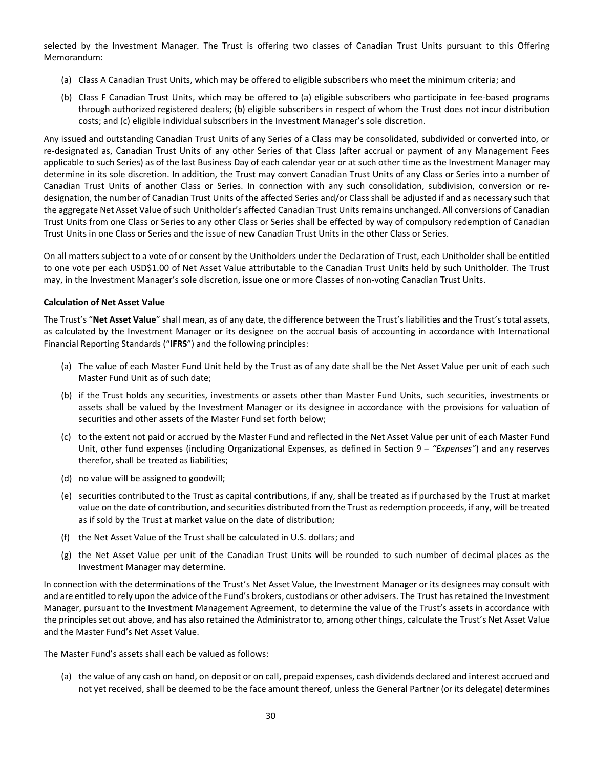selected by the Investment Manager. The Trust is offering two classes of Canadian Trust Units pursuant to this Offering Memorandum:

(a) Class A Canadian Trust Units, which may be offered to eligible subscribers who meet the minimum criteria; and

(b) Class F Canadian Trust Units, which may be offered to (a) eligible subscribers who participate in fee-based programs through authorized registered dealers; (b) eligible subscribers in respect of whom the Trust does not incur distribution costs; and (c) eligible individual subscribers in the Investment Manager's sole discretion.

Any issued and outstanding Canadian Trust Units of any Series of a Class may be consolidated, subdivided or converted into, or re-designated as, Canadian Trust Units of any other Series of that Class (after accrual or payment of any Management Fees applicable to such Series) as of the last Business Day of each calendar year or at such other time as the Investment Manager may determine in its sole discretion. In addition, the Trust may convert Canadian Trust Units of any Class or Series into a number of Canadian Trust Units of another Class or Series. In connection with any such consolidation, subdivision, conversion or re-designation, the number of Canadian Trust Units of the affected Series and/or Class shall be adjusted if and as necessary such that the aggregate Net Asset Value of such Unitholder's affected Canadian Trust Units remains unchanged. All conversions of Canadian Trust Units from one Class or Series to any other Class or Series shall be effected by way of compulsory redemption of Canadian Trust Units in one Class or Series and the issue of new Canadian Trust Units in the other Class or Series.

On all matters subject to a vote of or consent by the Unitholders under the Declaration of Trust, each Unitholder shall be entitled to one vote per each USD$1.00 of Net Asset Value attributable to the Canadian Trust Units held by such Unitholder. The Trust may, in the Investment Manager's sole discretion, issue one or more Classes of non-voting Canadian Trust Units.

**Calculation of Net Asset Value**

The Trust's "**Net Asset Value**" shall mean, as of any date, the difference between the Trust's liabilities and the Trust's total assets, as calculated by the Investment Manager or its designee on the accrual basis of accounting in accordance with International Financial Reporting Standards ("**IFRS**") and the following principles:

(a) The value of each Master Fund Unit held by the Trust as of any date shall be the Net Asset Value per unit of each such Master Fund Unit as of such date;

(b) if the Trust holds any securities, investments or assets other than Master Fund Units, such securities, investments or assets shall be valued by the Investment Manager or its designee in accordance with the provisions for valuation of securities and other assets of the Master Fund set forth below;

(c) to the extent not paid or accrued by the Master Fund and reflected in the Net Asset Value per unit of each Master Fund Unit, other fund expenses (including Organizational Expenses, as defined in Section 9 – *"Expenses"*) and any reserves therefor, shall be treated as liabilities;

(d) no value will be assigned to goodwill;

(e) securities contributed to the Trust as capital contributions, if any, shall be treated as if purchased by the Trust at market value on the date of contribution, and securities distributed from the Trust as redemption proceeds, if any, will be treated as if sold by the Trust at market value on the date of distribution;

(f) the Net Asset Value of the Trust shall be calculated in U.S. dollars; and

(g) the Net Asset Value per unit of the Canadian Trust Units will be rounded to such number of decimal places as the Investment Manager may determine.

In connection with the determinations of the Trust's Net Asset Value, the Investment Manager or its designees may consult with and are entitled to rely upon the advice of the Fund's brokers, custodians or other advisers. The Trust has retained the Investment Manager, pursuant to the Investment Management Agreement, to determine the value of the Trust's assets in accordance with the principles set out above, and has also retained the Administrator to, among other things, calculate the Trust's Net Asset Value and the Master Fund's Net Asset Value.

The Master Fund's assets shall each be valued as follows:

(a) the value of any cash on hand, on deposit or on call, prepaid expenses, cash dividends declared and interest accrued and not yet received, shall be deemed to be the face amount thereof, unless the General Partner (or its delegate) determines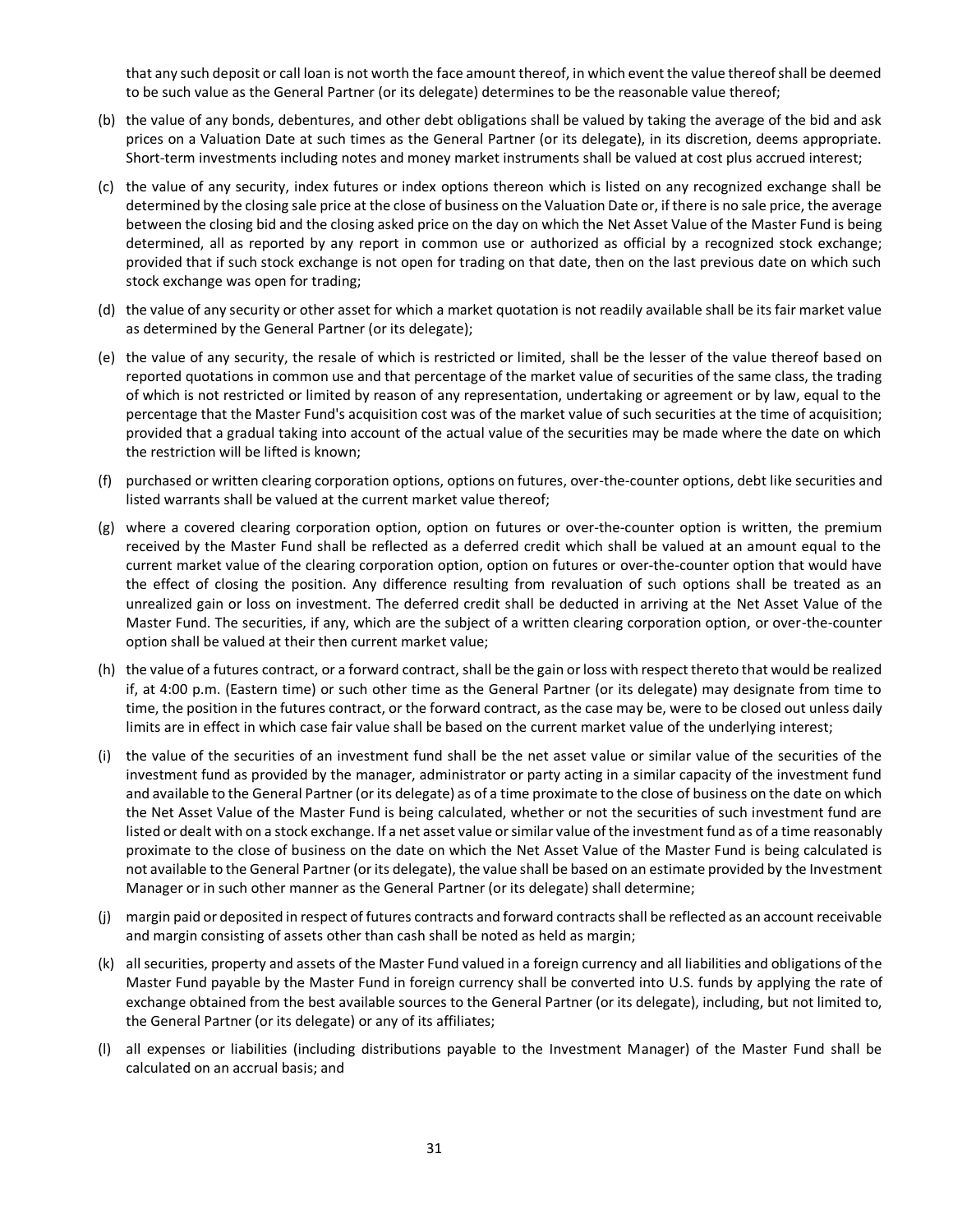that any such deposit or call loan is not worth the face amount thereof, in which event the value thereof shall be deemed to be such value as the General Partner (or its delegate) determines to be the reasonable value thereof;

(b) the value of any bonds, debentures, and other debt obligations shall be valued by taking the average of the bid and ask prices on a Valuation Date at such times as the General Partner (or its delegate), in its discretion, deems appropriate. Short-term investments including notes and money market instruments shall be valued at cost plus accrued interest;

(c) the value of any security, index futures or index options thereon which is listed on any recognized exchange shall be determined by the closing sale price at the close of business on the Valuation Date or, if there is no sale price, the average between the closing bid and the closing asked price on the day on which the Net Asset Value of the Master Fund is being determined, all as reported by any report in common use or authorized as official by a recognized stock exchange; provided that if such stock exchange is not open for trading on that date, then on the last previous date on which such stock exchange was open for trading;

(d) the value of any security or other asset for which a market quotation is not readily available shall be its fair market value as determined by the General Partner (or its delegate);

(e) the value of any security, the resale of which is restricted or limited, shall be the lesser of the value thereof based on reported quotations in common use and that percentage of the market value of securities of the same class, the trading of which is not restricted or limited by reason of any representation, undertaking or agreement or by law, equal to the percentage that the Master Fund's acquisition cost was of the market value of such securities at the time of acquisition; provided that a gradual taking into account of the actual value of the securities may be made where the date on which the restriction will be lifted is known;

(f) purchased or written clearing corporation options, options on futures, over-the-counter options, debt like securities and listed warrants shall be valued at the current market value thereof;

(g) where a covered clearing corporation option, option on futures or over-the-counter option is written, the premium received by the Master Fund shall be reflected as a deferred credit which shall be valued at an amount equal to the current market value of the clearing corporation option, option on futures or over-the-counter option that would have the effect of closing the position. Any difference resulting from revaluation of such options shall be treated as an unrealized gain or loss on investment. The deferred credit shall be deducted in arriving at the Net Asset Value of the Master Fund. The securities, if any, which are the subject of a written clearing corporation option, or over-the-counter option shall be valued at their then current market value;

(h) the value of a futures contract, or a forward contract, shall be the gain or loss with respect thereto that would be realized if, at 4:00 p.m. (Eastern time) or such other time as the General Partner (or its delegate) may designate from time to time, the position in the futures contract, or the forward contract, as the case may be, were to be closed out unless daily limits are in effect in which case fair value shall be based on the current market value of the underlying interest;

(i) the value of the securities of an investment fund shall be the net asset value or similar value of the securities of the investment fund as provided by the manager, administrator or party acting in a similar capacity of the investment fund and available to the General Partner (or its delegate) as of a time proximate to the close of business on the date on which the Net Asset Value of the Master Fund is being calculated, whether or not the securities of such investment fund are listed or dealt with on a stock exchange. If a net asset value or similar value of the investment fund as of a time reasonably proximate to the close of business on the date on which the Net Asset Value of the Master Fund is being calculated is not available to the General Partner (or its delegate), the value shall be based on an estimate provided by the Investment Manager or in such other manner as the General Partner (or its delegate) shall determine;

(j) margin paid or deposited in respect of futures contracts and forward contracts shall be reflected as an account receivable and margin consisting of assets other than cash shall be noted as held as margin;

(k) all securities, property and assets of the Master Fund valued in a foreign currency and all liabilities and obligations of the Master Fund payable by the Master Fund in foreign currency shall be converted into U.S. funds by applying the rate of exchange obtained from the best available sources to the General Partner (or its delegate), including, but not limited to, the General Partner (or its delegate) or any of its affiliates;

(l) all expenses or liabilities (including distributions payable to the Investment Manager) of the Master Fund shall be calculated on an accrual basis; and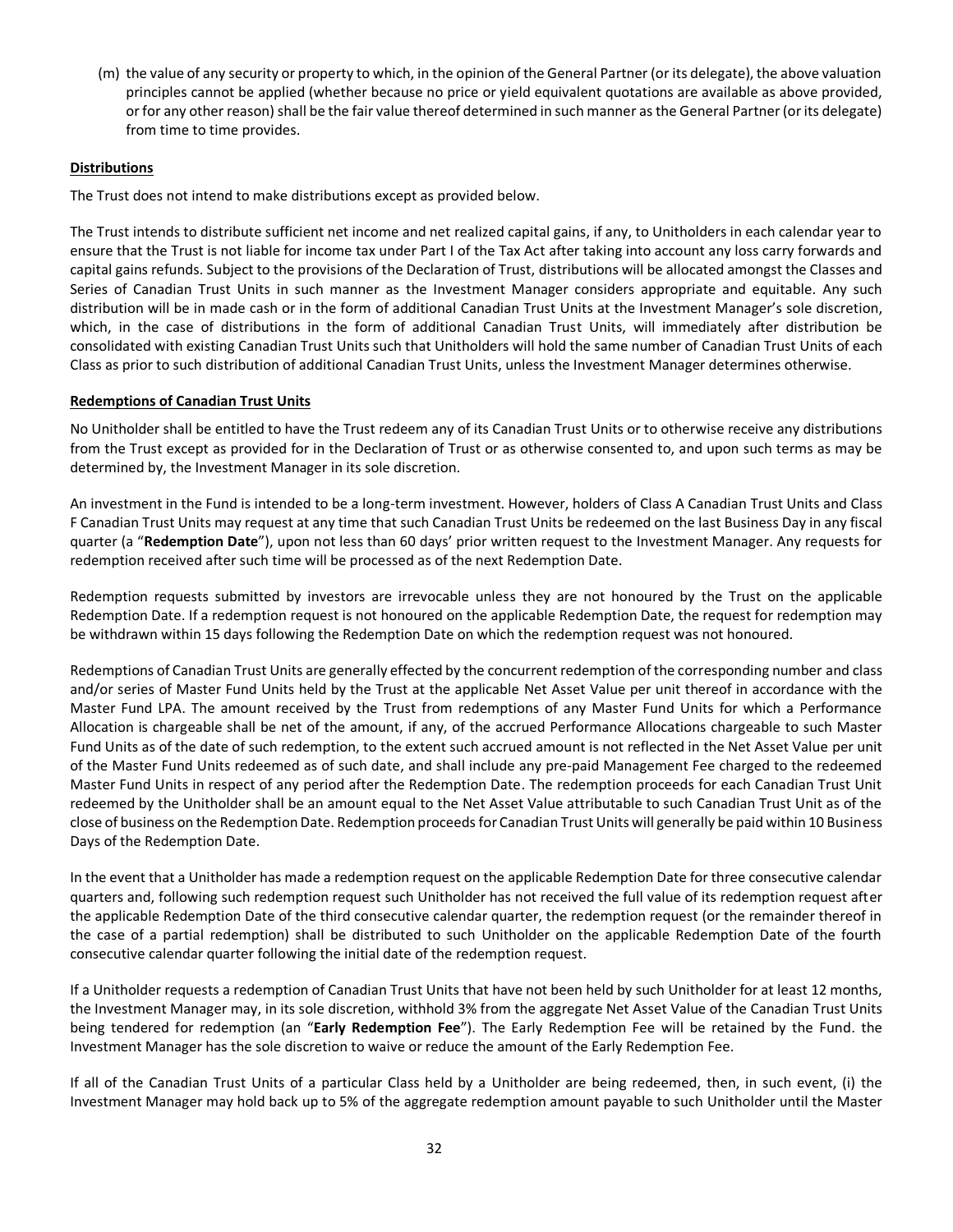(m) the value of any security or property to which, in the opinion of the General Partner (or its delegate), the above valuation principles cannot be applied (whether because no price or yield equivalent quotations are available as above provided, or for any other reason) shall be the fair value thereof determined in such manner as the General Partner (or its delegate) from time to time provides.

**Distributions**

The Trust does not intend to make distributions except as provided below.

The Trust intends to distribute sufficient net income and net realized capital gains, if any, to Unitholders in each calendar year to ensure that the Trust is not liable for income tax under Part I of the Tax Act after taking into account any loss carry forwards and capital gains refunds. Subject to the provisions of the Declaration of Trust, distributions will be allocated amongst the Classes and Series of Canadian Trust Units in such manner as the Investment Manager considers appropriate and equitable. Any such distribution will be in made cash or in the form of additional Canadian Trust Units at the Investment Manager's sole discretion, which, in the case of distributions in the form of additional Canadian Trust Units, will immediately after distribution be consolidated with existing Canadian Trust Units such that Unitholders will hold the same number of Canadian Trust Units of each Class as prior to such distribution of additional Canadian Trust Units, unless the Investment Manager determines otherwise.

**Redemptions of Canadian Trust Units**

No Unitholder shall be entitled to have the Trust redeem any of its Canadian Trust Units or to otherwise receive any distributions from the Trust except as provided for in the Declaration of Trust or as otherwise consented to, and upon such terms as may be determined by, the Investment Manager in its sole discretion.

An investment in the Fund is intended to be a long-term investment. However, holders of Class A Canadian Trust Units and Class F Canadian Trust Units may request at any time that such Canadian Trust Units be redeemed on the last Business Day in any fiscal quarter (a "**Redemption Date**"), upon not less than 60 days' prior written request to the Investment Manager. Any requests for redemption received after such time will be processed as of the next Redemption Date.

Redemption requests submitted by investors are irrevocable unless they are not honoured by the Trust on the applicable Redemption Date. If a redemption request is not honoured on the applicable Redemption Date, the request for redemption may be withdrawn within 15 days following the Redemption Date on which the redemption request was not honoured.

Redemptions of Canadian Trust Units are generally effected by the concurrent redemption of the corresponding number and class and/or series of Master Fund Units held by the Trust at the applicable Net Asset Value per unit thereof in accordance with the Master Fund LPA. The amount received by the Trust from redemptions of any Master Fund Units for which a Performance Allocation is chargeable shall be net of the amount, if any, of the accrued Performance Allocations chargeable to such Master Fund Units as of the date of such redemption, to the extent such accrued amount is not reflected in the Net Asset Value per unit of the Master Fund Units redeemed as of such date, and shall include any pre-paid Management Fee charged to the redeemed Master Fund Units in respect of any period after the Redemption Date. The redemption proceeds for each Canadian Trust Unit redeemed by the Unitholder shall be an amount equal to the Net Asset Value attributable to such Canadian Trust Unit as of the close of business on the Redemption Date. Redemption proceeds for Canadian Trust Units will generally be paid within 10 Business Days of the Redemption Date.

In the event that a Unitholder has made a redemption request on the applicable Redemption Date for three consecutive calendar quarters and, following such redemption request such Unitholder has not received the full value of its redemption request after the applicable Redemption Date of the third consecutive calendar quarter, the redemption request (or the remainder thereof in the case of a partial redemption) shall be distributed to such Unitholder on the applicable Redemption Date of the fourth consecutive calendar quarter following the initial date of the redemption request.

If a Unitholder requests a redemption of Canadian Trust Units that have not been held by such Unitholder for at least 12 months, the Investment Manager may, in its sole discretion, withhold 3% from the aggregate Net Asset Value of the Canadian Trust Units being tendered for redemption (an "**Early Redemption Fee**"). The Early Redemption Fee will be retained by the Fund. the Investment Manager has the sole discretion to waive or reduce the amount of the Early Redemption Fee.

If all of the Canadian Trust Units of a particular Class held by a Unitholder are being redeemed, then, in such event, (i) the Investment Manager may hold back up to 5% of the aggregate redemption amount payable to such Unitholder until the Master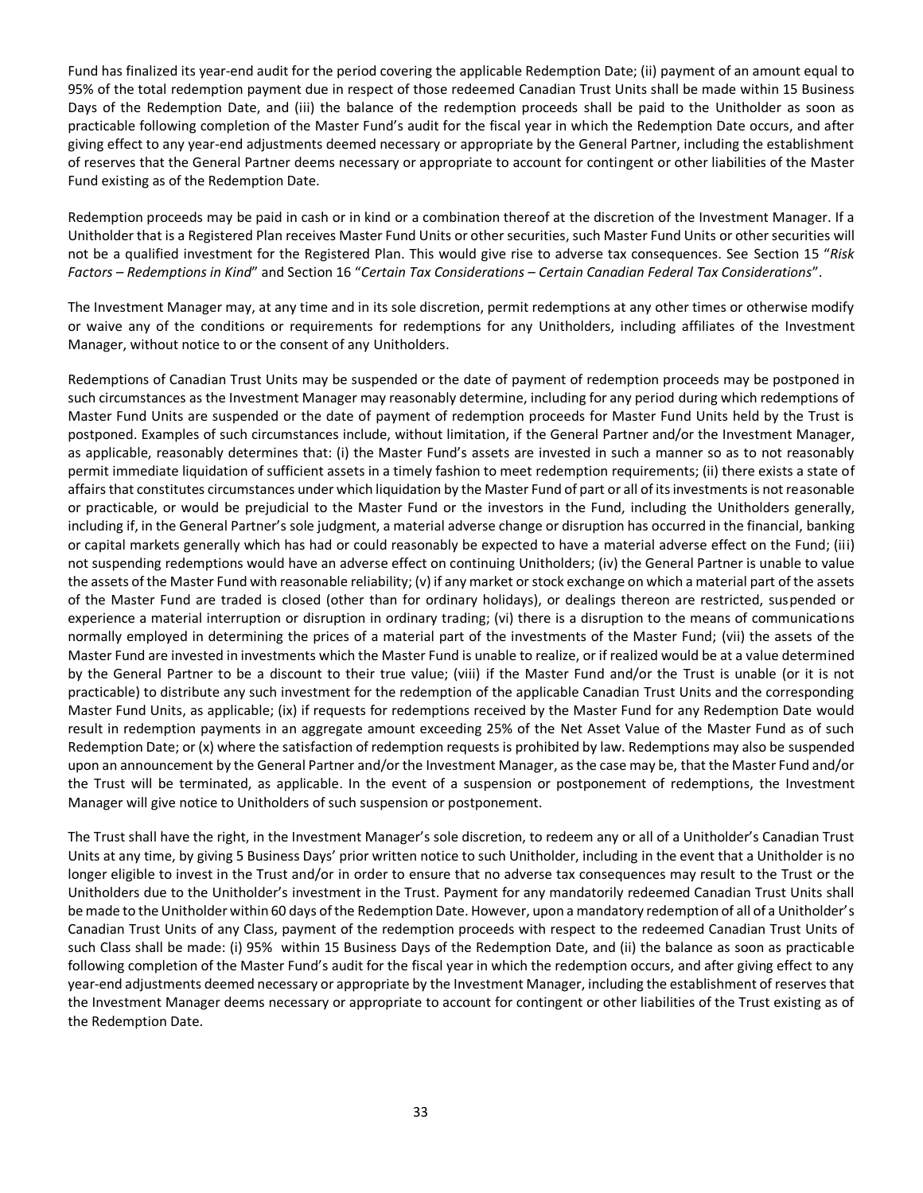Fund has finalized its year-end audit for the period covering the applicable Redemption Date; (ii) payment of an amount equal to 95% of the total redemption payment due in respect of those redeemed Canadian Trust Units shall be made within 15 Business Days of the Redemption Date, and (iii) the balance of the redemption proceeds shall be paid to the Unitholder as soon as practicable following completion of the Master Fund's audit for the fiscal year in which the Redemption Date occurs, and after giving effect to any year-end adjustments deemed necessary or appropriate by the General Partner, including the establishment of reserves that the General Partner deems necessary or appropriate to account for contingent or other liabilities of the Master Fund existing as of the Redemption Date.

Redemption proceeds may be paid in cash or in kind or a combination thereof at the discretion of the Investment Manager. If a Unitholder that is a Registered Plan receives Master Fund Units or other securities, such Master Fund Units or other securities will not be a qualified investment for the Registered Plan. This would give rise to adverse tax consequences. See Section 15 "*Risk Factors – Redemptions in Kind*" and Section 16 "*Certain Tax Considerations – Certain Canadian Federal Tax Considerations*".

The Investment Manager may, at any time and in its sole discretion, permit redemptions at any other times or otherwise modify or waive any of the conditions or requirements for redemptions for any Unitholders, including affiliates of the Investment Manager, without notice to or the consent of any Unitholders.

Redemptions of Canadian Trust Units may be suspended or the date of payment of redemption proceeds may be postponed in such circumstances as the Investment Manager may reasonably determine, including for any period during which redemptions of Master Fund Units are suspended or the date of payment of redemption proceeds for Master Fund Units held by the Trust is postponed. Examples of such circumstances include, without limitation, if the General Partner and/or the Investment Manager, as applicable, reasonably determines that: (i) the Master Fund's assets are invested in such a manner so as to not reasonably permit immediate liquidation of sufficient assets in a timely fashion to meet redemption requirements; (ii) there exists a state of affairs that constitutes circumstances under which liquidation by the Master Fund of part or all of its investments is not reasonable or practicable, or would be prejudicial to the Master Fund or the investors in the Fund, including the Unitholders generally, including if, in the General Partner's sole judgment, a material adverse change or disruption has occurred in the financial, banking or capital markets generally which has had or could reasonably be expected to have a material adverse effect on the Fund; (iii) not suspending redemptions would have an adverse effect on continuing Unitholders; (iv) the General Partner is unable to value the assets of the Master Fund with reasonable reliability; (v) if any market or stock exchange on which a material part of the assets of the Master Fund are traded is closed (other than for ordinary holidays), or dealings thereon are restricted, suspended or experience a material interruption or disruption in ordinary trading; (vi) there is a disruption to the means of communications normally employed in determining the prices of a material part of the investments of the Master Fund; (vii) the assets of the Master Fund are invested in investments which the Master Fund is unable to realize, or if realized would be at a value determined by the General Partner to be a discount to their true value; (viii) if the Master Fund and/or the Trust is unable (or it is not practicable) to distribute any such investment for the redemption of the applicable Canadian Trust Units and the corresponding Master Fund Units, as applicable; (ix) if requests for redemptions received by the Master Fund for any Redemption Date would result in redemption payments in an aggregate amount exceeding 25% of the Net Asset Value of the Master Fund as of such Redemption Date; or (x) where the satisfaction of redemption requests is prohibited by law. Redemptions may also be suspended upon an announcement by the General Partner and/or the Investment Manager, as the case may be, that the Master Fund and/or the Trust will be terminated, as applicable. In the event of a suspension or postponement of redemptions, the Investment Manager will give notice to Unitholders of such suspension or postponement.

The Trust shall have the right, in the Investment Manager's sole discretion, to redeem any or all of a Unitholder's Canadian Trust Units at any time, by giving 5 Business Days' prior written notice to such Unitholder, including in the event that a Unitholder is no longer eligible to invest in the Trust and/or in order to ensure that no adverse tax consequences may result to the Trust or the Unitholders due to the Unitholder's investment in the Trust. Payment for any mandatorily redeemed Canadian Trust Units shall be made to the Unitholder within 60 days of the Redemption Date. However, upon a mandatory redemption of all of a Unitholder's Canadian Trust Units of any Class, payment of the redemption proceeds with respect to the redeemed Canadian Trust Units of such Class shall be made: (i) 95% within 15 Business Days of the Redemption Date, and (ii) the balance as soon as practicable following completion of the Master Fund's audit for the fiscal year in which the redemption occurs, and after giving effect to any year-end adjustments deemed necessary or appropriate by the Investment Manager, including the establishment of reserves that the Investment Manager deems necessary or appropriate to account for contingent or other liabilities of the Trust existing as of the Redemption Date.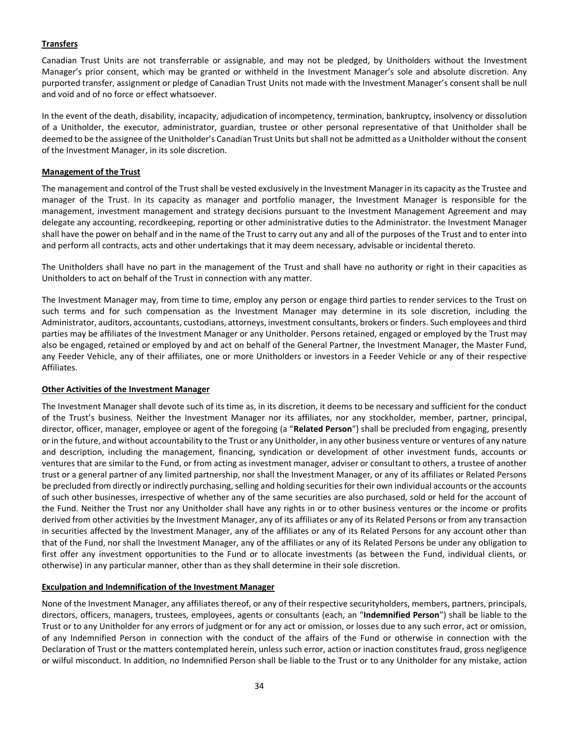**Transfers**

Canadian Trust Units are not transferrable or assignable, and may not be pledged, by Unitholders without the Investment Manager's prior consent, which may be granted or withheld in the Investment Manager's sole and absolute discretion. Any purported transfer, assignment or pledge of Canadian Trust Units not made with the Investment Manager's consent shall be null and void and of no force or effect whatsoever.

In the event of the death, disability, incapacity, adjudication of incompetency, termination, bankruptcy, insolvency or dissolution of a Unitholder, the executor, administrator, guardian, trustee or other personal representative of that Unitholder shall be deemed to be the assignee of the Unitholder's Canadian Trust Units but shall not be admitted as a Unitholder without the consent of the Investment Manager, in its sole discretion.

**Management of the Trust**

The management and control of the Trust shall be vested exclusively in the Investment Manager in its capacity as the Trustee and manager of the Trust. In its capacity as manager and portfolio manager, the Investment Manager is responsible for the management, investment management and strategy decisions pursuant to the Investment Management Agreement and may delegate any accounting, recordkeeping, reporting or other administrative duties to the Administrator. the Investment Manager shall have the power on behalf and in the name of the Trust to carry out any and all of the purposes of the Trust and to enter into and perform all contracts, acts and other undertakings that it may deem necessary, advisable or incidental thereto.

The Unitholders shall have no part in the management of the Trust and shall have no authority or right in their capacities as Unitholders to act on behalf of the Trust in connection with any matter.

The Investment Manager may, from time to time, employ any person or engage third parties to render services to the Trust on such terms and for such compensation as the Investment Manager may determine in its sole discretion, including the Administrator, auditors, accountants, custodians, attorneys, investment consultants, brokers or finders. Such employees and third parties may be affiliates of the Investment Manager or any Unitholder. Persons retained, engaged or employed by the Trust may also be engaged, retained or employed by and act on behalf of the General Partner, the Investment Manager, the Master Fund, any Feeder Vehicle, any of their affiliates, one or more Unitholders or investors in a Feeder Vehicle or any of their respective Affiliates.

**Other Activities of the Investment Manager**

The Investment Manager shall devote such of its time as, in its discretion, it deems to be necessary and sufficient for the conduct of the Trust's business. Neither the Investment Manager nor its affiliates, nor any stockholder, member, partner, principal, director, officer, manager, employee or agent of the foregoing (a "**Related Person**") shall be precluded from engaging, presently or in the future, and without accountability to the Trust or any Unitholder, in any other business venture or ventures of any nature and description, including the management, financing, syndication or development of other investment funds, accounts or ventures that are similar to the Fund, or from acting as investment manager, adviser or consultant to others, a trustee of another trust or a general partner of any limited partnership, nor shall the Investment Manager, or any of its affiliates or Related Persons be precluded from directly or indirectly purchasing, selling and holding securities for their own individual accounts or the accounts of such other businesses, irrespective of whether any of the same securities are also purchased, sold or held for the account of the Fund. Neither the Trust nor any Unitholder shall have any rights in or to other business ventures or the income or profits derived from other activities by the Investment Manager, any of its affiliates or any of its Related Persons or from any transaction in securities affected by the Investment Manager, any of the affiliates or any of its Related Persons for any account other than that of the Fund, nor shall the Investment Manager, any of the affiliates or any of its Related Persons be under any obligation to first offer any investment opportunities to the Fund or to allocate investments (as between the Fund, individual clients, or otherwise) in any particular manner, other than as they shall determine in their sole discretion.

**Exculpation and Indemnification of the Investment Manager**

None of the Investment Manager, any affiliates thereof, or any of their respective securityholders, members, partners, principals, directors, officers, managers, trustees, employees, agents or consultants (each, an "**Indemnified Person**") shall be liable to the Trust or to any Unitholder for any errors of judgment or for any act or omission, or losses due to any such error, act or omission, of any Indemnified Person in connection with the conduct of the affairs of the Fund or otherwise in connection with the Declaration of Trust or the matters contemplated herein, unless such error, action or inaction constitutes fraud, gross negligence or wilful misconduct. In addition, no Indemnified Person shall be liable to the Trust or to any Unitholder for any mistake, action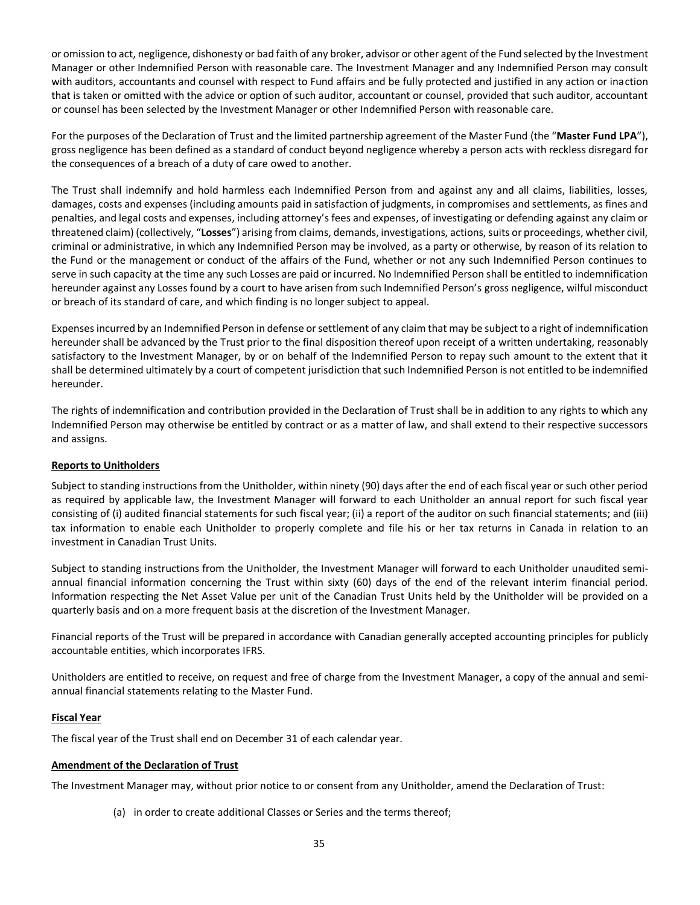or omission to act, negligence, dishonesty or bad faith of any broker, advisor or other agent of the Fund selected by the Investment Manager or other Indemnified Person with reasonable care. The Investment Manager and any Indemnified Person may consult with auditors, accountants and counsel with respect to Fund affairs and be fully protected and justified in any action or inaction that is taken or omitted with the advice or option of such auditor, accountant or counsel, provided that such auditor, accountant or counsel has been selected by the Investment Manager or other Indemnified Person with reasonable care.

For the purposes of the Declaration of Trust and the limited partnership agreement of the Master Fund (the "**Master Fund LPA**"), gross negligence has been defined as a standard of conduct beyond negligence whereby a person acts with reckless disregard for the consequences of a breach of a duty of care owed to another.

The Trust shall indemnify and hold harmless each Indemnified Person from and against any and all claims, liabilities, losses, damages, costs and expenses (including amounts paid in satisfaction of judgments, in compromises and settlements, as fines and penalties, and legal costs and expenses, including attorney's fees and expenses, of investigating or defending against any claim or threatened claim) (collectively, "**Losses**") arising from claims, demands, investigations, actions, suits or proceedings, whether civil, criminal or administrative, in which any Indemnified Person may be involved, as a party or otherwise, by reason of its relation to the Fund or the management or conduct of the affairs of the Fund, whether or not any such Indemnified Person continues to serve in such capacity at the time any such Losses are paid or incurred. No Indemnified Person shall be entitled to indemnification hereunder against any Losses found by a court to have arisen from such Indemnified Person's gross negligence, wilful misconduct or breach of its standard of care, and which finding is no longer subject to appeal.

Expenses incurred by an Indemnified Person in defense or settlement of any claim that may be subject to a right of indemnification hereunder shall be advanced by the Trust prior to the final disposition thereof upon receipt of a written undertaking, reasonably satisfactory to the Investment Manager, by or on behalf of the Indemnified Person to repay such amount to the extent that it shall be determined ultimately by a court of competent jurisdiction that such Indemnified Person is not entitled to be indemnified hereunder.

The rights of indemnification and contribution provided in the Declaration of Trust shall be in addition to any rights to which any Indemnified Person may otherwise be entitled by contract or as a matter of law, and shall extend to their respective successors and assigns.

## Reports to Unitholders

Subject to standing instructions from the Unitholder, within ninety (90) days after the end of each fiscal year or such other period as required by applicable law, the Investment Manager will forward to each Unitholder an annual report for such fiscal year consisting of (i) audited financial statements for such fiscal year; (ii) a report of the auditor on such financial statements; and (iii) tax information to enable each Unitholder to properly complete and file his or her tax returns in Canada in relation to an investment in Canadian Trust Units.

Subject to standing instructions from the Unitholder, the Investment Manager will forward to each Unitholder unaudited semi-annual financial information concerning the Trust within sixty (60) days of the end of the relevant interim financial period. Information respecting the Net Asset Value per unit of the Canadian Trust Units held by the Unitholder will be provided on a quarterly basis and on a more frequent basis at the discretion of the Investment Manager.

Financial reports of the Trust will be prepared in accordance with Canadian generally accepted accounting principles for publicly accountable entities, which incorporates IFRS.

Unitholders are entitled to receive, on request and free of charge from the Investment Manager, a copy of the annual and semi-annual financial statements relating to the Master Fund.

## Fiscal Year

The fiscal year of the Trust shall end on December 31 of each calendar year.

## Amendment of the Declaration of Trust

The Investment Manager may, without prior notice to or consent from any Unitholder, amend the Declaration of Trust:

(a) in order to create additional Classes or Series and the terms thereof;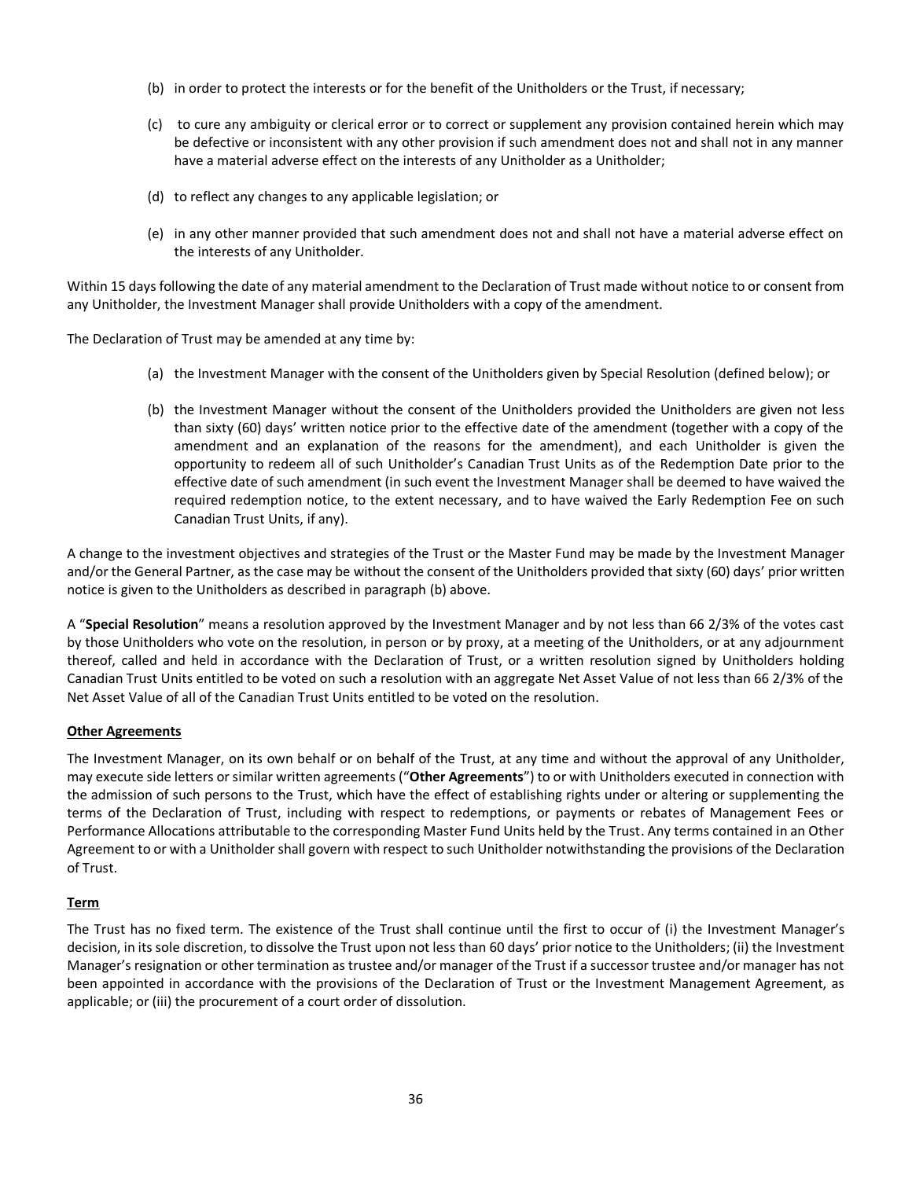(b) in order to protect the interests or for the benefit of the Unitholders or the Trust, if necessary;

(c) to cure any ambiguity or clerical error or to correct or supplement any provision contained herein which may be defective or inconsistent with any other provision if such amendment does not and shall not in any manner have a material adverse effect on the interests of any Unitholder as a Unitholder;

(d) to reflect any changes to any applicable legislation; or

(e) in any other manner provided that such amendment does not and shall not have a material adverse effect on the interests of any Unitholder.

Within 15 days following the date of any material amendment to the Declaration of Trust made without notice to or consent from any Unitholder, the Investment Manager shall provide Unitholders with a copy of the amendment.

The Declaration of Trust may be amended at any time by:

(a) the Investment Manager with the consent of the Unitholders given by Special Resolution (defined below); or

(b) the Investment Manager without the consent of the Unitholders provided the Unitholders are given not less than sixty (60) days' written notice prior to the effective date of the amendment (together with a copy of the amendment and an explanation of the reasons for the amendment), and each Unitholder is given the opportunity to redeem all of such Unitholder's Canadian Trust Units as of the Redemption Date prior to the effective date of such amendment (in such event the Investment Manager shall be deemed to have waived the required redemption notice, to the extent necessary, and to have waived the Early Redemption Fee on such Canadian Trust Units, if any).

A change to the investment objectives and strategies of the Trust or the Master Fund may be made by the Investment Manager and/or the General Partner, as the case may be without the consent of the Unitholders provided that sixty (60) days' prior written notice is given to the Unitholders as described in paragraph (b) above.

A "**Special Resolution**" means a resolution approved by the Investment Manager and by not less than 66 2/3% of the votes cast by those Unitholders who vote on the resolution, in person or by proxy, at a meeting of the Unitholders, or at any adjournment thereof, called and held in accordance with the Declaration of Trust, or a written resolution signed by Unitholders holding Canadian Trust Units entitled to be voted on such a resolution with an aggregate Net Asset Value of not less than 66 2/3% of the Net Asset Value of all of the Canadian Trust Units entitled to be voted on the resolution.

**Other Agreements**

The Investment Manager, on its own behalf or on behalf of the Trust, at any time and without the approval of any Unitholder, may execute side letters or similar written agreements ("**Other Agreements**") to or with Unitholders executed in connection with the admission of such persons to the Trust, which have the effect of establishing rights under or altering or supplementing the terms of the Declaration of Trust, including with respect to redemptions, or payments or rebates of Management Fees or Performance Allocations attributable to the corresponding Master Fund Units held by the Trust. Any terms contained in an Other Agreement to or with a Unitholder shall govern with respect to such Unitholder notwithstanding the provisions of the Declaration of Trust.

**Term**

The Trust has no fixed term. The existence of the Trust shall continue until the first to occur of (i) the Investment Manager's decision, in its sole discretion, to dissolve the Trust upon not less than 60 days' prior notice to the Unitholders; (ii) the Investment Manager's resignation or other termination as trustee and/or manager of the Trust if a successor trustee and/or manager has not been appointed in accordance with the provisions of the Declaration of Trust or the Investment Management Agreement, as applicable; or (iii) the procurement of a court order of dissolution.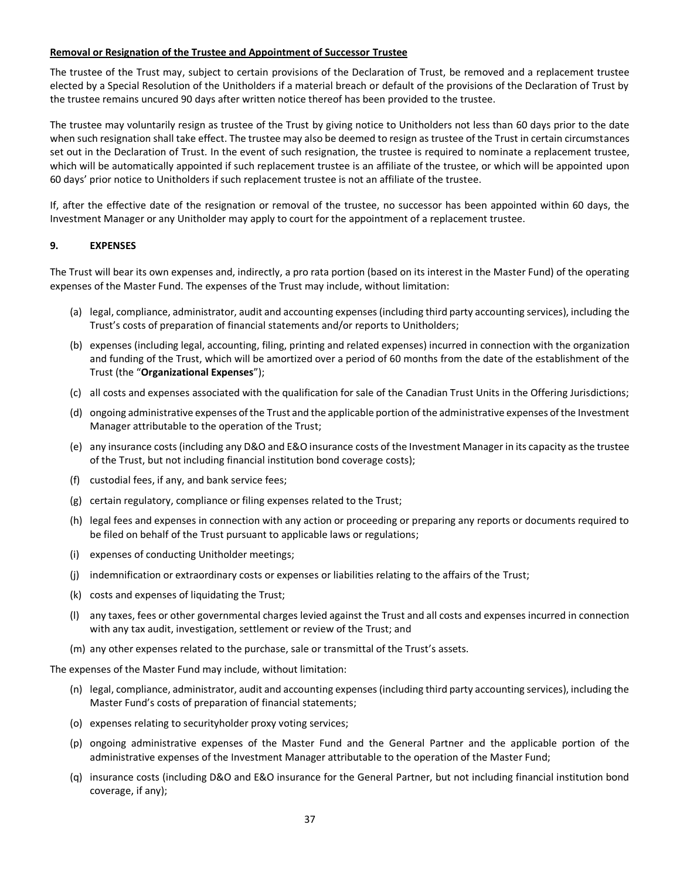**Removal or Resignation of the Trustee and Appointment of Successor Trustee**

The trustee of the Trust may, subject to certain provisions of the Declaration of Trust, be removed and a replacement trustee elected by a Special Resolution of the Unitholders if a material breach or default of the provisions of the Declaration of Trust by the trustee remains uncured 90 days after written notice thereof has been provided to the trustee.

The trustee may voluntarily resign as trustee of the Trust by giving notice to Unitholders not less than 60 days prior to the date when such resignation shall take effect. The trustee may also be deemed to resign as trustee of the Trust in certain circumstances set out in the Declaration of Trust. In the event of such resignation, the trustee is required to nominate a replacement trustee, which will be automatically appointed if such replacement trustee is an affiliate of the trustee, or which will be appointed upon 60 days' prior notice to Unitholders if such replacement trustee is not an affiliate of the trustee.

If, after the effective date of the resignation or removal of the trustee, no successor has been appointed within 60 days, the Investment Manager or any Unitholder may apply to court for the appointment of a replacement trustee.

## 9. EXPENSES

The Trust will bear its own expenses and, indirectly, a pro rata portion (based on its interest in the Master Fund) of the operating expenses of the Master Fund. The expenses of the Trust may include, without limitation:

(a) legal, compliance, administrator, audit and accounting expenses (including third party accounting services), including the Trust's costs of preparation of financial statements and/or reports to Unitholders;

(b) expenses (including legal, accounting, filing, printing and related expenses) incurred in connection with the organization and funding of the Trust, which will be amortized over a period of 60 months from the date of the establishment of the Trust (the "**Organizational Expenses**");

(c) all costs and expenses associated with the qualification for sale of the Canadian Trust Units in the Offering Jurisdictions;

(d) ongoing administrative expenses of the Trust and the applicable portion of the administrative expenses of the Investment Manager attributable to the operation of the Trust;

(e) any insurance costs (including any D&O and E&O insurance costs of the Investment Manager in its capacity as the trustee of the Trust, but not including financial institution bond coverage costs);

(f) custodial fees, if any, and bank service fees;

(g) certain regulatory, compliance or filing expenses related to the Trust;

(h) legal fees and expenses in connection with any action or proceeding or preparing any reports or documents required to be filed on behalf of the Trust pursuant to applicable laws or regulations;

(i) expenses of conducting Unitholder meetings;

(j) indemnification or extraordinary costs or expenses or liabilities relating to the affairs of the Trust;

(k) costs and expenses of liquidating the Trust;

(l) any taxes, fees or other governmental charges levied against the Trust and all costs and expenses incurred in connection with any tax audit, investigation, settlement or review of the Trust; and

(m) any other expenses related to the purchase, sale or transmittal of the Trust's assets.

The expenses of the Master Fund may include, without limitation:

(n) legal, compliance, administrator, audit and accounting expenses (including third party accounting services), including the Master Fund's costs of preparation of financial statements;

(o) expenses relating to securityholder proxy voting services;

(p) ongoing administrative expenses of the Master Fund and the General Partner and the applicable portion of the administrative expenses of the Investment Manager attributable to the operation of the Master Fund;

(q) insurance costs (including D&O and E&O insurance for the General Partner, but not including financial institution bond coverage, if any);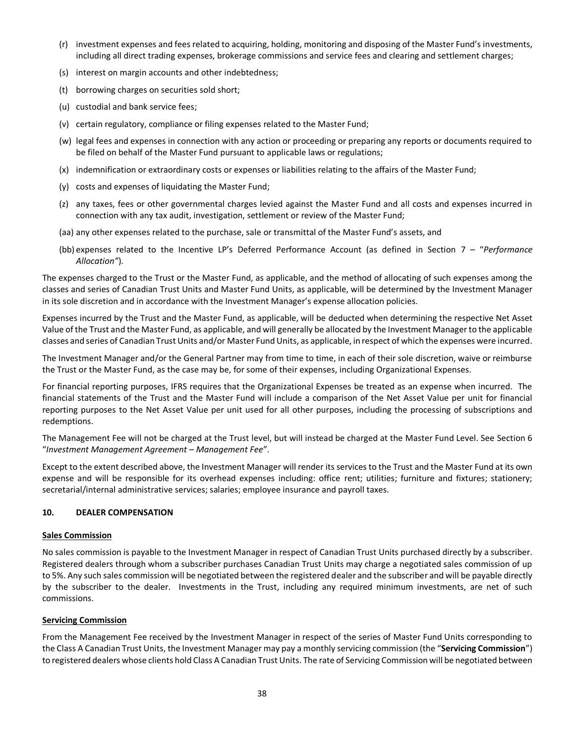(r) investment expenses and fees related to acquiring, holding, monitoring and disposing of the Master Fund's investments, including all direct trading expenses, brokerage commissions and service fees and clearing and settlement charges;

(s) interest on margin accounts and other indebtedness;

(t) borrowing charges on securities sold short;

(u) custodial and bank service fees;

(v) certain regulatory, compliance or filing expenses related to the Master Fund;

(w) legal fees and expenses in connection with any action or proceeding or preparing any reports or documents required to be filed on behalf of the Master Fund pursuant to applicable laws or regulations;

(x) indemnification or extraordinary costs or expenses or liabilities relating to the affairs of the Master Fund;

(y) costs and expenses of liquidating the Master Fund;

(z) any taxes, fees or other governmental charges levied against the Master Fund and all costs and expenses incurred in connection with any tax audit, investigation, settlement or review of the Master Fund;

(aa) any other expenses related to the purchase, sale or transmittal of the Master Fund's assets, and

(bb) expenses related to the Incentive LP's Deferred Performance Account (as defined in Section 7 – "*Performance Allocation"*).

The expenses charged to the Trust or the Master Fund, as applicable, and the method of allocating of such expenses among the classes and series of Canadian Trust Units and Master Fund Units, as applicable, will be determined by the Investment Manager in its sole discretion and in accordance with the Investment Manager's expense allocation policies.

Expenses incurred by the Trust and the Master Fund, as applicable, will be deducted when determining the respective Net Asset Value of the Trust and the Master Fund, as applicable, and will generally be allocated by the Investment Manager to the applicable classes and series of Canadian Trust Units and/or Master Fund Units, as applicable, in respect of which the expenses were incurred.

The Investment Manager and/or the General Partner may from time to time, in each of their sole discretion, waive or reimburse the Trust or the Master Fund, as the case may be, for some of their expenses, including Organizational Expenses.

For financial reporting purposes, IFRS requires that the Organizational Expenses be treated as an expense when incurred. The financial statements of the Trust and the Master Fund will include a comparison of the Net Asset Value per unit for financial reporting purposes to the Net Asset Value per unit used for all other purposes, including the processing of subscriptions and redemptions.

The Management Fee will not be charged at the Trust level, but will instead be charged at the Master Fund Level. See Section 6 "*Investment Management Agreement – Management Fee*".

Except to the extent described above, the Investment Manager will render its services to the Trust and the Master Fund at its own expense and will be responsible for its overhead expenses including: office rent; utilities; furniture and fixtures; stationery; secretarial/internal administrative services; salaries; employee insurance and payroll taxes.

## 10. DEALER COMPENSATION

**Sales Commission**

No sales commission is payable to the Investment Manager in respect of Canadian Trust Units purchased directly by a subscriber. Registered dealers through whom a subscriber purchases Canadian Trust Units may charge a negotiated sales commission of up to 5%. Any such sales commission will be negotiated between the registered dealer and the subscriber and will be payable directly by the subscriber to the dealer. Investments in the Trust, including any required minimum investments, are net of such commissions.

**Servicing Commission**

From the Management Fee received by the Investment Manager in respect of the series of Master Fund Units corresponding to the Class A Canadian Trust Units, the Investment Manager may pay a monthly servicing commission (the "**Servicing Commission**") to registered dealers whose clients hold Class A Canadian Trust Units. The rate of Servicing Commission will be negotiated between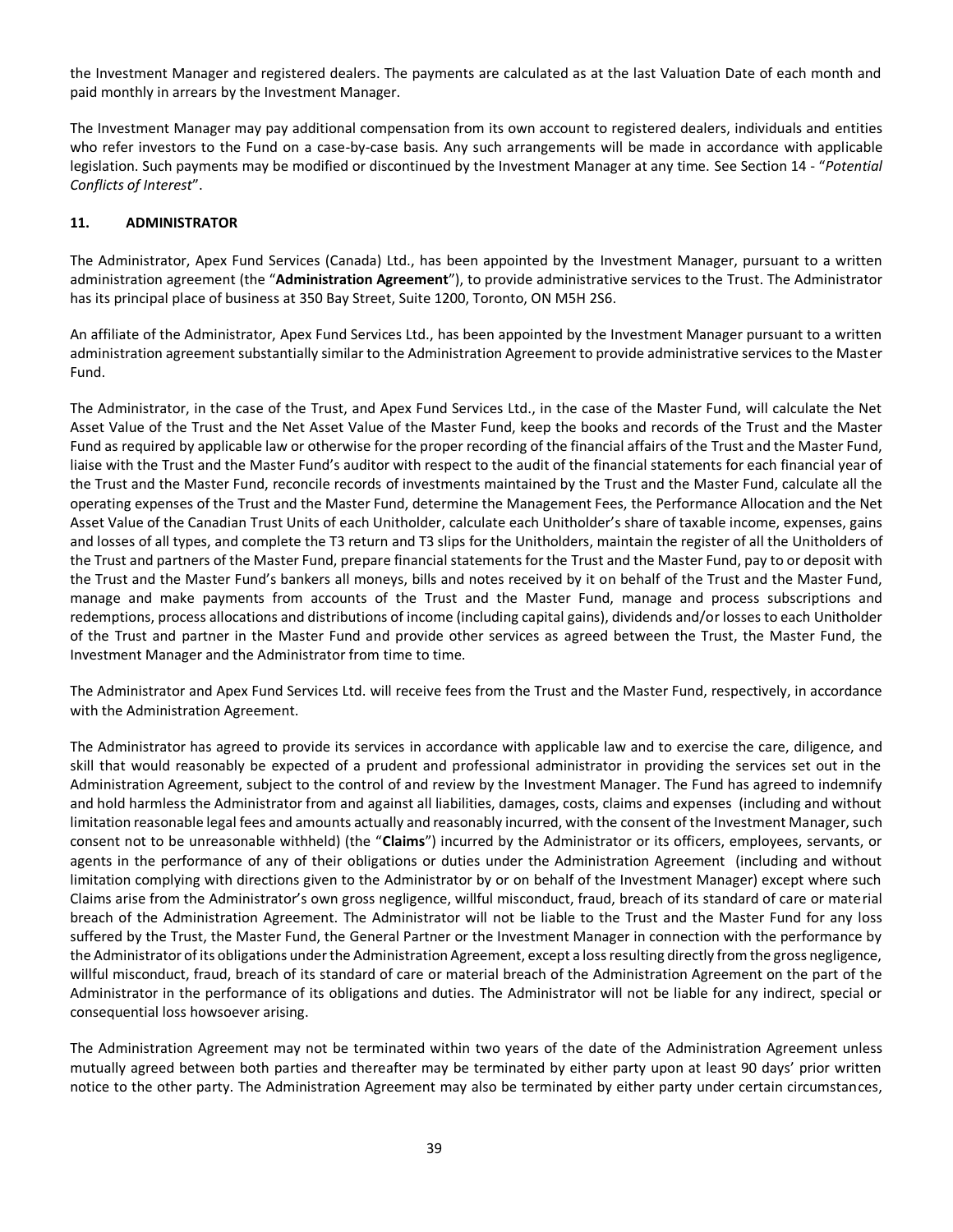the Investment Manager and registered dealers. The payments are calculated as at the last Valuation Date of each month and paid monthly in arrears by the Investment Manager.

The Investment Manager may pay additional compensation from its own account to registered dealers, individuals and entities who refer investors to the Fund on a case-by-case basis. Any such arrangements will be made in accordance with applicable legislation. Such payments may be modified or discontinued by the Investment Manager at any time. See Section 14 - "*Potential Conflicts of Interest*".

## 11. ADMINISTRATOR

The Administrator, Apex Fund Services (Canada) Ltd., has been appointed by the Investment Manager, pursuant to a written administration agreement (the "**Administration Agreement**"), to provide administrative services to the Trust. The Administrator has its principal place of business at 350 Bay Street, Suite 1200, Toronto, ON M5H 2S6.

An affiliate of the Administrator, Apex Fund Services Ltd., has been appointed by the Investment Manager pursuant to a written administration agreement substantially similar to the Administration Agreement to provide administrative services to the Master Fund.

The Administrator, in the case of the Trust, and Apex Fund Services Ltd., in the case of the Master Fund, will calculate the Net Asset Value of the Trust and the Net Asset Value of the Master Fund, keep the books and records of the Trust and the Master Fund as required by applicable law or otherwise for the proper recording of the financial affairs of the Trust and the Master Fund, liaise with the Trust and the Master Fund's auditor with respect to the audit of the financial statements for each financial year of the Trust and the Master Fund, reconcile records of investments maintained by the Trust and the Master Fund, calculate all the operating expenses of the Trust and the Master Fund, determine the Management Fees, the Performance Allocation and the Net Asset Value of the Canadian Trust Units of each Unitholder, calculate each Unitholder's share of taxable income, expenses, gains and losses of all types, and complete the T3 return and T3 slips for the Unitholders, maintain the register of all the Unitholders of the Trust and partners of the Master Fund, prepare financial statements for the Trust and the Master Fund, pay to or deposit with the Trust and the Master Fund's bankers all moneys, bills and notes received by it on behalf of the Trust and the Master Fund, manage and make payments from accounts of the Trust and the Master Fund, manage and process subscriptions and redemptions, process allocations and distributions of income (including capital gains), dividends and/or losses to each Unitholder of the Trust and partner in the Master Fund and provide other services as agreed between the Trust, the Master Fund, the Investment Manager and the Administrator from time to time.

The Administrator and Apex Fund Services Ltd. will receive fees from the Trust and the Master Fund, respectively, in accordance with the Administration Agreement.

The Administrator has agreed to provide its services in accordance with applicable law and to exercise the care, diligence, and skill that would reasonably be expected of a prudent and professional administrator in providing the services set out in the Administration Agreement, subject to the control of and review by the Investment Manager. The Fund has agreed to indemnify and hold harmless the Administrator from and against all liabilities, damages, costs, claims and expenses (including and without limitation reasonable legal fees and amounts actually and reasonably incurred, with the consent of the Investment Manager, such consent not to be unreasonable withheld) (the "**Claims**") incurred by the Administrator or its officers, employees, servants, or agents in the performance of any of their obligations or duties under the Administration Agreement (including and without limitation complying with directions given to the Administrator by or on behalf of the Investment Manager) except where such Claims arise from the Administrator's own gross negligence, willful misconduct, fraud, breach of its standard of care or material breach of the Administration Agreement. The Administrator will not be liable to the Trust and the Master Fund for any loss suffered by the Trust, the Master Fund, the General Partner or the Investment Manager in connection with the performance by the Administrator of its obligations under the Administration Agreement, except a loss resulting directly from the gross negligence, willful misconduct, fraud, breach of its standard of care or material breach of the Administration Agreement on the part of the Administrator in the performance of its obligations and duties. The Administrator will not be liable for any indirect, special or consequential loss howsoever arising.

The Administration Agreement may not be terminated within two years of the date of the Administration Agreement unless mutually agreed between both parties and thereafter may be terminated by either party upon at least 90 days' prior written notice to the other party. The Administration Agreement may also be terminated by either party under certain circumstances,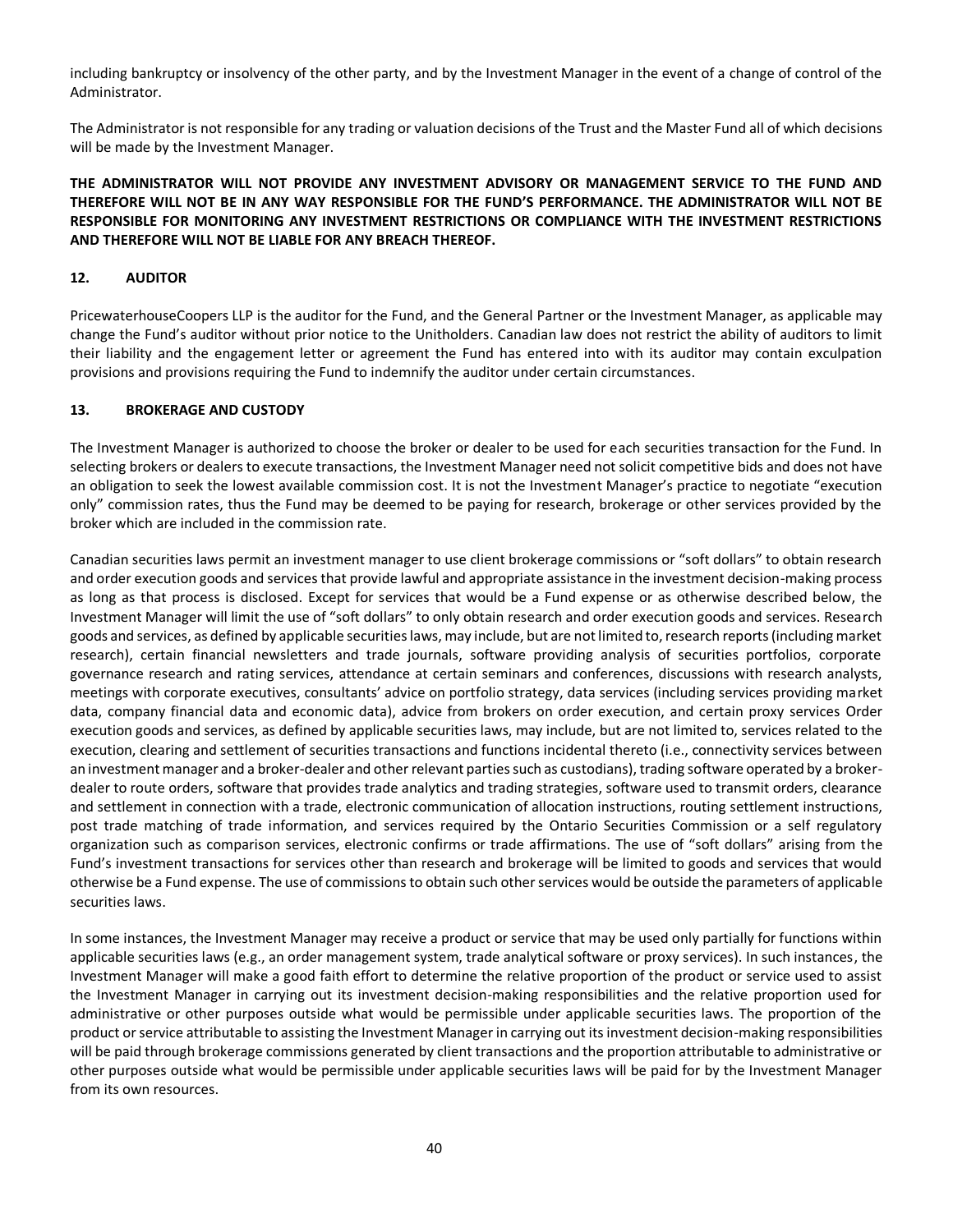including bankruptcy or insolvency of the other party, and by the Investment Manager in the event of a change of control of the Administrator.

The Administrator is not responsible for any trading or valuation decisions of the Trust and the Master Fund all of which decisions will be made by the Investment Manager.

**THE ADMINISTRATOR WILL NOT PROVIDE ANY INVESTMENT ADVISORY OR MANAGEMENT SERVICE TO THE FUND AND THEREFORE WILL NOT BE IN ANY WAY RESPONSIBLE FOR THE FUND'S PERFORMANCE. THE ADMINISTRATOR WILL NOT BE RESPONSIBLE FOR MONITORING ANY INVESTMENT RESTRICTIONS OR COMPLIANCE WITH THE INVESTMENT RESTRICTIONS AND THEREFORE WILL NOT BE LIABLE FOR ANY BREACH THEREOF.**

## 12. AUDITOR

PricewaterhouseCoopers LLP is the auditor for the Fund, and the General Partner or the Investment Manager, as applicable may change the Fund's auditor without prior notice to the Unitholders. Canadian law does not restrict the ability of auditors to limit their liability and the engagement letter or agreement the Fund has entered into with its auditor may contain exculpation provisions and provisions requiring the Fund to indemnify the auditor under certain circumstances.

## 13. BROKERAGE AND CUSTODY

The Investment Manager is authorized to choose the broker or dealer to be used for each securities transaction for the Fund. In selecting brokers or dealers to execute transactions, the Investment Manager need not solicit competitive bids and does not have an obligation to seek the lowest available commission cost. It is not the Investment Manager's practice to negotiate "execution only" commission rates, thus the Fund may be deemed to be paying for research, brokerage or other services provided by the broker which are included in the commission rate.

Canadian securities laws permit an investment manager to use client brokerage commissions or "soft dollars" to obtain research and order execution goods and services that provide lawful and appropriate assistance in the investment decision-making process as long as that process is disclosed. Except for services that would be a Fund expense or as otherwise described below, the Investment Manager will limit the use of "soft dollars" to only obtain research and order execution goods and services. Research goods and services, as defined by applicable securities laws, may include, but are not limited to, research reports (including market research), certain financial newsletters and trade journals, software providing analysis of securities portfolios, corporate governance research and rating services, attendance at certain seminars and conferences, discussions with research analysts, meetings with corporate executives, consultants' advice on portfolio strategy, data services (including services providing market data, company financial data and economic data), advice from brokers on order execution, and certain proxy services Order execution goods and services, as defined by applicable securities laws, may include, but are not limited to, services related to the execution, clearing and settlement of securities transactions and functions incidental thereto (i.e., connectivity services between an investment manager and a broker-dealer and other relevant parties such as custodians), trading software operated by a broker-dealer to route orders, software that provides trade analytics and trading strategies, software used to transmit orders, clearance and settlement in connection with a trade, electronic communication of allocation instructions, routing settlement instructions, post trade matching of trade information, and services required by the Ontario Securities Commission or a self regulatory organization such as comparison services, electronic confirms or trade affirmations. The use of "soft dollars" arising from the Fund's investment transactions for services other than research and brokerage will be limited to goods and services that would otherwise be a Fund expense. The use of commissions to obtain such other services would be outside the parameters of applicable securities laws.

In some instances, the Investment Manager may receive a product or service that may be used only partially for functions within applicable securities laws (e.g., an order management system, trade analytical software or proxy services). In such instances, the Investment Manager will make a good faith effort to determine the relative proportion of the product or service used to assist the Investment Manager in carrying out its investment decision-making responsibilities and the relative proportion used for administrative or other purposes outside what would be permissible under applicable securities laws. The proportion of the product or service attributable to assisting the Investment Manager in carrying out its investment decision-making responsibilities will be paid through brokerage commissions generated by client transactions and the proportion attributable to administrative or other purposes outside what would be permissible under applicable securities laws will be paid for by the Investment Manager from its own resources.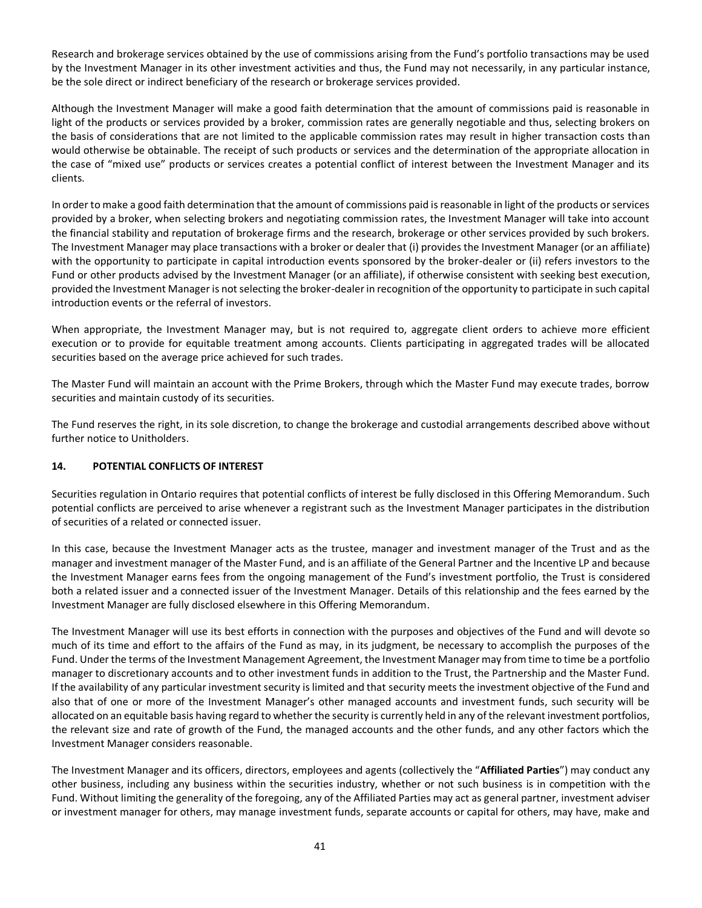Research and brokerage services obtained by the use of commissions arising from the Fund's portfolio transactions may be used by the Investment Manager in its other investment activities and thus, the Fund may not necessarily, in any particular instance, be the sole direct or indirect beneficiary of the research or brokerage services provided.

Although the Investment Manager will make a good faith determination that the amount of commissions paid is reasonable in light of the products or services provided by a broker, commission rates are generally negotiable and thus, selecting brokers on the basis of considerations that are not limited to the applicable commission rates may result in higher transaction costs than would otherwise be obtainable. The receipt of such products or services and the determination of the appropriate allocation in the case of "mixed use" products or services creates a potential conflict of interest between the Investment Manager and its clients.

In order to make a good faith determination that the amount of commissions paid is reasonable in light of the products or services provided by a broker, when selecting brokers and negotiating commission rates, the Investment Manager will take into account the financial stability and reputation of brokerage firms and the research, brokerage or other services provided by such brokers. The Investment Manager may place transactions with a broker or dealer that (i) provides the Investment Manager (or an affiliate) with the opportunity to participate in capital introduction events sponsored by the broker-dealer or (ii) refers investors to the Fund or other products advised by the Investment Manager (or an affiliate), if otherwise consistent with seeking best execution, provided the Investment Manager is not selecting the broker-dealer in recognition of the opportunity to participate in such capital introduction events or the referral of investors.

When appropriate, the Investment Manager may, but is not required to, aggregate client orders to achieve more efficient execution or to provide for equitable treatment among accounts. Clients participating in aggregated trades will be allocated securities based on the average price achieved for such trades.

The Master Fund will maintain an account with the Prime Brokers, through which the Master Fund may execute trades, borrow securities and maintain custody of its securities.

The Fund reserves the right, in its sole discretion, to change the brokerage and custodial arrangements described above without further notice to Unitholders.

## 14. POTENTIAL CONFLICTS OF INTEREST

Securities regulation in Ontario requires that potential conflicts of interest be fully disclosed in this Offering Memorandum. Such potential conflicts are perceived to arise whenever a registrant such as the Investment Manager participates in the distribution of securities of a related or connected issuer.

In this case, because the Investment Manager acts as the trustee, manager and investment manager of the Trust and as the manager and investment manager of the Master Fund, and is an affiliate of the General Partner and the Incentive LP and because the Investment Manager earns fees from the ongoing management of the Fund's investment portfolio, the Trust is considered both a related issuer and a connected issuer of the Investment Manager. Details of this relationship and the fees earned by the Investment Manager are fully disclosed elsewhere in this Offering Memorandum.

The Investment Manager will use its best efforts in connection with the purposes and objectives of the Fund and will devote so much of its time and effort to the affairs of the Fund as may, in its judgment, be necessary to accomplish the purposes of the Fund. Under the terms of the Investment Management Agreement, the Investment Manager may from time to time be a portfolio manager to discretionary accounts and to other investment funds in addition to the Trust, the Partnership and the Master Fund. If the availability of any particular investment security is limited and that security meets the investment objective of the Fund and also that of one or more of the Investment Manager's other managed accounts and investment funds, such security will be allocated on an equitable basis having regard to whether the security is currently held in any of the relevant investment portfolios, the relevant size and rate of growth of the Fund, the managed accounts and the other funds, and any other factors which the Investment Manager considers reasonable.

The Investment Manager and its officers, directors, employees and agents (collectively the "**Affiliated Parties**") may conduct any other business, including any business within the securities industry, whether or not such business is in competition with the Fund. Without limiting the generality of the foregoing, any of the Affiliated Parties may act as general partner, investment adviser or investment manager for others, may manage investment funds, separate accounts or capital for others, may have, make and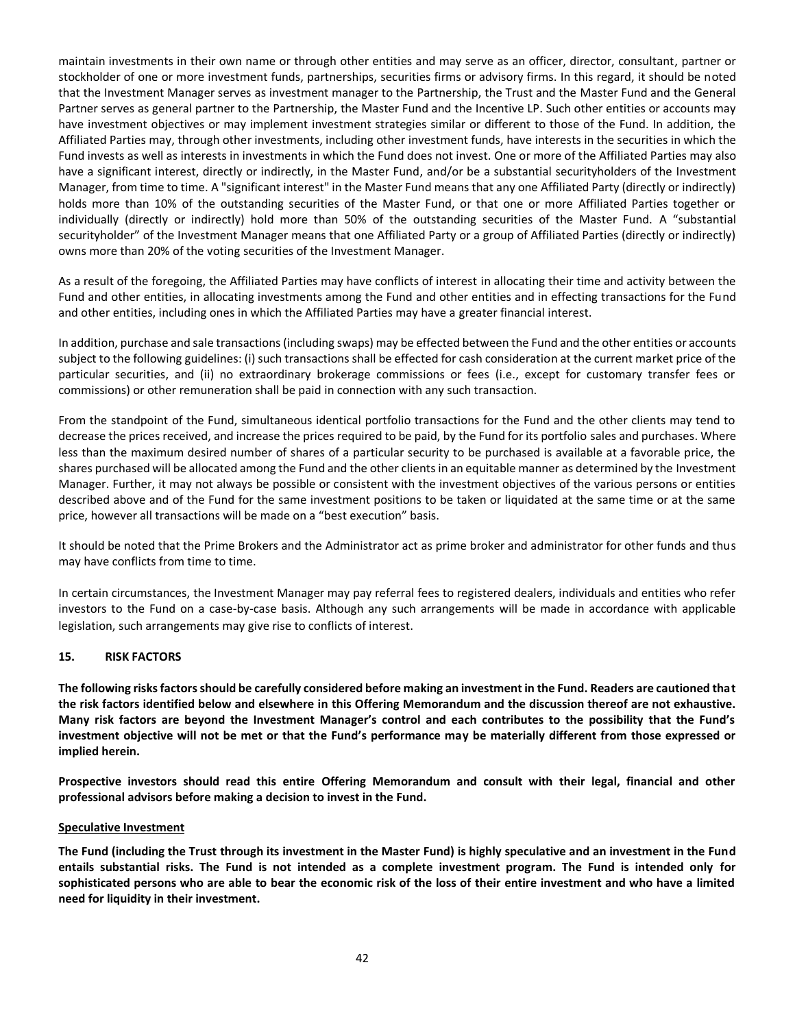maintain investments in their own name or through other entities and may serve as an officer, director, consultant, partner or stockholder of one or more investment funds, partnerships, securities firms or advisory firms. In this regard, it should be noted that the Investment Manager serves as investment manager to the Partnership, the Trust and the Master Fund and the General Partner serves as general partner to the Partnership, the Master Fund and the Incentive LP. Such other entities or accounts may have investment objectives or may implement investment strategies similar or different to those of the Fund. In addition, the Affiliated Parties may, through other investments, including other investment funds, have interests in the securities in which the Fund invests as well as interests in investments in which the Fund does not invest. One or more of the Affiliated Parties may also have a significant interest, directly or indirectly, in the Master Fund, and/or be a substantial securityholders of the Investment Manager, from time to time. A "significant interest" in the Master Fund means that any one Affiliated Party (directly or indirectly) holds more than 10% of the outstanding securities of the Master Fund, or that one or more Affiliated Parties together or individually (directly or indirectly) hold more than 50% of the outstanding securities of the Master Fund. A "substantial securityholder" of the Investment Manager means that one Affiliated Party or a group of Affiliated Parties (directly or indirectly) owns more than 20% of the voting securities of the Investment Manager.

As a result of the foregoing, the Affiliated Parties may have conflicts of interest in allocating their time and activity between the Fund and other entities, in allocating investments among the Fund and other entities and in effecting transactions for the Fund and other entities, including ones in which the Affiliated Parties may have a greater financial interest.

In addition, purchase and sale transactions (including swaps) may be effected between the Fund and the other entities or accounts subject to the following guidelines: (i) such transactions shall be effected for cash consideration at the current market price of the particular securities, and (ii) no extraordinary brokerage commissions or fees (i.e., except for customary transfer fees or commissions) or other remuneration shall be paid in connection with any such transaction.

From the standpoint of the Fund, simultaneous identical portfolio transactions for the Fund and the other clients may tend to decrease the prices received, and increase the prices required to be paid, by the Fund for its portfolio sales and purchases. Where less than the maximum desired number of shares of a particular security to be purchased is available at a favorable price, the shares purchased will be allocated among the Fund and the other clients in an equitable manner as determined by the Investment Manager. Further, it may not always be possible or consistent with the investment objectives of the various persons or entities described above and of the Fund for the same investment positions to be taken or liquidated at the same time or at the same price, however all transactions will be made on a "best execution" basis.

It should be noted that the Prime Brokers and the Administrator act as prime broker and administrator for other funds and thus may have conflicts from time to time.

In certain circumstances, the Investment Manager may pay referral fees to registered dealers, individuals and entities who refer investors to the Fund on a case-by-case basis. Although any such arrangements will be made in accordance with applicable legislation, such arrangements may give rise to conflicts of interest.

## 15. RISK FACTORS

**The following risks factors should be carefully considered before making an investment in the Fund. Readers are cautioned that the risk factors identified below and elsewhere in this Offering Memorandum and the discussion thereof are not exhaustive. Many risk factors are beyond the Investment Manager's control and each contributes to the possibility that the Fund's investment objective will not be met or that the Fund's performance may be materially different from those expressed or implied herein.**

**Prospective investors should read this entire Offering Memorandum and consult with their legal, financial and other professional advisors before making a decision to invest in the Fund.**

### Speculative Investment

**The Fund (including the Trust through its investment in the Master Fund) is highly speculative and an investment in the Fund entails substantial risks. The Fund is not intended as a complete investment program. The Fund is intended only for sophisticated persons who are able to bear the economic risk of the loss of their entire investment and who have a limited need for liquidity in their investment.**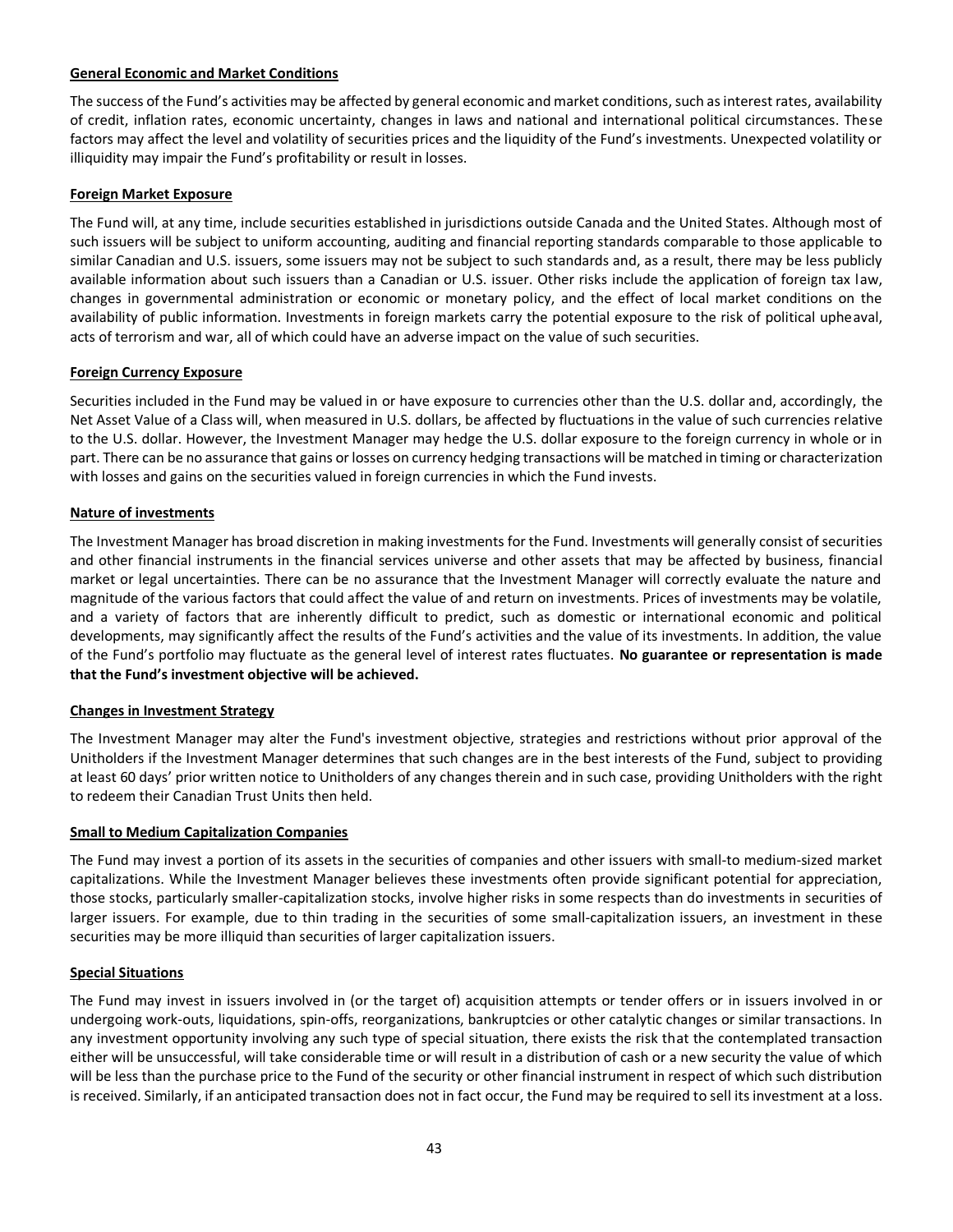**General Economic and Market Conditions**

The success of the Fund's activities may be affected by general economic and market conditions, such as interest rates, availability of credit, inflation rates, economic uncertainty, changes in laws and national and international political circumstances. These factors may affect the level and volatility of securities prices and the liquidity of the Fund's investments. Unexpected volatility or illiquidity may impair the Fund's profitability or result in losses.

**Foreign Market Exposure**

The Fund will, at any time, include securities established in jurisdictions outside Canada and the United States. Although most of such issuers will be subject to uniform accounting, auditing and financial reporting standards comparable to those applicable to similar Canadian and U.S. issuers, some issuers may not be subject to such standards and, as a result, there may be less publicly available information about such issuers than a Canadian or U.S. issuer. Other risks include the application of foreign tax law, changes in governmental administration or economic or monetary policy, and the effect of local market conditions on the availability of public information. Investments in foreign markets carry the potential exposure to the risk of political upheaval, acts of terrorism and war, all of which could have an adverse impact on the value of such securities.

**Foreign Currency Exposure**

Securities included in the Fund may be valued in or have exposure to currencies other than the U.S. dollar and, accordingly, the Net Asset Value of a Class will, when measured in U.S. dollars, be affected by fluctuations in the value of such currencies relative to the U.S. dollar. However, the Investment Manager may hedge the U.S. dollar exposure to the foreign currency in whole or in part. There can be no assurance that gains or losses on currency hedging transactions will be matched in timing or characterization with losses and gains on the securities valued in foreign currencies in which the Fund invests.

**Nature of investments**

The Investment Manager has broad discretion in making investments for the Fund. Investments will generally consist of securities and other financial instruments in the financial services universe and other assets that may be affected by business, financial market or legal uncertainties. There can be no assurance that the Investment Manager will correctly evaluate the nature and magnitude of the various factors that could affect the value of and return on investments. Prices of investments may be volatile, and a variety of factors that are inherently difficult to predict, such as domestic or international economic and political developments, may significantly affect the results of the Fund's activities and the value of its investments. In addition, the value of the Fund's portfolio may fluctuate as the general level of interest rates fluctuates. **No guarantee or representation is made that the Fund's investment objective will be achieved.**

**Changes in Investment Strategy**

The Investment Manager may alter the Fund's investment objective, strategies and restrictions without prior approval of the Unitholders if the Investment Manager determines that such changes are in the best interests of the Fund, subject to providing at least 60 days' prior written notice to Unitholders of any changes therein and in such case, providing Unitholders with the right to redeem their Canadian Trust Units then held.

**Small to Medium Capitalization Companies**

The Fund may invest a portion of its assets in the securities of companies and other issuers with small-to medium-sized market capitalizations. While the Investment Manager believes these investments often provide significant potential for appreciation, those stocks, particularly smaller-capitalization stocks, involve higher risks in some respects than do investments in securities of larger issuers. For example, due to thin trading in the securities of some small-capitalization issuers, an investment in these securities may be more illiquid than securities of larger capitalization issuers.

**Special Situations**

The Fund may invest in issuers involved in (or the target of) acquisition attempts or tender offers or in issuers involved in or undergoing work-outs, liquidations, spin-offs, reorganizations, bankruptcies or other catalytic changes or similar transactions. In any investment opportunity involving any such type of special situation, there exists the risk that the contemplated transaction either will be unsuccessful, will take considerable time or will result in a distribution of cash or a new security the value of which will be less than the purchase price to the Fund of the security or other financial instrument in respect of which such distribution is received. Similarly, if an anticipated transaction does not in fact occur, the Fund may be required to sell its investment at a loss.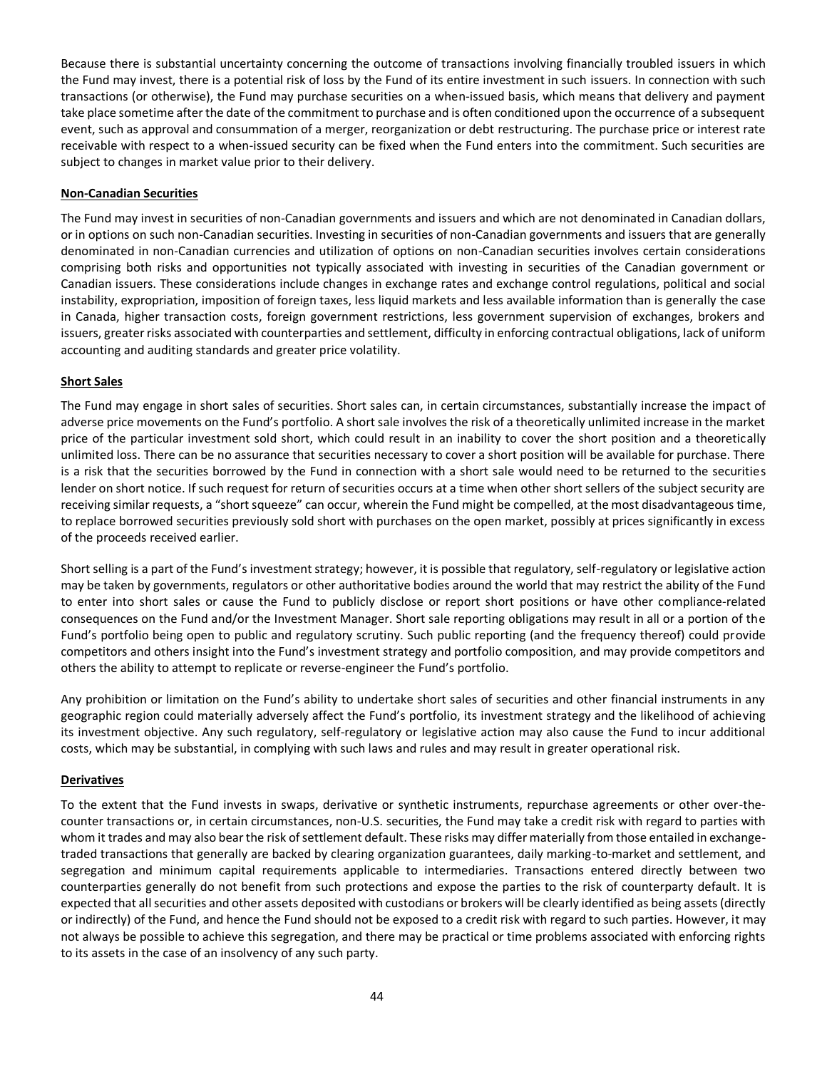Because there is substantial uncertainty concerning the outcome of transactions involving financially troubled issuers in which the Fund may invest, there is a potential risk of loss by the Fund of its entire investment in such issuers. In connection with such transactions (or otherwise), the Fund may purchase securities on a when-issued basis, which means that delivery and payment take place sometime after the date of the commitment to purchase and is often conditioned upon the occurrence of a subsequent event, such as approval and consummation of a merger, reorganization or debt restructuring. The purchase price or interest rate receivable with respect to a when-issued security can be fixed when the Fund enters into the commitment. Such securities are subject to changes in market value prior to their delivery.

**Non-Canadian Securities**

The Fund may invest in securities of non-Canadian governments and issuers and which are not denominated in Canadian dollars, or in options on such non-Canadian securities. Investing in securities of non-Canadian governments and issuers that are generally denominated in non-Canadian currencies and utilization of options on non-Canadian securities involves certain considerations comprising both risks and opportunities not typically associated with investing in securities of the Canadian government or Canadian issuers. These considerations include changes in exchange rates and exchange control regulations, political and social instability, expropriation, imposition of foreign taxes, less liquid markets and less available information than is generally the case in Canada, higher transaction costs, foreign government restrictions, less government supervision of exchanges, brokers and issuers, greater risks associated with counterparties and settlement, difficulty in enforcing contractual obligations, lack of uniform accounting and auditing standards and greater price volatility.

**Short Sales**

The Fund may engage in short sales of securities. Short sales can, in certain circumstances, substantially increase the impact of adverse price movements on the Fund's portfolio. A short sale involves the risk of a theoretically unlimited increase in the market price of the particular investment sold short, which could result in an inability to cover the short position and a theoretically unlimited loss. There can be no assurance that securities necessary to cover a short position will be available for purchase. There is a risk that the securities borrowed by the Fund in connection with a short sale would need to be returned to the securities lender on short notice. If such request for return of securities occurs at a time when other short sellers of the subject security are receiving similar requests, a "short squeeze" can occur, wherein the Fund might be compelled, at the most disadvantageous time, to replace borrowed securities previously sold short with purchases on the open market, possibly at prices significantly in excess of the proceeds received earlier.

Short selling is a part of the Fund's investment strategy; however, it is possible that regulatory, self-regulatory or legislative action may be taken by governments, regulators or other authoritative bodies around the world that may restrict the ability of the Fund to enter into short sales or cause the Fund to publicly disclose or report short positions or have other compliance-related consequences on the Fund and/or the Investment Manager. Short sale reporting obligations may result in all or a portion of the Fund's portfolio being open to public and regulatory scrutiny. Such public reporting (and the frequency thereof) could provide competitors and others insight into the Fund's investment strategy and portfolio composition, and may provide competitors and others the ability to attempt to replicate or reverse-engineer the Fund's portfolio.

Any prohibition or limitation on the Fund's ability to undertake short sales of securities and other financial instruments in any geographic region could materially adversely affect the Fund's portfolio, its investment strategy and the likelihood of achieving its investment objective. Any such regulatory, self-regulatory or legislative action may also cause the Fund to incur additional costs, which may be substantial, in complying with such laws and rules and may result in greater operational risk.

**Derivatives**

To the extent that the Fund invests in swaps, derivative or synthetic instruments, repurchase agreements or other over-the-counter transactions or, in certain circumstances, non-U.S. securities, the Fund may take a credit risk with regard to parties with whom it trades and may also bear the risk of settlement default. These risks may differ materially from those entailed in exchange-traded transactions that generally are backed by clearing organization guarantees, daily marking-to-market and settlement, and segregation and minimum capital requirements applicable to intermediaries. Transactions entered directly between two counterparties generally do not benefit from such protections and expose the parties to the risk of counterparty default. It is expected that all securities and other assets deposited with custodians or brokers will be clearly identified as being assets (directly or indirectly) of the Fund, and hence the Fund should not be exposed to a credit risk with regard to such parties. However, it may not always be possible to achieve this segregation, and there may be practical or time problems associated with enforcing rights to its assets in the case of an insolvency of any such party.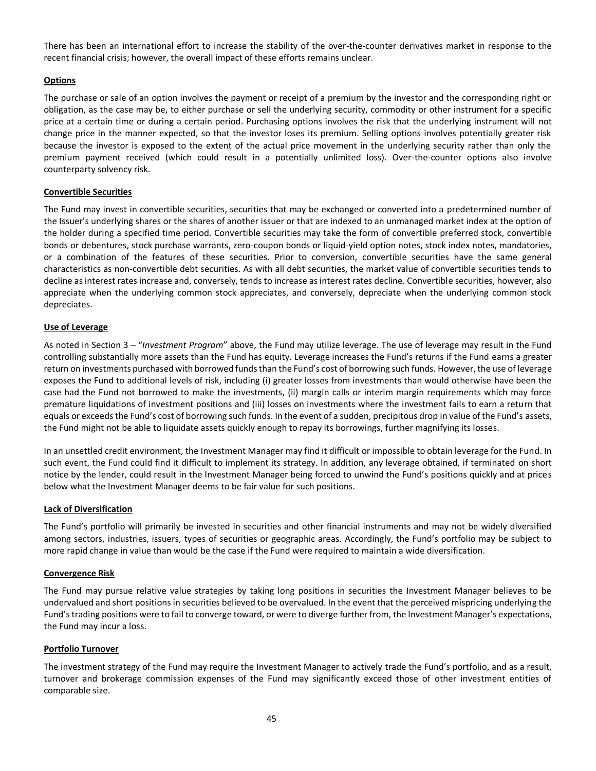There has been an international effort to increase the stability of the over-the-counter derivatives market in response to the recent financial crisis; however, the overall impact of these efforts remains unclear.

## Options

The purchase or sale of an option involves the payment or receipt of a premium by the investor and the corresponding right or obligation, as the case may be, to either purchase or sell the underlying security, commodity or other instrument for a specific price at a certain time or during a certain period. Purchasing options involves the risk that the underlying instrument will not change price in the manner expected, so that the investor loses its premium. Selling options involves potentially greater risk because the investor is exposed to the extent of the actual price movement in the underlying security rather than only the premium payment received (which could result in a potentially unlimited loss). Over-the-counter options also involve counterparty solvency risk.

## Convertible Securities

The Fund may invest in convertible securities, securities that may be exchanged or converted into a predetermined number of the Issuer's underlying shares or the shares of another issuer or that are indexed to an unmanaged market index at the option of the holder during a specified time period. Convertible securities may take the form of convertible preferred stock, convertible bonds or debentures, stock purchase warrants, zero-coupon bonds or liquid-yield option notes, stock index notes, mandatories, or a combination of the features of these securities. Prior to conversion, convertible securities have the same general characteristics as non-convertible debt securities. As with all debt securities, the market value of convertible securities tends to decline as interest rates increase and, conversely, tends to increase as interest rates decline. Convertible securities, however, also appreciate when the underlying common stock appreciates, and conversely, depreciate when the underlying common stock depreciates.

## Use of Leverage

As noted in Section 3 – "*Investment Program*" above, the Fund may utilize leverage. The use of leverage may result in the Fund controlling substantially more assets than the Fund has equity. Leverage increases the Fund's returns if the Fund earns a greater return on investments purchased with borrowed funds than the Fund's cost of borrowing such funds. However, the use of leverage exposes the Fund to additional levels of risk, including (i) greater losses from investments than would otherwise have been the case had the Fund not borrowed to make the investments, (ii) margin calls or interim margin requirements which may force premature liquidations of investment positions and (iii) losses on investments where the investment fails to earn a return that equals or exceeds the Fund's cost of borrowing such funds. In the event of a sudden, precipitous drop in value of the Fund's assets, the Fund might not be able to liquidate assets quickly enough to repay its borrowings, further magnifying its losses.

In an unsettled credit environment, the Investment Manager may find it difficult or impossible to obtain leverage for the Fund. In such event, the Fund could find it difficult to implement its strategy. In addition, any leverage obtained, if terminated on short notice by the lender, could result in the Investment Manager being forced to unwind the Fund's positions quickly and at prices below what the Investment Manager deems to be fair value for such positions.

## Lack of Diversification

The Fund's portfolio will primarily be invested in securities and other financial instruments and may not be widely diversified among sectors, industries, issuers, types of securities or geographic areas. Accordingly, the Fund's portfolio may be subject to more rapid change in value than would be the case if the Fund were required to maintain a wide diversification.

## Convergence Risk

The Fund may pursue relative value strategies by taking long positions in securities the Investment Manager believes to be undervalued and short positions in securities believed to be overvalued. In the event that the perceived mispricing underlying the Fund's trading positions were to fail to converge toward, or were to diverge further from, the Investment Manager's expectations, the Fund may incur a loss.

## Portfolio Turnover

The investment strategy of the Fund may require the Investment Manager to actively trade the Fund's portfolio, and as a result, turnover and brokerage commission expenses of the Fund may significantly exceed those of other investment entities of comparable size.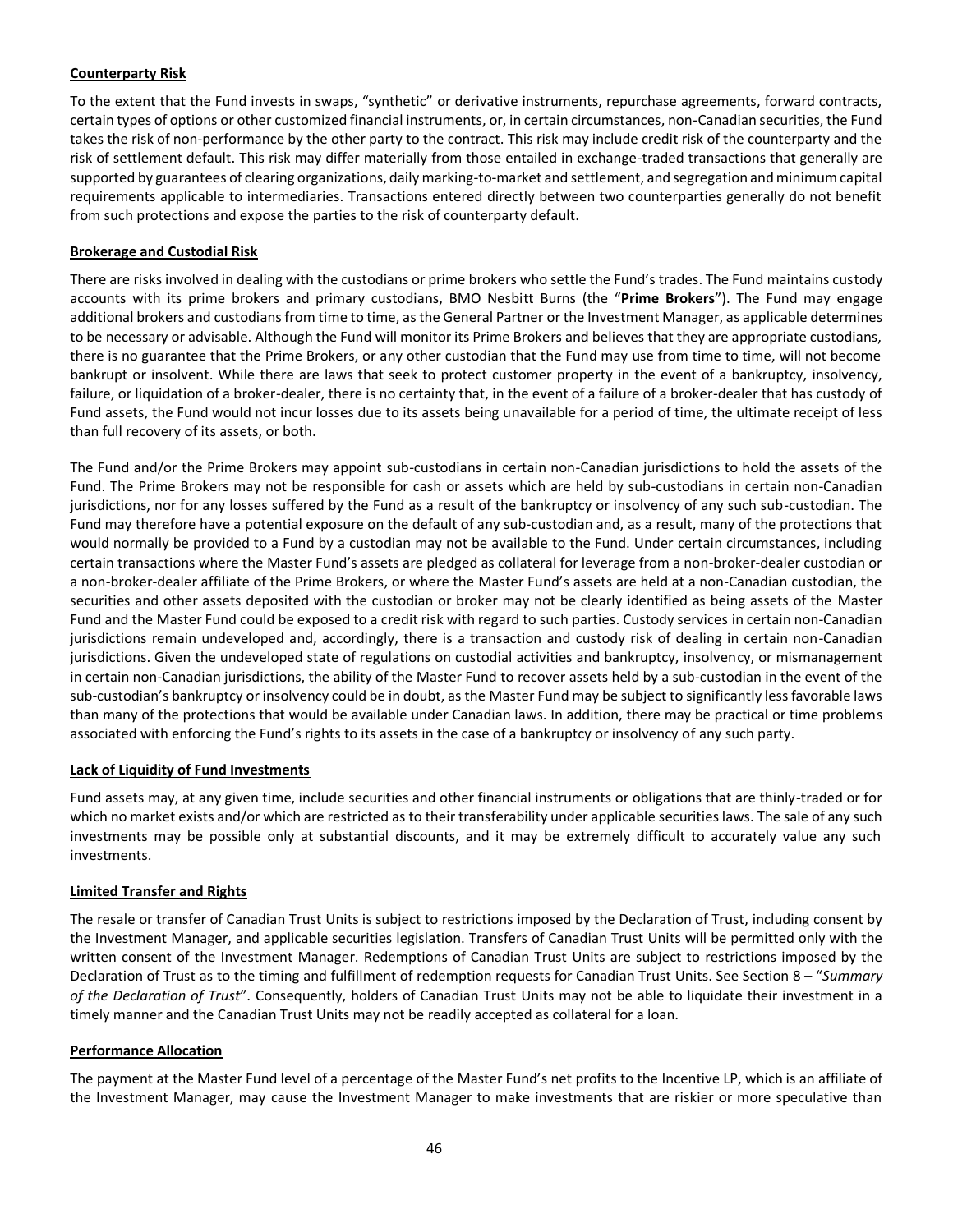**Counterparty Risk**

To the extent that the Fund invests in swaps, "synthetic" or derivative instruments, repurchase agreements, forward contracts, certain types of options or other customized financial instruments, or, in certain circumstances, non-Canadian securities, the Fund takes the risk of non-performance by the other party to the contract. This risk may include credit risk of the counterparty and the risk of settlement default. This risk may differ materially from those entailed in exchange-traded transactions that generally are supported by guarantees of clearing organizations, daily marking-to-market and settlement, and segregation and minimum capital requirements applicable to intermediaries. Transactions entered directly between two counterparties generally do not benefit from such protections and expose the parties to the risk of counterparty default.

**Brokerage and Custodial Risk**

There are risks involved in dealing with the custodians or prime brokers who settle the Fund's trades. The Fund maintains custody accounts with its prime brokers and primary custodians, BMO Nesbitt Burns (the "**Prime Brokers**"). The Fund may engage additional brokers and custodians from time to time, as the General Partner or the Investment Manager, as applicable determines to be necessary or advisable. Although the Fund will monitor its Prime Brokers and believes that they are appropriate custodians, there is no guarantee that the Prime Brokers, or any other custodian that the Fund may use from time to time, will not become bankrupt or insolvent. While there are laws that seek to protect customer property in the event of a bankruptcy, insolvency, failure, or liquidation of a broker-dealer, there is no certainty that, in the event of a failure of a broker-dealer that has custody of Fund assets, the Fund would not incur losses due to its assets being unavailable for a period of time, the ultimate receipt of less than full recovery of its assets, or both.

The Fund and/or the Prime Brokers may appoint sub-custodians in certain non-Canadian jurisdictions to hold the assets of the Fund. The Prime Brokers may not be responsible for cash or assets which are held by sub-custodians in certain non-Canadian jurisdictions, nor for any losses suffered by the Fund as a result of the bankruptcy or insolvency of any such sub-custodian. The Fund may therefore have a potential exposure on the default of any sub-custodian and, as a result, many of the protections that would normally be provided to a Fund by a custodian may not be available to the Fund. Under certain circumstances, including certain transactions where the Master Fund's assets are pledged as collateral for leverage from a non-broker-dealer custodian or a non-broker-dealer affiliate of the Prime Brokers, or where the Master Fund's assets are held at a non-Canadian custodian, the securities and other assets deposited with the custodian or broker may not be clearly identified as being assets of the Master Fund and the Master Fund could be exposed to a credit risk with regard to such parties. Custody services in certain non-Canadian jurisdictions remain undeveloped and, accordingly, there is a transaction and custody risk of dealing in certain non-Canadian jurisdictions. Given the undeveloped state of regulations on custodial activities and bankruptcy, insolvency, or mismanagement in certain non-Canadian jurisdictions, the ability of the Master Fund to recover assets held by a sub-custodian in the event of the sub-custodian's bankruptcy or insolvency could be in doubt, as the Master Fund may be subject to significantly less favorable laws than many of the protections that would be available under Canadian laws. In addition, there may be practical or time problems associated with enforcing the Fund's rights to its assets in the case of a bankruptcy or insolvency of any such party.

**Lack of Liquidity of Fund Investments**

Fund assets may, at any given time, include securities and other financial instruments or obligations that are thinly-traded or for which no market exists and/or which are restricted as to their transferability under applicable securities laws. The sale of any such investments may be possible only at substantial discounts, and it may be extremely difficult to accurately value any such investments.

**Limited Transfer and Rights**

The resale or transfer of Canadian Trust Units is subject to restrictions imposed by the Declaration of Trust, including consent by the Investment Manager, and applicable securities legislation. Transfers of Canadian Trust Units will be permitted only with the written consent of the Investment Manager. Redemptions of Canadian Trust Units are subject to restrictions imposed by the Declaration of Trust as to the timing and fulfillment of redemption requests for Canadian Trust Units. See Section 8 – "*Summary of the Declaration of Trust*". Consequently, holders of Canadian Trust Units may not be able to liquidate their investment in a timely manner and the Canadian Trust Units may not be readily accepted as collateral for a loan.

**Performance Allocation**

The payment at the Master Fund level of a percentage of the Master Fund's net profits to the Incentive LP, which is an affiliate of the Investment Manager, may cause the Investment Manager to make investments that are riskier or more speculative than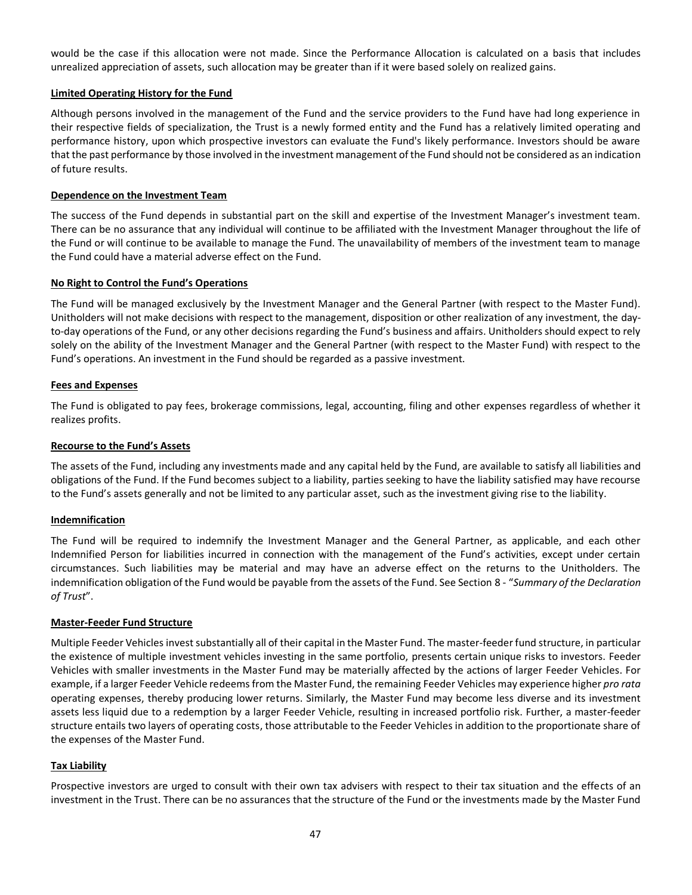would be the case if this allocation were not made. Since the Performance Allocation is calculated on a basis that includes unrealized appreciation of assets, such allocation may be greater than if it were based solely on realized gains.

**Limited Operating History for the Fund**

Although persons involved in the management of the Fund and the service providers to the Fund have had long experience in their respective fields of specialization, the Trust is a newly formed entity and the Fund has a relatively limited operating and performance history, upon which prospective investors can evaluate the Fund's likely performance. Investors should be aware that the past performance by those involved in the investment management of the Fund should not be considered as an indication of future results.

**Dependence on the Investment Team**

The success of the Fund depends in substantial part on the skill and expertise of the Investment Manager's investment team. There can be no assurance that any individual will continue to be affiliated with the Investment Manager throughout the life of the Fund or will continue to be available to manage the Fund. The unavailability of members of the investment team to manage the Fund could have a material adverse effect on the Fund.

**No Right to Control the Fund's Operations**

The Fund will be managed exclusively by the Investment Manager and the General Partner (with respect to the Master Fund). Unitholders will not make decisions with respect to the management, disposition or other realization of any investment, the day-to-day operations of the Fund, or any other decisions regarding the Fund's business and affairs. Unitholders should expect to rely solely on the ability of the Investment Manager and the General Partner (with respect to the Master Fund) with respect to the Fund's operations. An investment in the Fund should be regarded as a passive investment.

**Fees and Expenses**

The Fund is obligated to pay fees, brokerage commissions, legal, accounting, filing and other expenses regardless of whether it realizes profits.

**Recourse to the Fund's Assets**

The assets of the Fund, including any investments made and any capital held by the Fund, are available to satisfy all liabilities and obligations of the Fund. If the Fund becomes subject to a liability, parties seeking to have the liability satisfied may have recourse to the Fund's assets generally and not be limited to any particular asset, such as the investment giving rise to the liability.

**Indemnification**

The Fund will be required to indemnify the Investment Manager and the General Partner, as applicable, and each other Indemnified Person for liabilities incurred in connection with the management of the Fund's activities, except under certain circumstances. Such liabilities may be material and may have an adverse effect on the returns to the Unitholders. The indemnification obligation of the Fund would be payable from the assets of the Fund. See Section 8 - "*Summary of the Declaration of Trust*".

**Master-Feeder Fund Structure**

Multiple Feeder Vehicles invest substantially all of their capital in the Master Fund. The master-feeder fund structure, in particular the existence of multiple investment vehicles investing in the same portfolio, presents certain unique risks to investors. Feeder Vehicles with smaller investments in the Master Fund may be materially affected by the actions of larger Feeder Vehicles. For example, if a larger Feeder Vehicle redeems from the Master Fund, the remaining Feeder Vehicles may experience higher *pro rata* operating expenses, thereby producing lower returns. Similarly, the Master Fund may become less diverse and its investment assets less liquid due to a redemption by a larger Feeder Vehicle, resulting in increased portfolio risk. Further, a master-feeder structure entails two layers of operating costs, those attributable to the Feeder Vehicles in addition to the proportionate share of the expenses of the Master Fund.

**Tax Liability**

Prospective investors are urged to consult with their own tax advisers with respect to their tax situation and the effects of an investment in the Trust. There can be no assurances that the structure of the Fund or the investments made by the Master Fund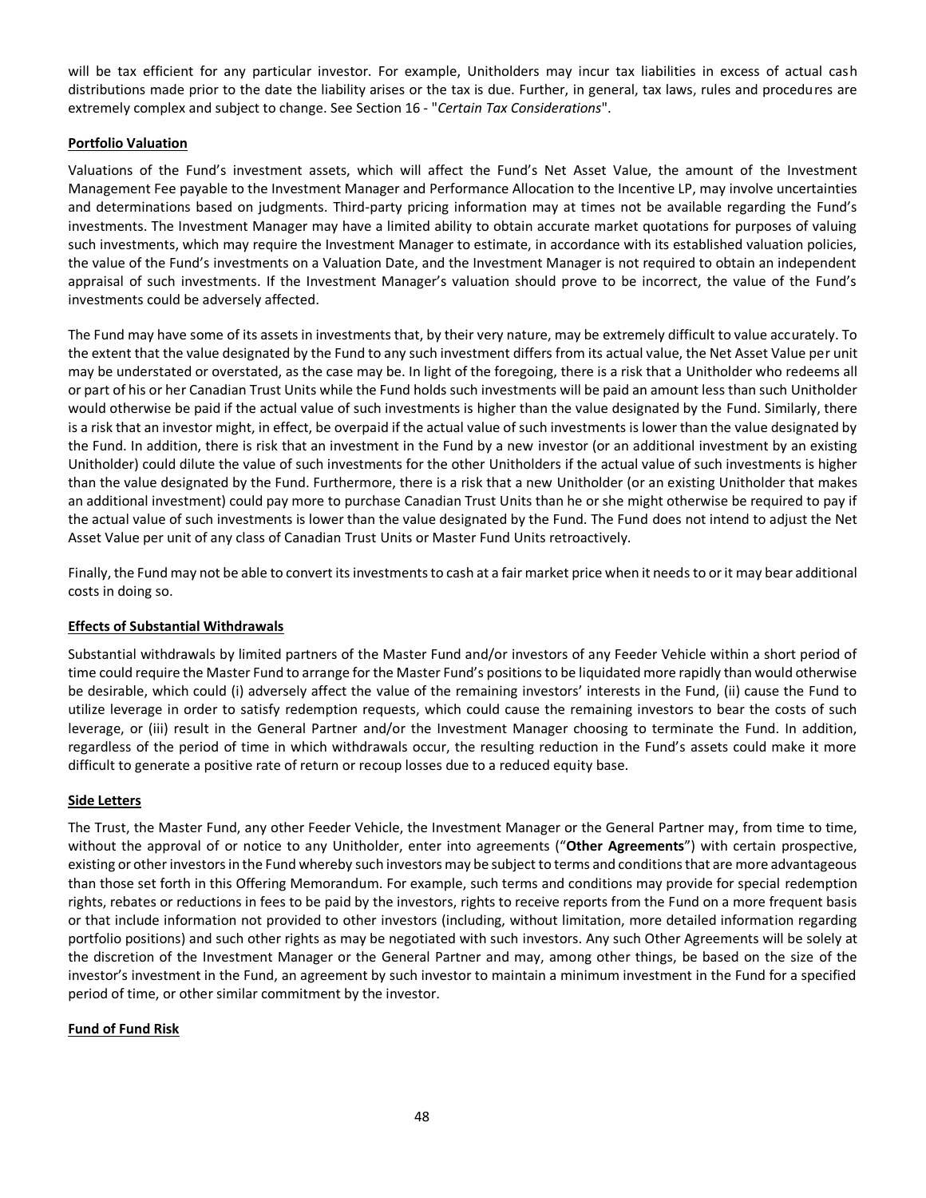will be tax efficient for any particular investor. For example, Unitholders may incur tax liabilities in excess of actual cash distributions made prior to the date the liability arises or the tax is due. Further, in general, tax laws, rules and procedures are extremely complex and subject to change. See Section 16 - "*Certain Tax Considerations*".

**Portfolio Valuation**

Valuations of the Fund's investment assets, which will affect the Fund's Net Asset Value, the amount of the Investment Management Fee payable to the Investment Manager and Performance Allocation to the Incentive LP, may involve uncertainties and determinations based on judgments. Third-party pricing information may at times not be available regarding the Fund's investments. The Investment Manager may have a limited ability to obtain accurate market quotations for purposes of valuing such investments, which may require the Investment Manager to estimate, in accordance with its established valuation policies, the value of the Fund's investments on a Valuation Date, and the Investment Manager is not required to obtain an independent appraisal of such investments. If the Investment Manager's valuation should prove to be incorrect, the value of the Fund's investments could be adversely affected.

The Fund may have some of its assets in investments that, by their very nature, may be extremely difficult to value accurately. To the extent that the value designated by the Fund to any such investment differs from its actual value, the Net Asset Value per unit may be understated or overstated, as the case may be. In light of the foregoing, there is a risk that a Unitholder who redeems all or part of his or her Canadian Trust Units while the Fund holds such investments will be paid an amount less than such Unitholder would otherwise be paid if the actual value of such investments is higher than the value designated by the Fund. Similarly, there is a risk that an investor might, in effect, be overpaid if the actual value of such investments is lower than the value designated by the Fund. In addition, there is risk that an investment in the Fund by a new investor (or an additional investment by an existing Unitholder) could dilute the value of such investments for the other Unitholders if the actual value of such investments is higher than the value designated by the Fund. Furthermore, there is a risk that a new Unitholder (or an existing Unitholder that makes an additional investment) could pay more to purchase Canadian Trust Units than he or she might otherwise be required to pay if the actual value of such investments is lower than the value designated by the Fund. The Fund does not intend to adjust the Net Asset Value per unit of any class of Canadian Trust Units or Master Fund Units retroactively.

Finally, the Fund may not be able to convert its investments to cash at a fair market price when it needs to or it may bear additional costs in doing so.

**Effects of Substantial Withdrawals**

Substantial withdrawals by limited partners of the Master Fund and/or investors of any Feeder Vehicle within a short period of time could require the Master Fund to arrange for the Master Fund's positions to be liquidated more rapidly than would otherwise be desirable, which could (i) adversely affect the value of the remaining investors' interests in the Fund, (ii) cause the Fund to utilize leverage in order to satisfy redemption requests, which could cause the remaining investors to bear the costs of such leverage, or (iii) result in the General Partner and/or the Investment Manager choosing to terminate the Fund. In addition, regardless of the period of time in which withdrawals occur, the resulting reduction in the Fund's assets could make it more difficult to generate a positive rate of return or recoup losses due to a reduced equity base.

**Side Letters**

The Trust, the Master Fund, any other Feeder Vehicle, the Investment Manager or the General Partner may, from time to time, without the approval of or notice to any Unitholder, enter into agreements ("**Other Agreements**") with certain prospective, existing or other investors in the Fund whereby such investors may be subject to terms and conditions that are more advantageous than those set forth in this Offering Memorandum. For example, such terms and conditions may provide for special redemption rights, rebates or reductions in fees to be paid by the investors, rights to receive reports from the Fund on a more frequent basis or that include information not provided to other investors (including, without limitation, more detailed information regarding portfolio positions) and such other rights as may be negotiated with such investors. Any such Other Agreements will be solely at the discretion of the Investment Manager or the General Partner and may, among other things, be based on the size of the investor's investment in the Fund, an agreement by such investor to maintain a minimum investment in the Fund for a specified period of time, or other similar commitment by the investor.

**Fund of Fund Risk**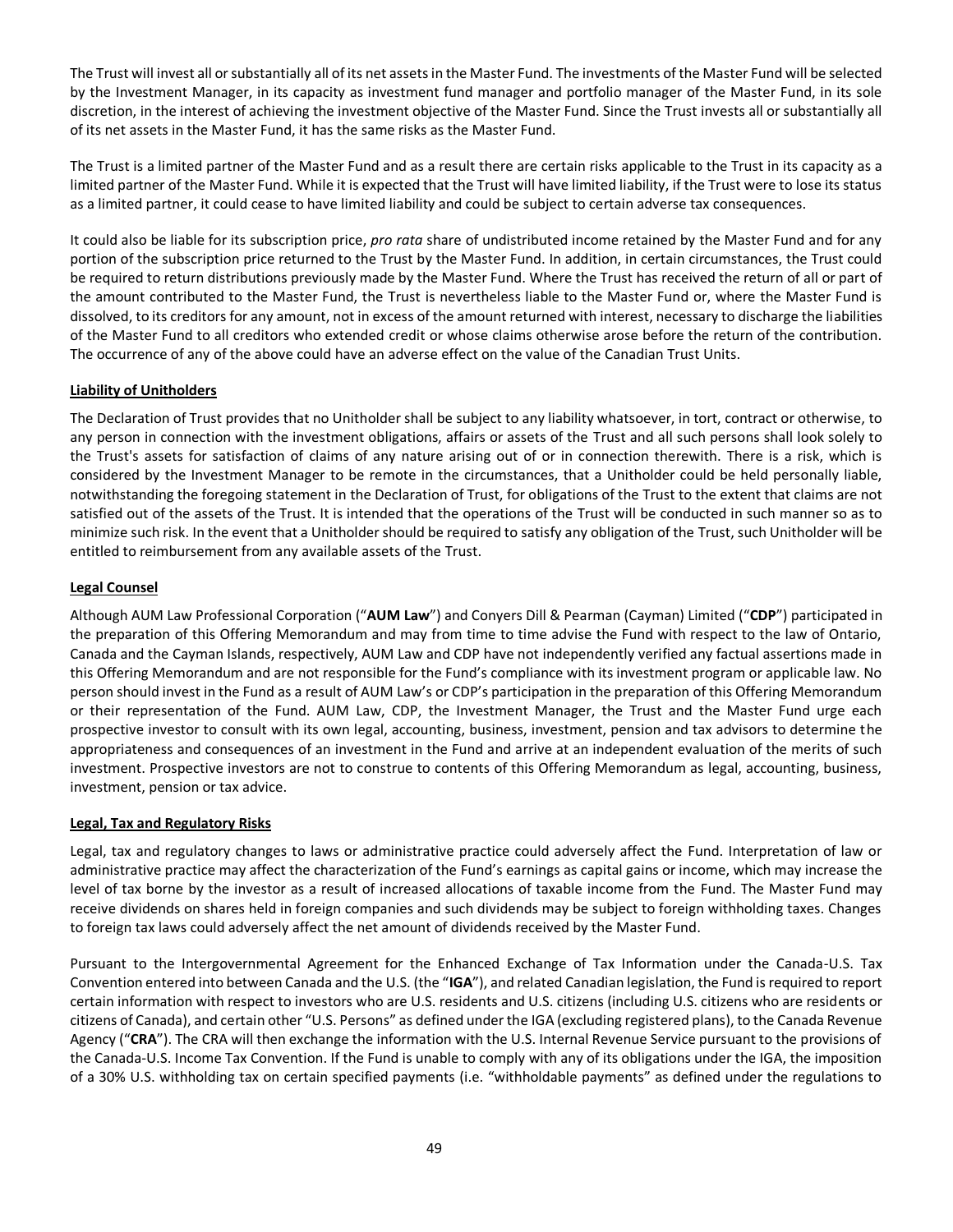The Trust will invest all or substantially all of its net assets in the Master Fund. The investments of the Master Fund will be selected by the Investment Manager, in its capacity as investment fund manager and portfolio manager of the Master Fund, in its sole discretion, in the interest of achieving the investment objective of the Master Fund. Since the Trust invests all or substantially all of its net assets in the Master Fund, it has the same risks as the Master Fund.

The Trust is a limited partner of the Master Fund and as a result there are certain risks applicable to the Trust in its capacity as a limited partner of the Master Fund. While it is expected that the Trust will have limited liability, if the Trust were to lose its status as a limited partner, it could cease to have limited liability and could be subject to certain adverse tax consequences.

It could also be liable for its subscription price, *pro rata* share of undistributed income retained by the Master Fund and for any portion of the subscription price returned to the Trust by the Master Fund. In addition, in certain circumstances, the Trust could be required to return distributions previously made by the Master Fund. Where the Trust has received the return of all or part of the amount contributed to the Master Fund, the Trust is nevertheless liable to the Master Fund or, where the Master Fund is dissolved, to its creditors for any amount, not in excess of the amount returned with interest, necessary to discharge the liabilities of the Master Fund to all creditors who extended credit or whose claims otherwise arose before the return of the contribution. The occurrence of any of the above could have an adverse effect on the value of the Canadian Trust Units.

**Liability of Unitholders**

The Declaration of Trust provides that no Unitholder shall be subject to any liability whatsoever, in tort, contract or otherwise, to any person in connection with the investment obligations, affairs or assets of the Trust and all such persons shall look solely to the Trust's assets for satisfaction of claims of any nature arising out of or in connection therewith. There is a risk, which is considered by the Investment Manager to be remote in the circumstances, that a Unitholder could be held personally liable, notwithstanding the foregoing statement in the Declaration of Trust, for obligations of the Trust to the extent that claims are not satisfied out of the assets of the Trust. It is intended that the operations of the Trust will be conducted in such manner so as to minimize such risk. In the event that a Unitholder should be required to satisfy any obligation of the Trust, such Unitholder will be entitled to reimbursement from any available assets of the Trust.

**Legal Counsel**

Although AUM Law Professional Corporation ("**AUM Law**") and Conyers Dill & Pearman (Cayman) Limited ("**CDP**") participated in the preparation of this Offering Memorandum and may from time to time advise the Fund with respect to the law of Ontario, Canada and the Cayman Islands, respectively, AUM Law and CDP have not independently verified any factual assertions made in this Offering Memorandum and are not responsible for the Fund's compliance with its investment program or applicable law. No person should invest in the Fund as a result of AUM Law's or CDP's participation in the preparation of this Offering Memorandum or their representation of the Fund. AUM Law, CDP, the Investment Manager, the Trust and the Master Fund urge each prospective investor to consult with its own legal, accounting, business, investment, pension and tax advisors to determine the appropriateness and consequences of an investment in the Fund and arrive at an independent evaluation of the merits of such investment. Prospective investors are not to construe to contents of this Offering Memorandum as legal, accounting, business, investment, pension or tax advice.

**Legal, Tax and Regulatory Risks**

Legal, tax and regulatory changes to laws or administrative practice could adversely affect the Fund. Interpretation of law or administrative practice may affect the characterization of the Fund's earnings as capital gains or income, which may increase the level of tax borne by the investor as a result of increased allocations of taxable income from the Fund. The Master Fund may receive dividends on shares held in foreign companies and such dividends may be subject to foreign withholding taxes. Changes to foreign tax laws could adversely affect the net amount of dividends received by the Master Fund.

Pursuant to the Intergovernmental Agreement for the Enhanced Exchange of Tax Information under the Canada-U.S. Tax Convention entered into between Canada and the U.S. (the "**IGA**"), and related Canadian legislation, the Fund is required to report certain information with respect to investors who are U.S. residents and U.S. citizens (including U.S. citizens who are residents or citizens of Canada), and certain other "U.S. Persons" as defined under the IGA (excluding registered plans), to the Canada Revenue Agency ("**CRA**"). The CRA will then exchange the information with the U.S. Internal Revenue Service pursuant to the provisions of the Canada-U.S. Income Tax Convention. If the Fund is unable to comply with any of its obligations under the IGA, the imposition of a 30% U.S. withholding tax on certain specified payments (i.e. "withholdable payments" as defined under the regulations to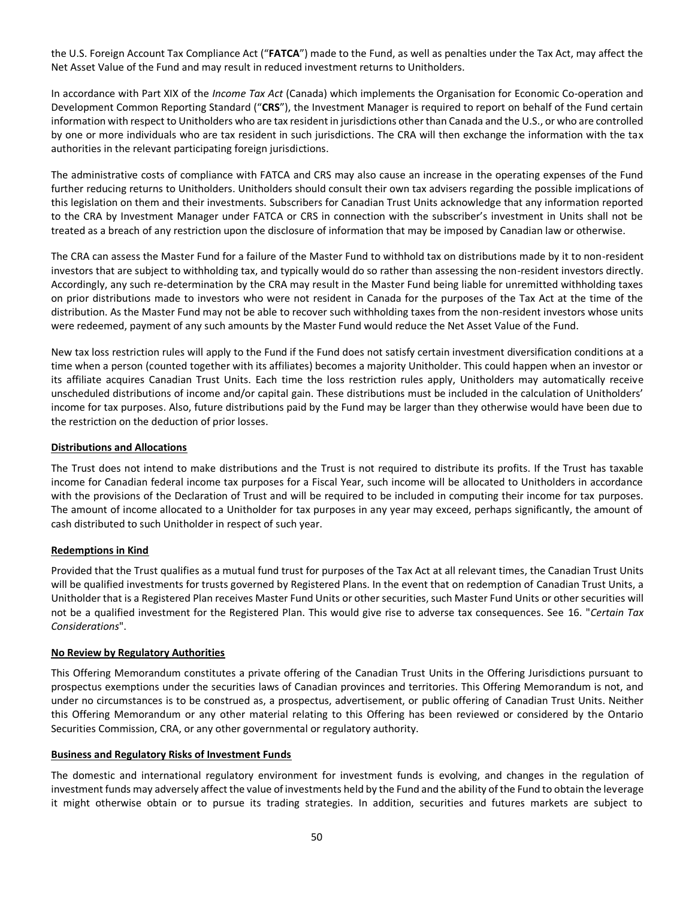the U.S. Foreign Account Tax Compliance Act ("**FATCA**") made to the Fund, as well as penalties under the Tax Act, may affect the Net Asset Value of the Fund and may result in reduced investment returns to Unitholders.

In accordance with Part XIX of the *Income Tax Act* (Canada) which implements the Organisation for Economic Co-operation and Development Common Reporting Standard ("**CRS**"), the Investment Manager is required to report on behalf of the Fund certain information with respect to Unitholders who are tax resident in jurisdictions other than Canada and the U.S., or who are controlled by one or more individuals who are tax resident in such jurisdictions. The CRA will then exchange the information with the tax authorities in the relevant participating foreign jurisdictions.

The administrative costs of compliance with FATCA and CRS may also cause an increase in the operating expenses of the Fund further reducing returns to Unitholders. Unitholders should consult their own tax advisers regarding the possible implications of this legislation on them and their investments. Subscribers for Canadian Trust Units acknowledge that any information reported to the CRA by Investment Manager under FATCA or CRS in connection with the subscriber's investment in Units shall not be treated as a breach of any restriction upon the disclosure of information that may be imposed by Canadian law or otherwise.

The CRA can assess the Master Fund for a failure of the Master Fund to withhold tax on distributions made by it to non-resident investors that are subject to withholding tax, and typically would do so rather than assessing the non-resident investors directly. Accordingly, any such re-determination by the CRA may result in the Master Fund being liable for unremitted withholding taxes on prior distributions made to investors who were not resident in Canada for the purposes of the Tax Act at the time of the distribution. As the Master Fund may not be able to recover such withholding taxes from the non-resident investors whose units were redeemed, payment of any such amounts by the Master Fund would reduce the Net Asset Value of the Fund.

New tax loss restriction rules will apply to the Fund if the Fund does not satisfy certain investment diversification conditions at a time when a person (counted together with its affiliates) becomes a majority Unitholder. This could happen when an investor or its affiliate acquires Canadian Trust Units. Each time the loss restriction rules apply, Unitholders may automatically receive unscheduled distributions of income and/or capital gain. These distributions must be included in the calculation of Unitholders' income for tax purposes. Also, future distributions paid by the Fund may be larger than they otherwise would have been due to the restriction on the deduction of prior losses.

**Distributions and Allocations**

The Trust does not intend to make distributions and the Trust is not required to distribute its profits. If the Trust has taxable income for Canadian federal income tax purposes for a Fiscal Year, such income will be allocated to Unitholders in accordance with the provisions of the Declaration of Trust and will be required to be included in computing their income for tax purposes. The amount of income allocated to a Unitholder for tax purposes in any year may exceed, perhaps significantly, the amount of cash distributed to such Unitholder in respect of such year.

**Redemptions in Kind**

Provided that the Trust qualifies as a mutual fund trust for purposes of the Tax Act at all relevant times, the Canadian Trust Units will be qualified investments for trusts governed by Registered Plans. In the event that on redemption of Canadian Trust Units, a Unitholder that is a Registered Plan receives Master Fund Units or other securities, such Master Fund Units or other securities will not be a qualified investment for the Registered Plan. This would give rise to adverse tax consequences. See 16. "*Certain Tax Considerations*".

**No Review by Regulatory Authorities**

This Offering Memorandum constitutes a private offering of the Canadian Trust Units in the Offering Jurisdictions pursuant to prospectus exemptions under the securities laws of Canadian provinces and territories. This Offering Memorandum is not, and under no circumstances is to be construed as, a prospectus, advertisement, or public offering of Canadian Trust Units. Neither this Offering Memorandum or any other material relating to this Offering has been reviewed or considered by the Ontario Securities Commission, CRA, or any other governmental or regulatory authority.

**Business and Regulatory Risks of Investment Funds**

The domestic and international regulatory environment for investment funds is evolving, and changes in the regulation of investment funds may adversely affect the value of investments held by the Fund and the ability of the Fund to obtain the leverage it might otherwise obtain or to pursue its trading strategies. In addition, securities and futures markets are subject to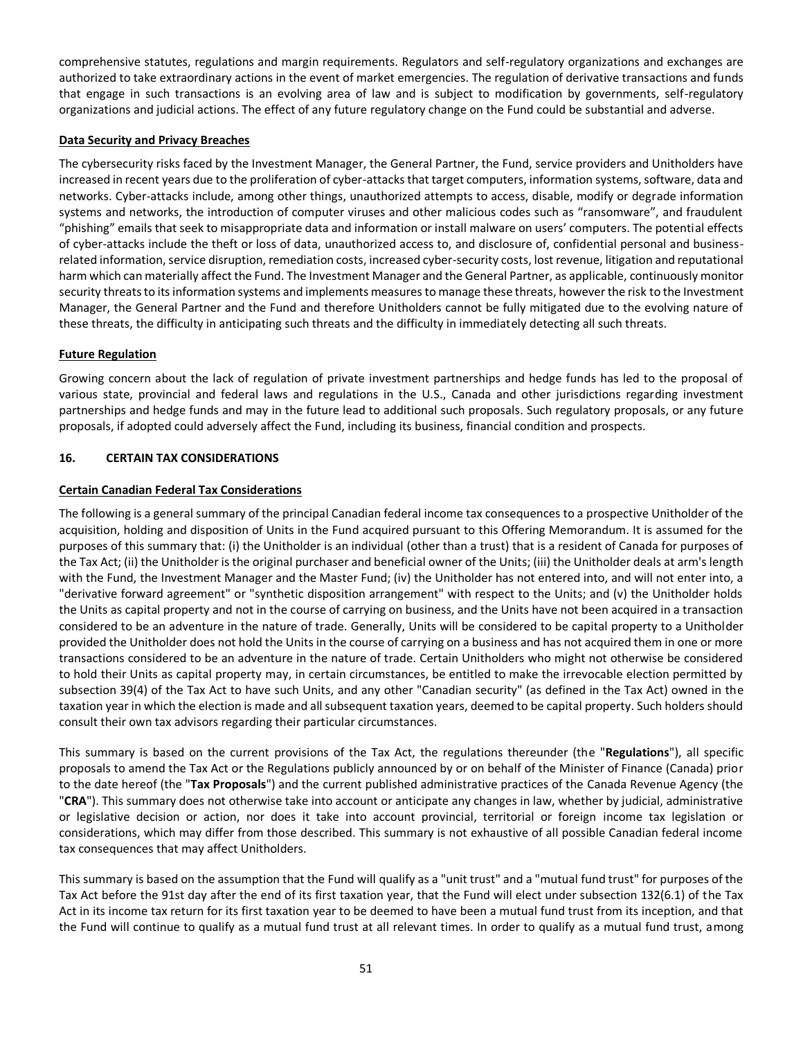comprehensive statutes, regulations and margin requirements. Regulators and self-regulatory organizations and exchanges are authorized to take extraordinary actions in the event of market emergencies. The regulation of derivative transactions and funds that engage in such transactions is an evolving area of law and is subject to modification by governments, self-regulatory organizations and judicial actions. The effect of any future regulatory change on the Fund could be substantial and adverse.

**Data Security and Privacy Breaches**

The cybersecurity risks faced by the Investment Manager, the General Partner, the Fund, service providers and Unitholders have increased in recent years due to the proliferation of cyber-attacks that target computers, information systems, software, data and networks. Cyber-attacks include, among other things, unauthorized attempts to access, disable, modify or degrade information systems and networks, the introduction of computer viruses and other malicious codes such as "ransomware", and fraudulent "phishing" emails that seek to misappropriate data and information or install malware on users' computers. The potential effects of cyber-attacks include the theft or loss of data, unauthorized access to, and disclosure of, confidential personal and business-related information, service disruption, remediation costs, increased cyber-security costs, lost revenue, litigation and reputational harm which can materially affect the Fund. The Investment Manager and the General Partner, as applicable, continuously monitor security threats to its information systems and implements measures to manage these threats, however the risk to the Investment Manager, the General Partner and the Fund and therefore Unitholders cannot be fully mitigated due to the evolving nature of these threats, the difficulty in anticipating such threats and the difficulty in immediately detecting all such threats.

**Future Regulation**

Growing concern about the lack of regulation of private investment partnerships and hedge funds has led to the proposal of various state, provincial and federal laws and regulations in the U.S., Canada and other jurisdictions regarding investment partnerships and hedge funds and may in the future lead to additional such proposals. Such regulatory proposals, or any future proposals, if adopted could adversely affect the Fund, including its business, financial condition and prospects.

## 16. CERTAIN TAX CONSIDERATIONS

**Certain Canadian Federal Tax Considerations**

The following is a general summary of the principal Canadian federal income tax consequences to a prospective Unitholder of the acquisition, holding and disposition of Units in the Fund acquired pursuant to this Offering Memorandum. It is assumed for the purposes of this summary that: (i) the Unitholder is an individual (other than a trust) that is a resident of Canada for purposes of the Tax Act; (ii) the Unitholder is the original purchaser and beneficial owner of the Units; (iii) the Unitholder deals at arm's length with the Fund, the Investment Manager and the Master Fund; (iv) the Unitholder has not entered into, and will not enter into, a "derivative forward agreement" or "synthetic disposition arrangement" with respect to the Units; and (v) the Unitholder holds the Units as capital property and not in the course of carrying on business, and the Units have not been acquired in a transaction considered to be an adventure in the nature of trade. Generally, Units will be considered to be capital property to a Unitholder provided the Unitholder does not hold the Units in the course of carrying on a business and has not acquired them in one or more transactions considered to be an adventure in the nature of trade. Certain Unitholders who might not otherwise be considered to hold their Units as capital property may, in certain circumstances, be entitled to make the irrevocable election permitted by subsection 39(4) of the Tax Act to have such Units, and any other "Canadian security" (as defined in the Tax Act) owned in the taxation year in which the election is made and all subsequent taxation years, deemed to be capital property. Such holders should consult their own tax advisors regarding their particular circumstances.

This summary is based on the current provisions of the Tax Act, the regulations thereunder (the "**Regulations**"), all specific proposals to amend the Tax Act or the Regulations publicly announced by or on behalf of the Minister of Finance (Canada) prior to the date hereof (the "**Tax Proposals**") and the current published administrative practices of the Canada Revenue Agency (the "**CRA**"). This summary does not otherwise take into account or anticipate any changes in law, whether by judicial, administrative or legislative decision or action, nor does it take into account provincial, territorial or foreign income tax legislation or considerations, which may differ from those described. This summary is not exhaustive of all possible Canadian federal income tax consequences that may affect Unitholders.

This summary is based on the assumption that the Fund will qualify as a "unit trust" and a "mutual fund trust" for purposes of the Tax Act before the 91st day after the end of its first taxation year, that the Fund will elect under subsection 132(6.1) of the Tax Act in its income tax return for its first taxation year to be deemed to have been a mutual fund trust from its inception, and that the Fund will continue to qualify as a mutual fund trust at all relevant times. In order to qualify as a mutual fund trust, among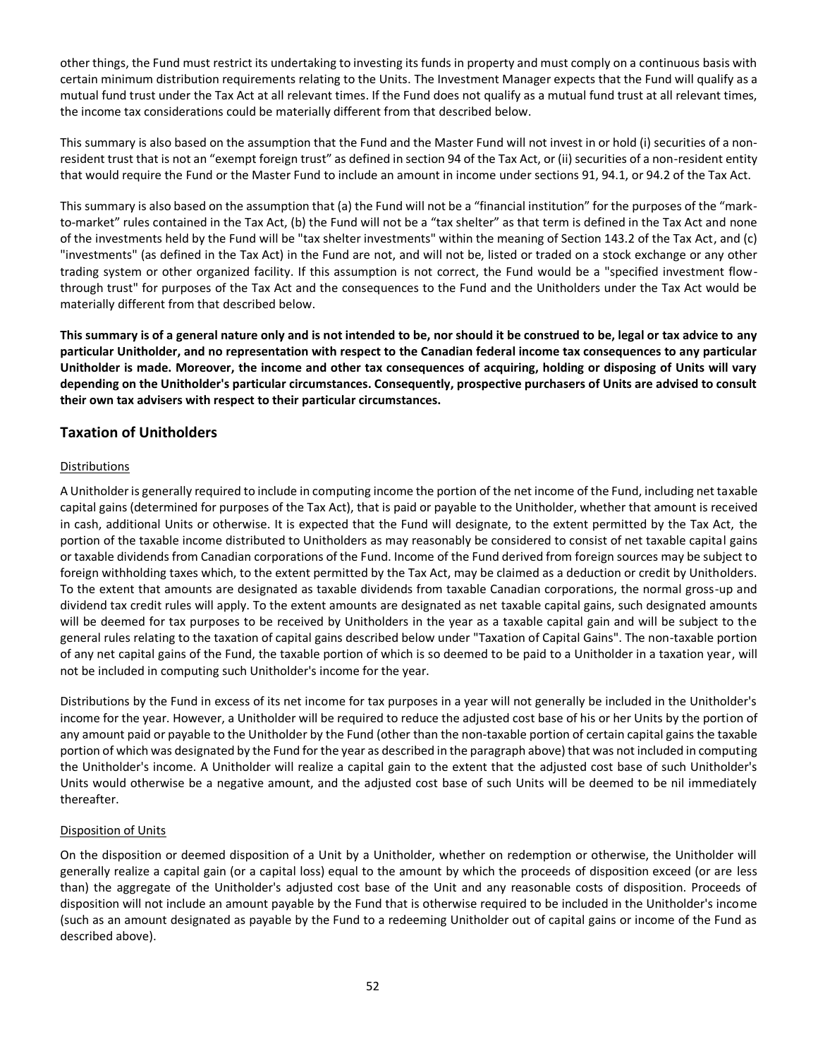other things, the Fund must restrict its undertaking to investing its funds in property and must comply on a continuous basis with certain minimum distribution requirements relating to the Units. The Investment Manager expects that the Fund will qualify as a mutual fund trust under the Tax Act at all relevant times. If the Fund does not qualify as a mutual fund trust at all relevant times, the income tax considerations could be materially different from that described below.

This summary is also based on the assumption that the Fund and the Master Fund will not invest in or hold (i) securities of a non-resident trust that is not an "exempt foreign trust" as defined in section 94 of the Tax Act, or (ii) securities of a non-resident entity that would require the Fund or the Master Fund to include an amount in income under sections 91, 94.1, or 94.2 of the Tax Act.

This summary is also based on the assumption that (a) the Fund will not be a "financial institution" for the purposes of the "mark-to-market" rules contained in the Tax Act, (b) the Fund will not be a "tax shelter" as that term is defined in the Tax Act and none of the investments held by the Fund will be "tax shelter investments" within the meaning of Section 143.2 of the Tax Act, and (c) "investments" (as defined in the Tax Act) in the Fund are not, and will not be, listed or traded on a stock exchange or any other trading system or other organized facility. If this assumption is not correct, the Fund would be a "specified investment flow-through trust" for purposes of the Tax Act and the consequences to the Fund and the Unitholders under the Tax Act would be materially different from that described below.

**This summary is of a general nature only and is not intended to be, nor should it be construed to be, legal or tax advice to any particular Unitholder, and no representation with respect to the Canadian federal income tax consequences to any particular Unitholder is made. Moreover, the income and other tax consequences of acquiring, holding or disposing of Units will vary depending on the Unitholder's particular circumstances. Consequently, prospective purchasers of Units are advised to consult their own tax advisers with respect to their particular circumstances.**

## Taxation of Unitholders

Distributions

A Unitholder is generally required to include in computing income the portion of the net income of the Fund, including net taxable capital gains (determined for purposes of the Tax Act), that is paid or payable to the Unitholder, whether that amount is received in cash, additional Units or otherwise. It is expected that the Fund will designate, to the extent permitted by the Tax Act, the portion of the taxable income distributed to Unitholders as may reasonably be considered to consist of net taxable capital gains or taxable dividends from Canadian corporations of the Fund. Income of the Fund derived from foreign sources may be subject to foreign withholding taxes which, to the extent permitted by the Tax Act, may be claimed as a deduction or credit by Unitholders. To the extent that amounts are designated as taxable dividends from taxable Canadian corporations, the normal gross-up and dividend tax credit rules will apply. To the extent amounts are designated as net taxable capital gains, such designated amounts will be deemed for tax purposes to be received by Unitholders in the year as a taxable capital gain and will be subject to the general rules relating to the taxation of capital gains described below under "Taxation of Capital Gains". The non-taxable portion of any net capital gains of the Fund, the taxable portion of which is so deemed to be paid to a Unitholder in a taxation year, will not be included in computing such Unitholder's income for the year.

Distributions by the Fund in excess of its net income for tax purposes in a year will not generally be included in the Unitholder's income for the year. However, a Unitholder will be required to reduce the adjusted cost base of his or her Units by the portion of any amount paid or payable to the Unitholder by the Fund (other than the non-taxable portion of certain capital gains the taxable portion of which was designated by the Fund for the year as described in the paragraph above) that was not included in computing the Unitholder's income. A Unitholder will realize a capital gain to the extent that the adjusted cost base of such Unitholder's Units would otherwise be a negative amount, and the adjusted cost base of such Units will be deemed to be nil immediately thereafter.

Disposition of Units

On the disposition or deemed disposition of a Unit by a Unitholder, whether on redemption or otherwise, the Unitholder will generally realize a capital gain (or a capital loss) equal to the amount by which the proceeds of disposition exceed (or are less than) the aggregate of the Unitholder's adjusted cost base of the Unit and any reasonable costs of disposition. Proceeds of disposition will not include an amount payable by the Fund that is otherwise required to be included in the Unitholder's income (such as an amount designated as payable by the Fund to a redeeming Unitholder out of capital gains or income of the Fund as described above).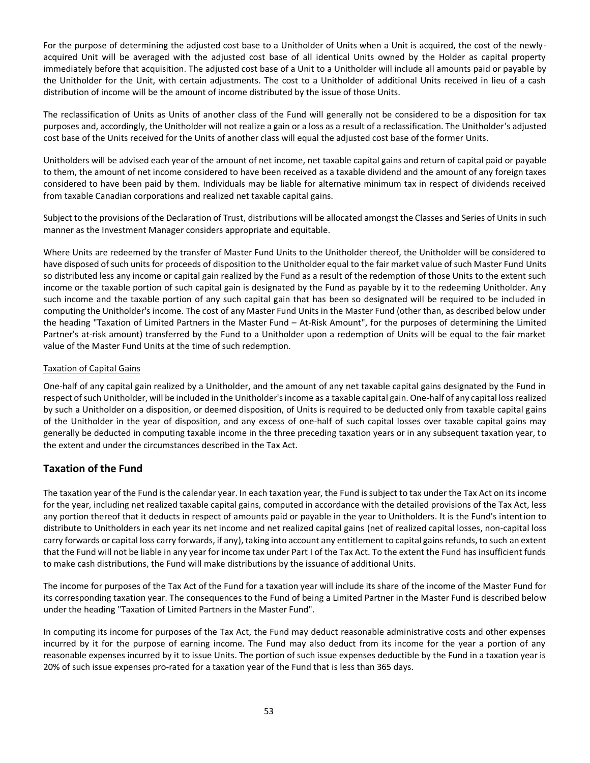For the purpose of determining the adjusted cost base to a Unitholder of Units when a Unit is acquired, the cost of the newly-acquired Unit will be averaged with the adjusted cost base of all identical Units owned by the Holder as capital property immediately before that acquisition. The adjusted cost base of a Unit to a Unitholder will include all amounts paid or payable by the Unitholder for the Unit, with certain adjustments. The cost to a Unitholder of additional Units received in lieu of a cash distribution of income will be the amount of income distributed by the issue of those Units.

The reclassification of Units as Units of another class of the Fund will generally not be considered to be a disposition for tax purposes and, accordingly, the Unitholder will not realize a gain or a loss as a result of a reclassification. The Unitholder's adjusted cost base of the Units received for the Units of another class will equal the adjusted cost base of the former Units.

Unitholders will be advised each year of the amount of net income, net taxable capital gains and return of capital paid or payable to them, the amount of net income considered to have been received as a taxable dividend and the amount of any foreign taxes considered to have been paid by them. Individuals may be liable for alternative minimum tax in respect of dividends received from taxable Canadian corporations and realized net taxable capital gains.

Subject to the provisions of the Declaration of Trust, distributions will be allocated amongst the Classes and Series of Units in such manner as the Investment Manager considers appropriate and equitable.

Where Units are redeemed by the transfer of Master Fund Units to the Unitholder thereof, the Unitholder will be considered to have disposed of such units for proceeds of disposition to the Unitholder equal to the fair market value of such Master Fund Units so distributed less any income or capital gain realized by the Fund as a result of the redemption of those Units to the extent such income or the taxable portion of such capital gain is designated by the Fund as payable by it to the redeeming Unitholder. Any such income and the taxable portion of any such capital gain that has been so designated will be required to be included in computing the Unitholder's income. The cost of any Master Fund Units in the Master Fund (other than, as described below under the heading "Taxation of Limited Partners in the Master Fund – At-Risk Amount", for the purposes of determining the Limited Partner's at-risk amount) transferred by the Fund to a Unitholder upon a redemption of Units will be equal to the fair market value of the Master Fund Units at the time of such redemption.

Taxation of Capital Gains

One-half of any capital gain realized by a Unitholder, and the amount of any net taxable capital gains designated by the Fund in respect of such Unitholder, will be included in the Unitholder's income as a taxable capital gain. One-half of any capital loss realized by such a Unitholder on a disposition, or deemed disposition, of Units is required to be deducted only from taxable capital gains of the Unitholder in the year of disposition, and any excess of one-half of such capital losses over taxable capital gains may generally be deducted in computing taxable income in the three preceding taxation years or in any subsequent taxation year, to the extent and under the circumstances described in the Tax Act.

## Taxation of the Fund

The taxation year of the Fund is the calendar year. In each taxation year, the Fund is subject to tax under the Tax Act on its income for the year, including net realized taxable capital gains, computed in accordance with the detailed provisions of the Tax Act, less any portion thereof that it deducts in respect of amounts paid or payable in the year to Unitholders. It is the Fund's intention to distribute to Unitholders in each year its net income and net realized capital gains (net of realized capital losses, non-capital loss carry forwards or capital loss carry forwards, if any), taking into account any entitlement to capital gains refunds, to such an extent that the Fund will not be liable in any year for income tax under Part I of the Tax Act. To the extent the Fund has insufficient funds to make cash distributions, the Fund will make distributions by the issuance of additional Units.

The income for purposes of the Tax Act of the Fund for a taxation year will include its share of the income of the Master Fund for its corresponding taxation year. The consequences to the Fund of being a Limited Partner in the Master Fund is described below under the heading "Taxation of Limited Partners in the Master Fund".

In computing its income for purposes of the Tax Act, the Fund may deduct reasonable administrative costs and other expenses incurred by it for the purpose of earning income. The Fund may also deduct from its income for the year a portion of any reasonable expenses incurred by it to issue Units. The portion of such issue expenses deductible by the Fund in a taxation year is 20% of such issue expenses pro-rated for a taxation year of the Fund that is less than 365 days.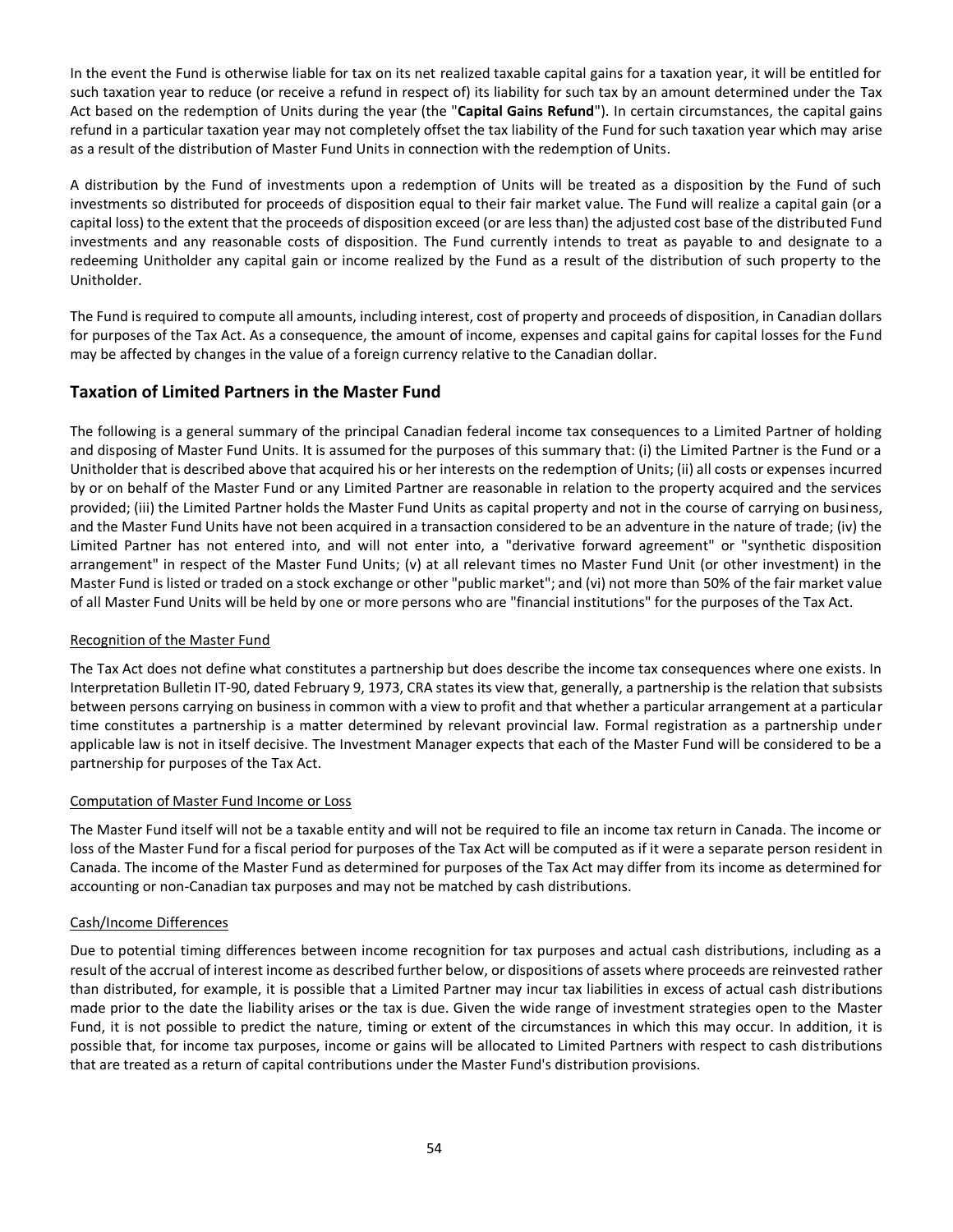In the event the Fund is otherwise liable for tax on its net realized taxable capital gains for a taxation year, it will be entitled for such taxation year to reduce (or receive a refund in respect of) its liability for such tax by an amount determined under the Tax Act based on the redemption of Units during the year (the "**Capital Gains Refund**"). In certain circumstances, the capital gains refund in a particular taxation year may not completely offset the tax liability of the Fund for such taxation year which may arise as a result of the distribution of Master Fund Units in connection with the redemption of Units.

A distribution by the Fund of investments upon a redemption of Units will be treated as a disposition by the Fund of such investments so distributed for proceeds of disposition equal to their fair market value. The Fund will realize a capital gain (or a capital loss) to the extent that the proceeds of disposition exceed (or are less than) the adjusted cost base of the distributed Fund investments and any reasonable costs of disposition. The Fund currently intends to treat as payable to and designate to a redeeming Unitholder any capital gain or income realized by the Fund as a result of the distribution of such property to the Unitholder.

The Fund is required to compute all amounts, including interest, cost of property and proceeds of disposition, in Canadian dollars for purposes of the Tax Act. As a consequence, the amount of income, expenses and capital gains for capital losses for the Fund may be affected by changes in the value of a foreign currency relative to the Canadian dollar.

## Taxation of Limited Partners in the Master Fund

The following is a general summary of the principal Canadian federal income tax consequences to a Limited Partner of holding and disposing of Master Fund Units. It is assumed for the purposes of this summary that: (i) the Limited Partner is the Fund or a Unitholder that is described above that acquired his or her interests on the redemption of Units; (ii) all costs or expenses incurred by or on behalf of the Master Fund or any Limited Partner are reasonable in relation to the property acquired and the services provided; (iii) the Limited Partner holds the Master Fund Units as capital property and not in the course of carrying on business, and the Master Fund Units have not been acquired in a transaction considered to be an adventure in the nature of trade; (iv) the Limited Partner has not entered into, and will not enter into, a "derivative forward agreement" or "synthetic disposition arrangement" in respect of the Master Fund Units; (v) at all relevant times no Master Fund Unit (or other investment) in the Master Fund is listed or traded on a stock exchange or other "public market"; and (vi) not more than 50% of the fair market value of all Master Fund Units will be held by one or more persons who are "financial institutions" for the purposes of the Tax Act.

Recognition of the Master Fund

The Tax Act does not define what constitutes a partnership but does describe the income tax consequences where one exists. In Interpretation Bulletin IT-90, dated February 9, 1973, CRA states its view that, generally, a partnership is the relation that subsists between persons carrying on business in common with a view to profit and that whether a particular arrangement at a particular time constitutes a partnership is a matter determined by relevant provincial law. Formal registration as a partnership under applicable law is not in itself decisive. The Investment Manager expects that each of the Master Fund will be considered to be a partnership for purposes of the Tax Act.

Computation of Master Fund Income or Loss

The Master Fund itself will not be a taxable entity and will not be required to file an income tax return in Canada. The income or loss of the Master Fund for a fiscal period for purposes of the Tax Act will be computed as if it were a separate person resident in Canada. The income of the Master Fund as determined for purposes of the Tax Act may differ from its income as determined for accounting or non-Canadian tax purposes and may not be matched by cash distributions.

Cash/Income Differences

Due to potential timing differences between income recognition for tax purposes and actual cash distributions, including as a result of the accrual of interest income as described further below, or dispositions of assets where proceeds are reinvested rather than distributed, for example, it is possible that a Limited Partner may incur tax liabilities in excess of actual cash distributions made prior to the date the liability arises or the tax is due. Given the wide range of investment strategies open to the Master Fund, it is not possible to predict the nature, timing or extent of the circumstances in which this may occur. In addition, it is possible that, for income tax purposes, income or gains will be allocated to Limited Partners with respect to cash distributions that are treated as a return of capital contributions under the Master Fund's distribution provisions.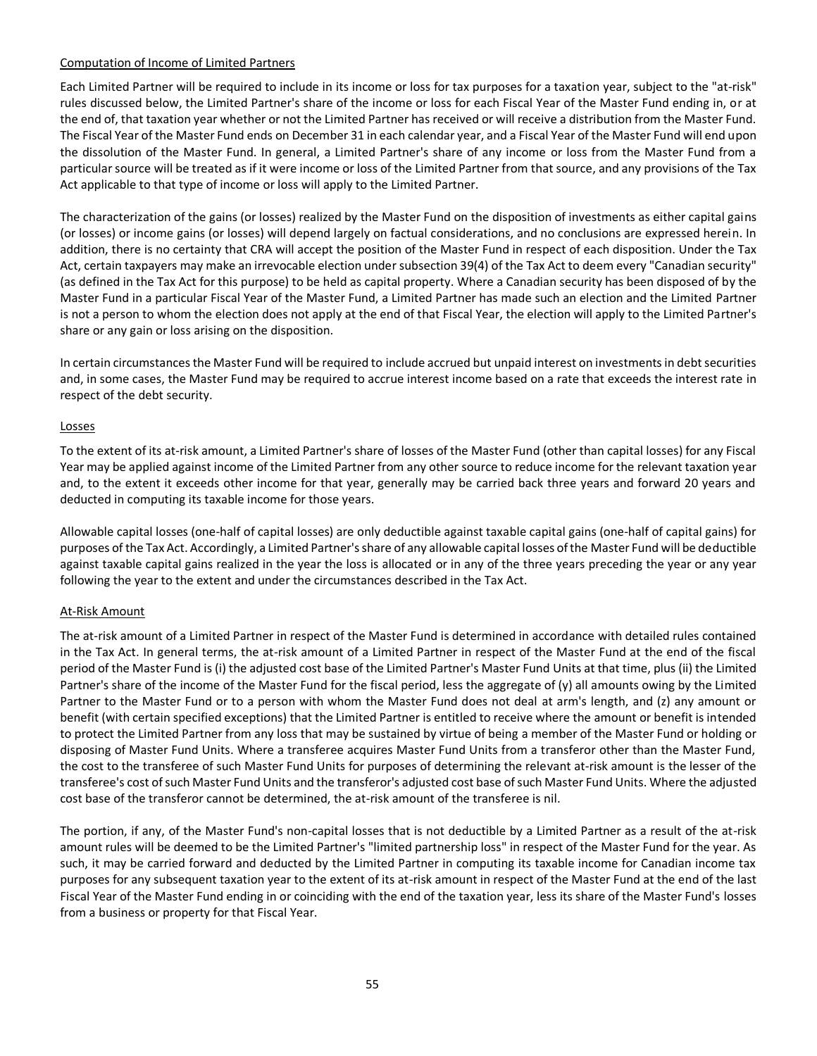### Computation of Income of Limited Partners

Each Limited Partner will be required to include in its income or loss for tax purposes for a taxation year, subject to the "at-risk" rules discussed below, the Limited Partner's share of the income or loss for each Fiscal Year of the Master Fund ending in, or at the end of, that taxation year whether or not the Limited Partner has received or will receive a distribution from the Master Fund. The Fiscal Year of the Master Fund ends on December 31 in each calendar year, and a Fiscal Year of the Master Fund will end upon the dissolution of the Master Fund. In general, a Limited Partner's share of any income or loss from the Master Fund from a particular source will be treated as if it were income or loss of the Limited Partner from that source, and any provisions of the Tax Act applicable to that type of income or loss will apply to the Limited Partner.

The characterization of the gains (or losses) realized by the Master Fund on the disposition of investments as either capital gains (or losses) or income gains (or losses) will depend largely on factual considerations, and no conclusions are expressed herein. In addition, there is no certainty that CRA will accept the position of the Master Fund in respect of each disposition. Under the Tax Act, certain taxpayers may make an irrevocable election under subsection 39(4) of the Tax Act to deem every "Canadian security" (as defined in the Tax Act for this purpose) to be held as capital property. Where a Canadian security has been disposed of by the Master Fund in a particular Fiscal Year of the Master Fund, a Limited Partner has made such an election and the Limited Partner is not a person to whom the election does not apply at the end of that Fiscal Year, the election will apply to the Limited Partner's share or any gain or loss arising on the disposition.

In certain circumstances the Master Fund will be required to include accrued but unpaid interest on investments in debt securities and, in some cases, the Master Fund may be required to accrue interest income based on a rate that exceeds the interest rate in respect of the debt security.

### Losses

To the extent of its at-risk amount, a Limited Partner's share of losses of the Master Fund (other than capital losses) for any Fiscal Year may be applied against income of the Limited Partner from any other source to reduce income for the relevant taxation year and, to the extent it exceeds other income for that year, generally may be carried back three years and forward 20 years and deducted in computing its taxable income for those years.

Allowable capital losses (one-half of capital losses) are only deductible against taxable capital gains (one-half of capital gains) for purposes of the Tax Act. Accordingly, a Limited Partner's share of any allowable capital losses of the Master Fund will be deductible against taxable capital gains realized in the year the loss is allocated or in any of the three years preceding the year or any year following the year to the extent and under the circumstances described in the Tax Act.

### At-Risk Amount

The at-risk amount of a Limited Partner in respect of the Master Fund is determined in accordance with detailed rules contained in the Tax Act. In general terms, the at-risk amount of a Limited Partner in respect of the Master Fund at the end of the fiscal period of the Master Fund is (i) the adjusted cost base of the Limited Partner's Master Fund Units at that time, plus (ii) the Limited Partner's share of the income of the Master Fund for the fiscal period, less the aggregate of (y) all amounts owing by the Limited Partner to the Master Fund or to a person with whom the Master Fund does not deal at arm's length, and (z) any amount or benefit (with certain specified exceptions) that the Limited Partner is entitled to receive where the amount or benefit is intended to protect the Limited Partner from any loss that may be sustained by virtue of being a member of the Master Fund or holding or disposing of Master Fund Units. Where a transferee acquires Master Fund Units from a transferor other than the Master Fund, the cost to the transferee of such Master Fund Units for purposes of determining the relevant at-risk amount is the lesser of the transferee's cost of such Master Fund Units and the transferor's adjusted cost base of such Master Fund Units. Where the adjusted cost base of the transferor cannot be determined, the at-risk amount of the transferee is nil.

The portion, if any, of the Master Fund's non-capital losses that is not deductible by a Limited Partner as a result of the at-risk amount rules will be deemed to be the Limited Partner's "limited partnership loss" in respect of the Master Fund for the year. As such, it may be carried forward and deducted by the Limited Partner in computing its taxable income for Canadian income tax purposes for any subsequent taxation year to the extent of its at-risk amount in respect of the Master Fund at the end of the last Fiscal Year of the Master Fund ending in or coinciding with the end of the taxation year, less its share of the Master Fund's losses from a business or property for that Fiscal Year.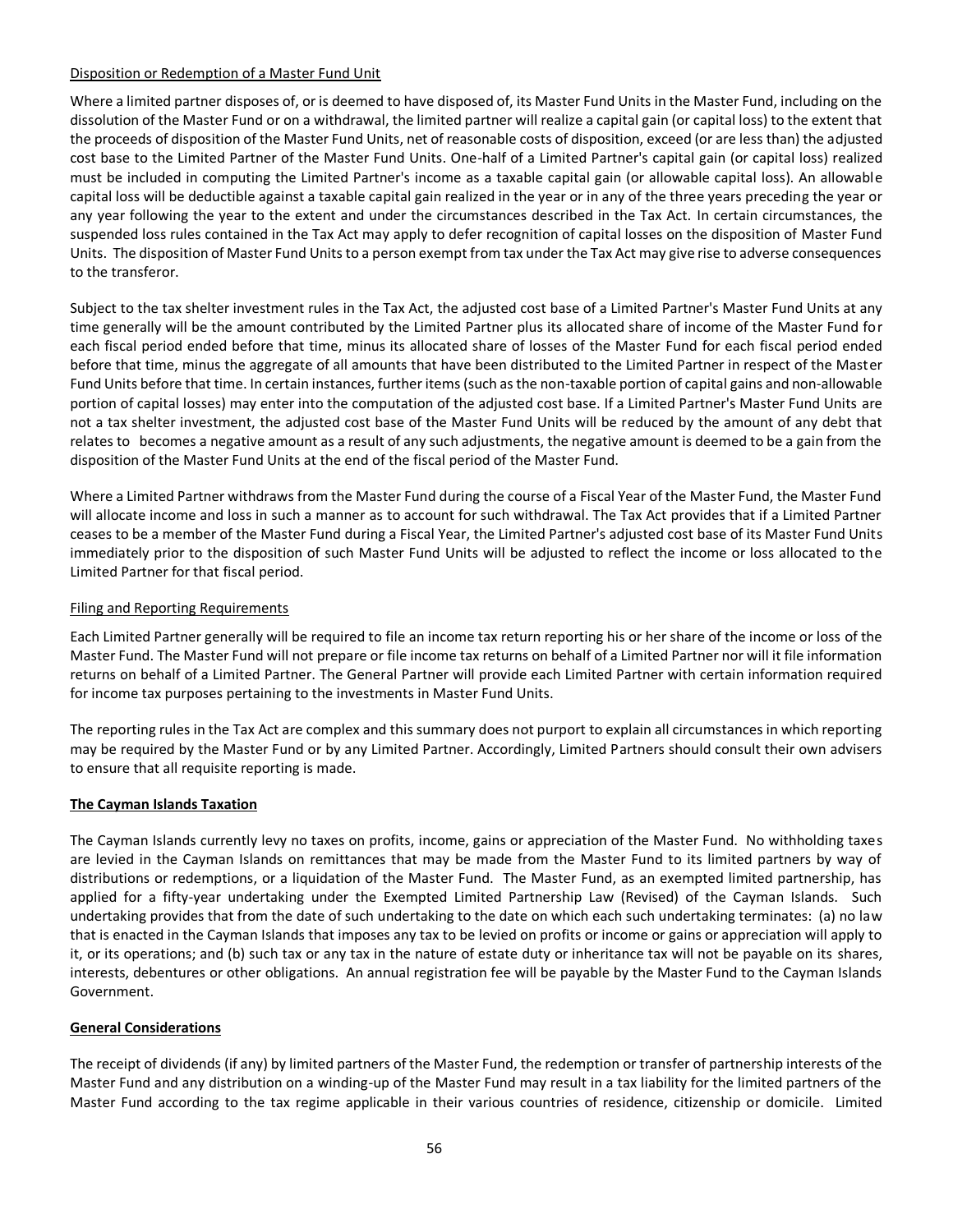Disposition or Redemption of a Master Fund Unit

Where a limited partner disposes of, or is deemed to have disposed of, its Master Fund Units in the Master Fund, including on the dissolution of the Master Fund or on a withdrawal, the limited partner will realize a capital gain (or capital loss) to the extent that the proceeds of disposition of the Master Fund Units, net of reasonable costs of disposition, exceed (or are less than) the adjusted cost base to the Limited Partner of the Master Fund Units. One-half of a Limited Partner's capital gain (or capital loss) realized must be included in computing the Limited Partner's income as a taxable capital gain (or allowable capital loss). An allowable capital loss will be deductible against a taxable capital gain realized in the year or in any of the three years preceding the year or any year following the year to the extent and under the circumstances described in the Tax Act. In certain circumstances, the suspended loss rules contained in the Tax Act may apply to defer recognition of capital losses on the disposition of Master Fund Units. The disposition of Master Fund Units to a person exempt from tax under the Tax Act may give rise to adverse consequences to the transferor.

Subject to the tax shelter investment rules in the Tax Act, the adjusted cost base of a Limited Partner's Master Fund Units at any time generally will be the amount contributed by the Limited Partner plus its allocated share of income of the Master Fund for each fiscal period ended before that time, minus its allocated share of losses of the Master Fund for each fiscal period ended before that time, minus the aggregate of all amounts that have been distributed to the Limited Partner in respect of the Master Fund Units before that time. In certain instances, further items (such as the non-taxable portion of capital gains and non-allowable portion of capital losses) may enter into the computation of the adjusted cost base. If a Limited Partner's Master Fund Units are not a tax shelter investment, the adjusted cost base of the Master Fund Units will be reduced by the amount of any debt that relates to becomes a negative amount as a result of any such adjustments, the negative amount is deemed to be a gain from the disposition of the Master Fund Units at the end of the fiscal period of the Master Fund.

Where a Limited Partner withdraws from the Master Fund during the course of a Fiscal Year of the Master Fund, the Master Fund will allocate income and loss in such a manner as to account for such withdrawal. The Tax Act provides that if a Limited Partner ceases to be a member of the Master Fund during a Fiscal Year, the Limited Partner's adjusted cost base of its Master Fund Units immediately prior to the disposition of such Master Fund Units will be adjusted to reflect the income or loss allocated to the Limited Partner for that fiscal period.

Filing and Reporting Requirements

Each Limited Partner generally will be required to file an income tax return reporting his or her share of the income or loss of the Master Fund. The Master Fund will not prepare or file income tax returns on behalf of a Limited Partner nor will it file information returns on behalf of a Limited Partner. The General Partner will provide each Limited Partner with certain information required for income tax purposes pertaining to the investments in Master Fund Units.

The reporting rules in the Tax Act are complex and this summary does not purport to explain all circumstances in which reporting may be required by the Master Fund or by any Limited Partner. Accordingly, Limited Partners should consult their own advisers to ensure that all requisite reporting is made.

**The Cayman Islands Taxation**

The Cayman Islands currently levy no taxes on profits, income, gains or appreciation of the Master Fund. No withholding taxes are levied in the Cayman Islands on remittances that may be made from the Master Fund to its limited partners by way of distributions or redemptions, or a liquidation of the Master Fund. The Master Fund, as an exempted limited partnership, has applied for a fifty-year undertaking under the Exempted Limited Partnership Law (Revised) of the Cayman Islands. Such undertaking provides that from the date of such undertaking to the date on which each such undertaking terminates: (a) no law that is enacted in the Cayman Islands that imposes any tax to be levied on profits or income or gains or appreciation will apply to it, or its operations; and (b) such tax or any tax in the nature of estate duty or inheritance tax will not be payable on its shares, interests, debentures or other obligations. An annual registration fee will be payable by the Master Fund to the Cayman Islands Government.

**General Considerations**

The receipt of dividends (if any) by limited partners of the Master Fund, the redemption or transfer of partnership interests of the Master Fund and any distribution on a winding-up of the Master Fund may result in a tax liability for the limited partners of the Master Fund according to the tax regime applicable in their various countries of residence, citizenship or domicile. Limited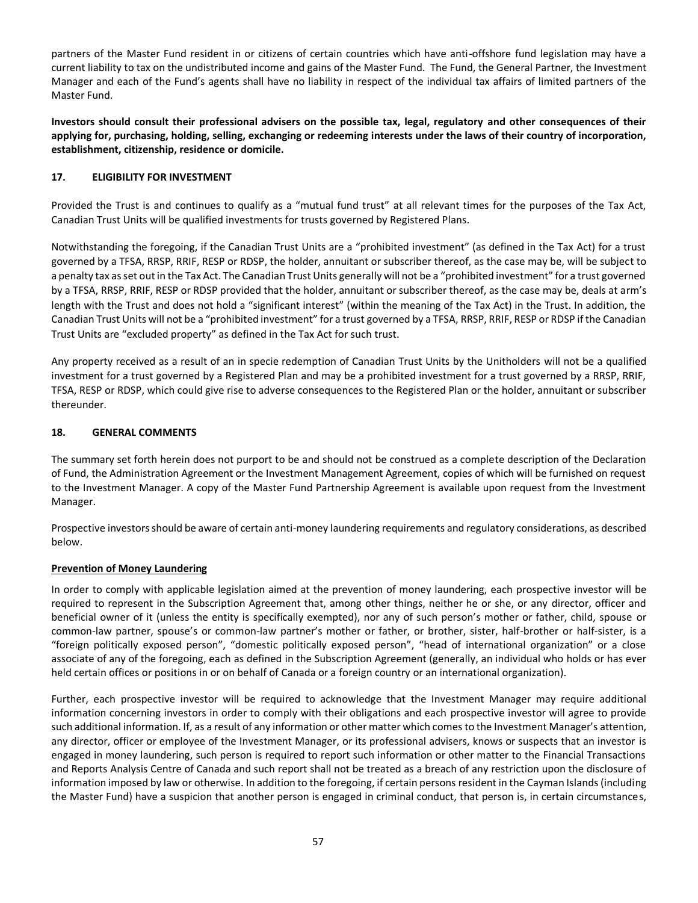partners of the Master Fund resident in or citizens of certain countries which have anti-offshore fund legislation may have a current liability to tax on the undistributed income and gains of the Master Fund. The Fund, the General Partner, the Investment Manager and each of the Fund's agents shall have no liability in respect of the individual tax affairs of limited partners of the Master Fund.

**Investors should consult their professional advisers on the possible tax, legal, regulatory and other consequences of their applying for, purchasing, holding, selling, exchanging or redeeming interests under the laws of their country of incorporation, establishment, citizenship, residence or domicile.**

## 17. ELIGIBILITY FOR INVESTMENT

Provided the Trust is and continues to qualify as a "mutual fund trust" at all relevant times for the purposes of the Tax Act, Canadian Trust Units will be qualified investments for trusts governed by Registered Plans.

Notwithstanding the foregoing, if the Canadian Trust Units are a "prohibited investment" (as defined in the Tax Act) for a trust governed by a TFSA, RRSP, RRIF, RESP or RDSP, the holder, annuitant or subscriber thereof, as the case may be, will be subject to a penalty tax as set out in the Tax Act. The Canadian Trust Units generally will not be a "prohibited investment" for a trust governed by a TFSA, RRSP, RRIF, RESP or RDSP provided that the holder, annuitant or subscriber thereof, as the case may be, deals at arm's length with the Trust and does not hold a "significant interest" (within the meaning of the Tax Act) in the Trust. In addition, the Canadian Trust Units will not be a "prohibited investment" for a trust governed by a TFSA, RRSP, RRIF, RESP or RDSP if the Canadian Trust Units are "excluded property" as defined in the Tax Act for such trust.

Any property received as a result of an in specie redemption of Canadian Trust Units by the Unitholders will not be a qualified investment for a trust governed by a Registered Plan and may be a prohibited investment for a trust governed by a RRSP, RRIF, TFSA, RESP or RDSP, which could give rise to adverse consequences to the Registered Plan or the holder, annuitant or subscriber thereunder.

## 18. GENERAL COMMENTS

The summary set forth herein does not purport to be and should not be construed as a complete description of the Declaration of Fund, the Administration Agreement or the Investment Management Agreement, copies of which will be furnished on request to the Investment Manager. A copy of the Master Fund Partnership Agreement is available upon request from the Investment Manager.

Prospective investors should be aware of certain anti-money laundering requirements and regulatory considerations, as described below.

### Prevention of Money Laundering

In order to comply with applicable legislation aimed at the prevention of money laundering, each prospective investor will be required to represent in the Subscription Agreement that, among other things, neither he or she, or any director, officer and beneficial owner of it (unless the entity is specifically exempted), nor any of such person's mother or father, child, spouse or common-law partner, spouse's or common-law partner's mother or father, or brother, sister, half-brother or half-sister, is a "foreign politically exposed person", "domestic politically exposed person", "head of international organization" or a close associate of any of the foregoing, each as defined in the Subscription Agreement (generally, an individual who holds or has ever held certain offices or positions in or on behalf of Canada or a foreign country or an international organization).

Further, each prospective investor will be required to acknowledge that the Investment Manager may require additional information concerning investors in order to comply with their obligations and each prospective investor will agree to provide such additional information. If, as a result of any information or other matter which comes to the Investment Manager's attention, any director, officer or employee of the Investment Manager, or its professional advisers, knows or suspects that an investor is engaged in money laundering, such person is required to report such information or other matter to the Financial Transactions and Reports Analysis Centre of Canada and such report shall not be treated as a breach of any restriction upon the disclosure of information imposed by law or otherwise. In addition to the foregoing, if certain persons resident in the Cayman Islands (including the Master Fund) have a suspicion that another person is engaged in criminal conduct, that person is, in certain circumstances,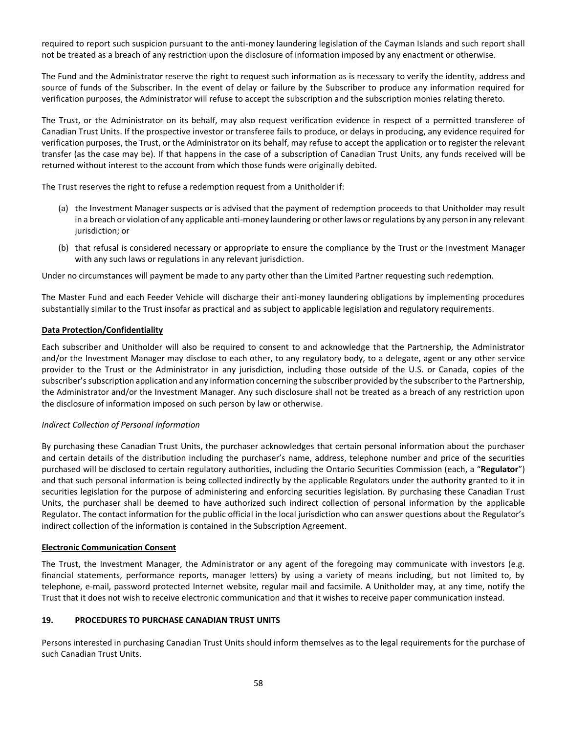required to report such suspicion pursuant to the anti-money laundering legislation of the Cayman Islands and such report shall not be treated as a breach of any restriction upon the disclosure of information imposed by any enactment or otherwise.

The Fund and the Administrator reserve the right to request such information as is necessary to verify the identity, address and source of funds of the Subscriber. In the event of delay or failure by the Subscriber to produce any information required for verification purposes, the Administrator will refuse to accept the subscription and the subscription monies relating thereto.

The Trust, or the Administrator on its behalf, may also request verification evidence in respect of a permitted transferee of Canadian Trust Units. If the prospective investor or transferee fails to produce, or delays in producing, any evidence required for verification purposes, the Trust, or the Administrator on its behalf, may refuse to accept the application or to register the relevant transfer (as the case may be). If that happens in the case of a subscription of Canadian Trust Units, any funds received will be returned without interest to the account from which those funds were originally debited.

The Trust reserves the right to refuse a redemption request from a Unitholder if:

(a) the Investment Manager suspects or is advised that the payment of redemption proceeds to that Unitholder may result in a breach or violation of any applicable anti-money laundering or other laws or regulations by any person in any relevant jurisdiction; or

(b) that refusal is considered necessary or appropriate to ensure the compliance by the Trust or the Investment Manager with any such laws or regulations in any relevant jurisdiction.

Under no circumstances will payment be made to any party other than the Limited Partner requesting such redemption.

The Master Fund and each Feeder Vehicle will discharge their anti-money laundering obligations by implementing procedures substantially similar to the Trust insofar as practical and as subject to applicable legislation and regulatory requirements.

**Data Protection/Confidentiality**

Each subscriber and Unitholder will also be required to consent to and acknowledge that the Partnership, the Administrator and/or the Investment Manager may disclose to each other, to any regulatory body, to a delegate, agent or any other service provider to the Trust or the Administrator in any jurisdiction, including those outside of the U.S. or Canada, copies of the subscriber's subscription application and any information concerning the subscriber provided by the subscriber to the Partnership, the Administrator and/or the Investment Manager. Any such disclosure shall not be treated as a breach of any restriction upon the disclosure of information imposed on such person by law or otherwise.

*Indirect Collection of Personal Information*

By purchasing these Canadian Trust Units, the purchaser acknowledges that certain personal information about the purchaser and certain details of the distribution including the purchaser's name, address, telephone number and price of the securities purchased will be disclosed to certain regulatory authorities, including the Ontario Securities Commission (each, a "**Regulator**") and that such personal information is being collected indirectly by the applicable Regulators under the authority granted to it in securities legislation for the purpose of administering and enforcing securities legislation. By purchasing these Canadian Trust Units, the purchaser shall be deemed to have authorized such indirect collection of personal information by the applicable Regulator. The contact information for the public official in the local jurisdiction who can answer questions about the Regulator's indirect collection of the information is contained in the Subscription Agreement.

**Electronic Communication Consent**

The Trust, the Investment Manager, the Administrator or any agent of the foregoing may communicate with investors (e.g. financial statements, performance reports, manager letters) by using a variety of means including, but not limited to, by telephone, e-mail, password protected Internet website, regular mail and facsimile. A Unitholder may, at any time, notify the Trust that it does not wish to receive electronic communication and that it wishes to receive paper communication instead.

## 19. PROCEDURES TO PURCHASE CANADIAN TRUST UNITS

Persons interested in purchasing Canadian Trust Units should inform themselves as to the legal requirements for the purchase of such Canadian Trust Units.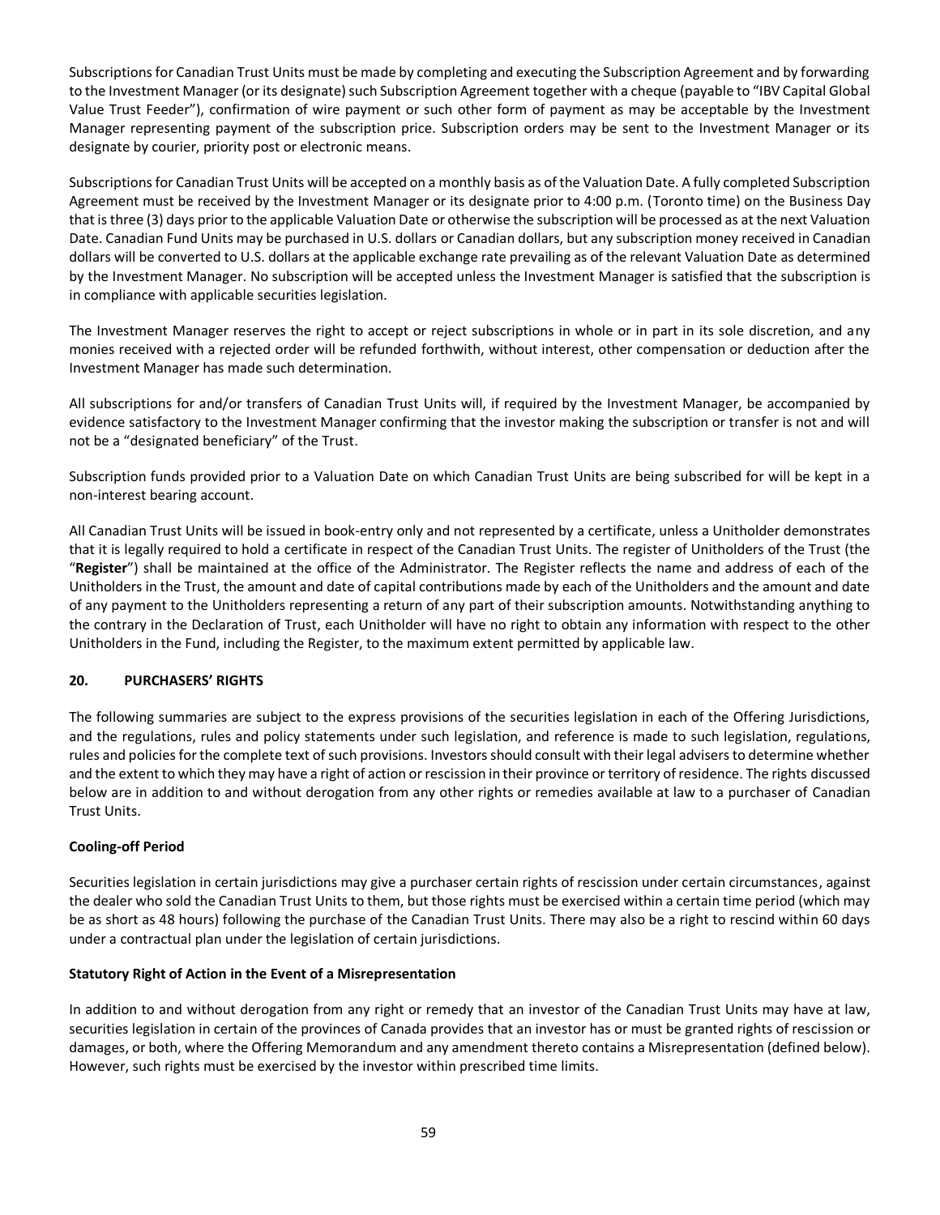Subscriptions for Canadian Trust Units must be made by completing and executing the Subscription Agreement and by forwarding to the Investment Manager (or its designate) such Subscription Agreement together with a cheque (payable to "IBV Capital Global Value Trust Feeder"), confirmation of wire payment or such other form of payment as may be acceptable by the Investment Manager representing payment of the subscription price. Subscription orders may be sent to the Investment Manager or its designate by courier, priority post or electronic means.

Subscriptions for Canadian Trust Units will be accepted on a monthly basis as of the Valuation Date. A fully completed Subscription Agreement must be received by the Investment Manager or its designate prior to 4:00 p.m. (Toronto time) on the Business Day that is three (3) days prior to the applicable Valuation Date or otherwise the subscription will be processed as at the next Valuation Date. Canadian Fund Units may be purchased in U.S. dollars or Canadian dollars, but any subscription money received in Canadian dollars will be converted to U.S. dollars at the applicable exchange rate prevailing as of the relevant Valuation Date as determined by the Investment Manager. No subscription will be accepted unless the Investment Manager is satisfied that the subscription is in compliance with applicable securities legislation.

The Investment Manager reserves the right to accept or reject subscriptions in whole or in part in its sole discretion, and any monies received with a rejected order will be refunded forthwith, without interest, other compensation or deduction after the Investment Manager has made such determination.

All subscriptions for and/or transfers of Canadian Trust Units will, if required by the Investment Manager, be accompanied by evidence satisfactory to the Investment Manager confirming that the investor making the subscription or transfer is not and will not be a "designated beneficiary" of the Trust.

Subscription funds provided prior to a Valuation Date on which Canadian Trust Units are being subscribed for will be kept in a non-interest bearing account.

All Canadian Trust Units will be issued in book-entry only and not represented by a certificate, unless a Unitholder demonstrates that it is legally required to hold a certificate in respect of the Canadian Trust Units. The register of Unitholders of the Trust (the "**Register**") shall be maintained at the office of the Administrator. The Register reflects the name and address of each of the Unitholders in the Trust, the amount and date of capital contributions made by each of the Unitholders and the amount and date of any payment to the Unitholders representing a return of any part of their subscription amounts. Notwithstanding anything to the contrary in the Declaration of Trust, each Unitholder will have no right to obtain any information with respect to the other Unitholders in the Fund, including the Register, to the maximum extent permitted by applicable law.

## 20. PURCHASERS' RIGHTS

The following summaries are subject to the express provisions of the securities legislation in each of the Offering Jurisdictions, and the regulations, rules and policy statements under such legislation, and reference is made to such legislation, regulations, rules and policies for the complete text of such provisions. Investors should consult with their legal advisers to determine whether and the extent to which they may have a right of action or rescission in their province or territory of residence. The rights discussed below are in addition to and without derogation from any other rights or remedies available at law to a purchaser of Canadian Trust Units.

### Cooling-off Period

Securities legislation in certain jurisdictions may give a purchaser certain rights of rescission under certain circumstances, against the dealer who sold the Canadian Trust Units to them, but those rights must be exercised within a certain time period (which may be as short as 48 hours) following the purchase of the Canadian Trust Units. There may also be a right to rescind within 60 days under a contractual plan under the legislation of certain jurisdictions.

### Statutory Right of Action in the Event of a Misrepresentation

In addition to and without derogation from any right or remedy that an investor of the Canadian Trust Units may have at law, securities legislation in certain of the provinces of Canada provides that an investor has or must be granted rights of rescission or damages, or both, where the Offering Memorandum and any amendment thereto contains a Misrepresentation (defined below). However, such rights must be exercised by the investor within prescribed time limits.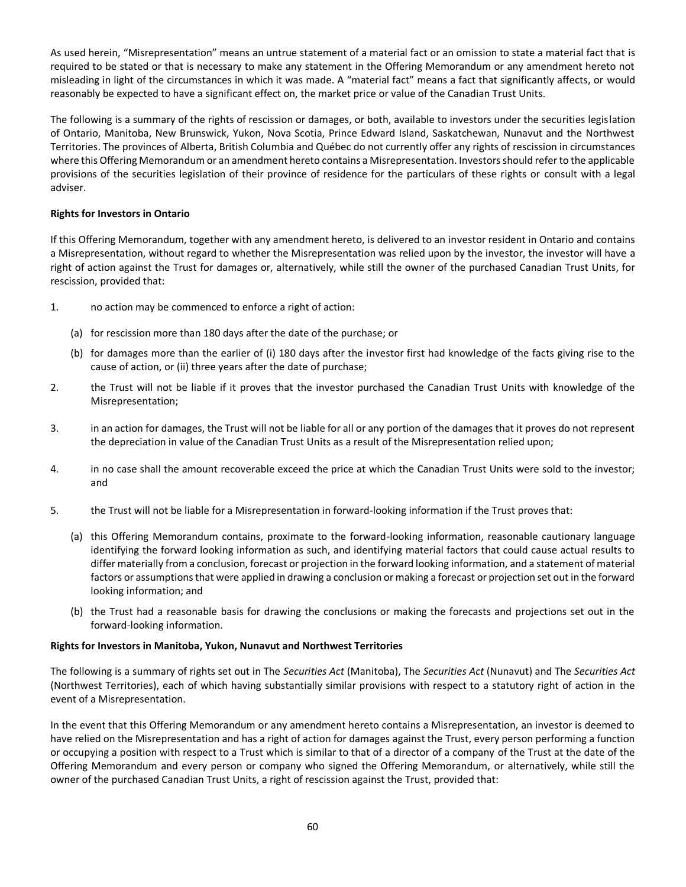As used herein, "Misrepresentation" means an untrue statement of a material fact or an omission to state a material fact that is required to be stated or that is necessary to make any statement in the Offering Memorandum or any amendment hereto not misleading in light of the circumstances in which it was made. A "material fact" means a fact that significantly affects, or would reasonably be expected to have a significant effect on, the market price or value of the Canadian Trust Units.

The following is a summary of the rights of rescission or damages, or both, available to investors under the securities legislation of Ontario, Manitoba, New Brunswick, Yukon, Nova Scotia, Prince Edward Island, Saskatchewan, Nunavut and the Northwest Territories. The provinces of Alberta, British Columbia and Québec do not currently offer any rights of rescission in circumstances where this Offering Memorandum or an amendment hereto contains a Misrepresentation. Investors should refer to the applicable provisions of the securities legislation of their province of residence for the particulars of these rights or consult with a legal adviser.

**Rights for Investors in Ontario**

If this Offering Memorandum, together with any amendment hereto, is delivered to an investor resident in Ontario and contains a Misrepresentation, without regard to whether the Misrepresentation was relied upon by the investor, the investor will have a right of action against the Trust for damages or, alternatively, while still the owner of the purchased Canadian Trust Units, for rescission, provided that:

1. no action may be commenced to enforce a right of action:
   (a) for rescission more than 180 days after the date of the purchase; or
   (b) for damages more than the earlier of (i) 180 days after the investor first had knowledge of the facts giving rise to the cause of action, or (ii) three years after the date of purchase;
2. the Trust will not be liable if it proves that the investor purchased the Canadian Trust Units with knowledge of the Misrepresentation;
3. in an action for damages, the Trust will not be liable for all or any portion of the damages that it proves do not represent the depreciation in value of the Canadian Trust Units as a result of the Misrepresentation relied upon;
4. in no case shall the amount recoverable exceed the price at which the Canadian Trust Units were sold to the investor; and
5. the Trust will not be liable for a Misrepresentation in forward-looking information if the Trust proves that:
   (a) this Offering Memorandum contains, proximate to the forward-looking information, reasonable cautionary language identifying the forward looking information as such, and identifying material factors that could cause actual results to differ materially from a conclusion, forecast or projection in the forward looking information, and a statement of material factors or assumptions that were applied in drawing a conclusion or making a forecast or projection set out in the forward looking information; and
   (b) the Trust had a reasonable basis for drawing the conclusions or making the forecasts and projections set out in the forward-looking information.

**Rights for Investors in Manitoba, Yukon, Nunavut and Northwest Territories**

The following is a summary of rights set out in The *Securities Act* (Manitoba), The *Securities Act* (Nunavut) and The *Securities Act* (Northwest Territories), each of which having substantially similar provisions with respect to a statutory right of action in the event of a Misrepresentation.

In the event that this Offering Memorandum or any amendment hereto contains a Misrepresentation, an investor is deemed to have relied on the Misrepresentation and has a right of action for damages against the Trust, every person performing a function or occupying a position with respect to a Trust which is similar to that of a director of a company of the Trust at the date of the Offering Memorandum and every person or company who signed the Offering Memorandum, or alternatively, while still the owner of the purchased Canadian Trust Units, a right of rescission against the Trust, provided that: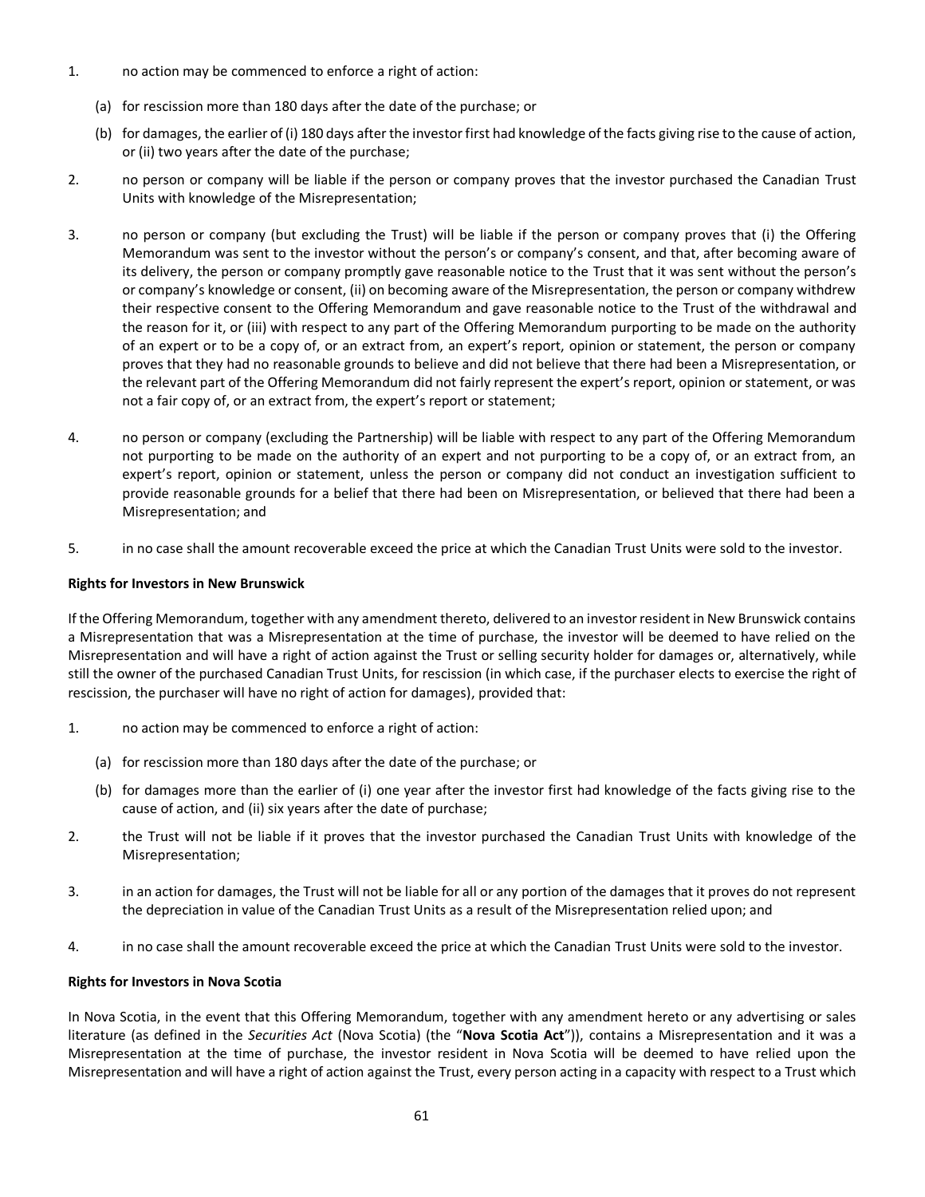1. no action may be commenced to enforce a right of action:

   (a) for rescission more than 180 days after the date of the purchase; or

   (b) for damages, the earlier of (i) 180 days after the investor first had knowledge of the facts giving rise to the cause of action, or (ii) two years after the date of the purchase;

2. no person or company will be liable if the person or company proves that the investor purchased the Canadian Trust Units with knowledge of the Misrepresentation;

3. no person or company (but excluding the Trust) will be liable if the person or company proves that (i) the Offering Memorandum was sent to the investor without the person's or company's consent, and that, after becoming aware of its delivery, the person or company promptly gave reasonable notice to the Trust that it was sent without the person's or company's knowledge or consent, (ii) on becoming aware of the Misrepresentation, the person or company withdrew their respective consent to the Offering Memorandum and gave reasonable notice to the Trust of the withdrawal and the reason for it, or (iii) with respect to any part of the Offering Memorandum purporting to be made on the authority of an expert or to be a copy of, or an extract from, an expert's report, opinion or statement, the person or company proves that they had no reasonable grounds to believe and did not believe that there had been a Misrepresentation, or the relevant part of the Offering Memorandum did not fairly represent the expert's report, opinion or statement, or was not a fair copy of, or an extract from, the expert's report or statement;

4. no person or company (excluding the Partnership) will be liable with respect to any part of the Offering Memorandum not purporting to be made on the authority of an expert and not purporting to be a copy of, or an extract from, an expert's report, opinion or statement, unless the person or company did not conduct an investigation sufficient to provide reasonable grounds for a belief that there had been on Misrepresentation, or believed that there had been a Misrepresentation; and

5. in no case shall the amount recoverable exceed the price at which the Canadian Trust Units were sold to the investor.

**Rights for Investors in New Brunswick**

If the Offering Memorandum, together with any amendment thereto, delivered to an investor resident in New Brunswick contains a Misrepresentation that was a Misrepresentation at the time of purchase, the investor will be deemed to have relied on the Misrepresentation and will have a right of action against the Trust or selling security holder for damages or, alternatively, while still the owner of the purchased Canadian Trust Units, for rescission (in which case, if the purchaser elects to exercise the right of rescission, the purchaser will have no right of action for damages), provided that:

1. no action may be commenced to enforce a right of action:

   (a) for rescission more than 180 days after the date of the purchase; or

   (b) for damages more than the earlier of (i) one year after the investor first had knowledge of the facts giving rise to the cause of action, and (ii) six years after the date of purchase;

2. the Trust will not be liable if it proves that the investor purchased the Canadian Trust Units with knowledge of the Misrepresentation;

3. in an action for damages, the Trust will not be liable for all or any portion of the damages that it proves do not represent the depreciation in value of the Canadian Trust Units as a result of the Misrepresentation relied upon; and

4. in no case shall the amount recoverable exceed the price at which the Canadian Trust Units were sold to the investor.

**Rights for Investors in Nova Scotia**

In Nova Scotia, in the event that this Offering Memorandum, together with any amendment hereto or any advertising or sales literature (as defined in the *Securities Act* (Nova Scotia) (the "**Nova Scotia Act**")), contains a Misrepresentation and it was a Misrepresentation at the time of purchase, the investor resident in Nova Scotia will be deemed to have relied upon the Misrepresentation and will have a right of action against the Trust, every person acting in a capacity with respect to a Trust which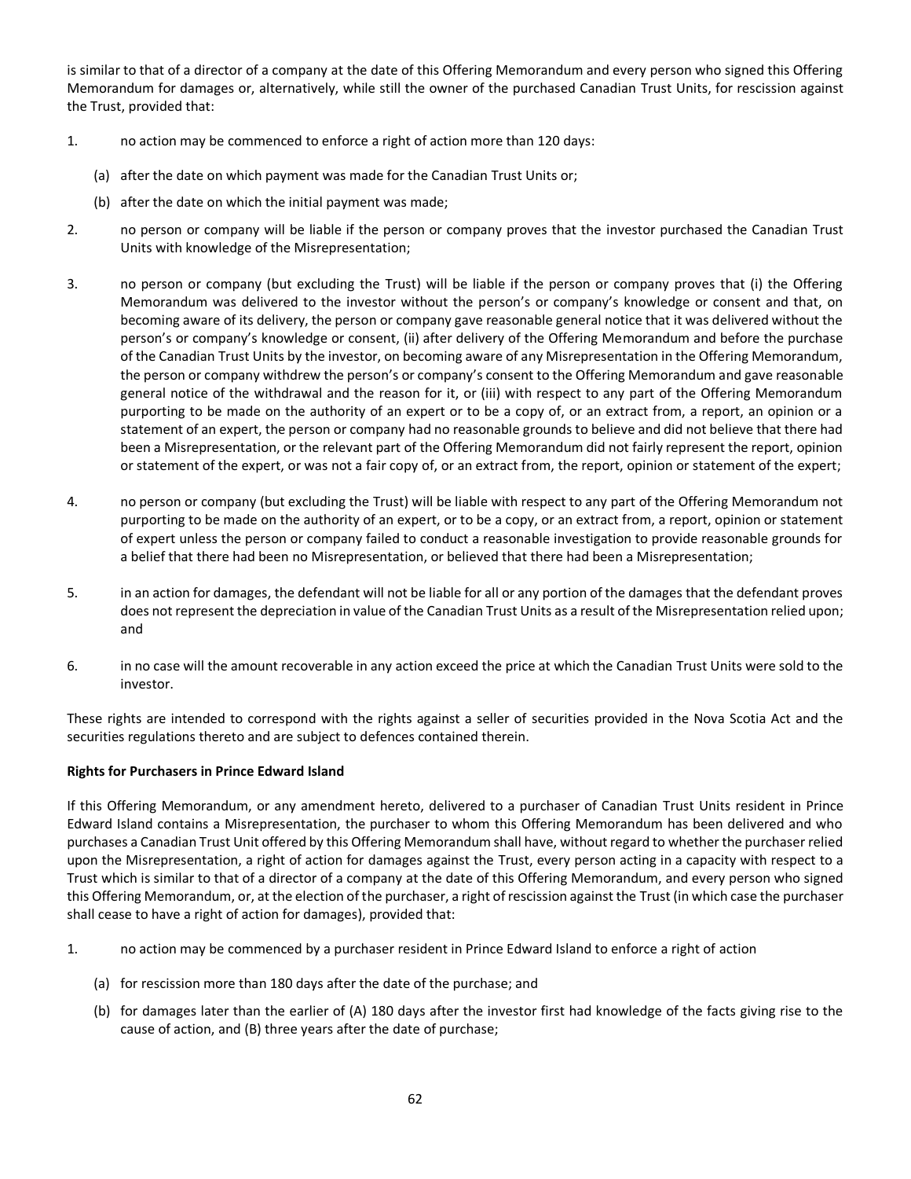is similar to that of a director of a company at the date of this Offering Memorandum and every person who signed this Offering Memorandum for damages or, alternatively, while still the owner of the purchased Canadian Trust Units, for rescission against the Trust, provided that:

1. no action may be commenced to enforce a right of action more than 120 days:

   (a) after the date on which payment was made for the Canadian Trust Units or;

   (b) after the date on which the initial payment was made;

2. no person or company will be liable if the person or company proves that the investor purchased the Canadian Trust Units with knowledge of the Misrepresentation;

3. no person or company (but excluding the Trust) will be liable if the person or company proves that (i) the Offering Memorandum was delivered to the investor without the person's or company's knowledge or consent and that, on becoming aware of its delivery, the person or company gave reasonable general notice that it was delivered without the person's or company's knowledge or consent, (ii) after delivery of the Offering Memorandum and before the purchase of the Canadian Trust Units by the investor, on becoming aware of any Misrepresentation in the Offering Memorandum, the person or company withdrew the person's or company's consent to the Offering Memorandum and gave reasonable general notice of the withdrawal and the reason for it, or (iii) with respect to any part of the Offering Memorandum purporting to be made on the authority of an expert or to be a copy of, or an extract from, a report, an opinion or a statement of an expert, the person or company had no reasonable grounds to believe and did not believe that there had been a Misrepresentation, or the relevant part of the Offering Memorandum did not fairly represent the report, opinion or statement of the expert, or was not a fair copy of, or an extract from, the report, opinion or statement of the expert;

4. no person or company (but excluding the Trust) will be liable with respect to any part of the Offering Memorandum not purporting to be made on the authority of an expert, or to be a copy, or an extract from, a report, opinion or statement of expert unless the person or company failed to conduct a reasonable investigation to provide reasonable grounds for a belief that there had been no Misrepresentation, or believed that there had been a Misrepresentation;

5. in an action for damages, the defendant will not be liable for all or any portion of the damages that the defendant proves does not represent the depreciation in value of the Canadian Trust Units as a result of the Misrepresentation relied upon; and

6. in no case will the amount recoverable in any action exceed the price at which the Canadian Trust Units were sold to the investor.

These rights are intended to correspond with the rights against a seller of securities provided in the Nova Scotia Act and the securities regulations thereto and are subject to defences contained therein.

**Rights for Purchasers in Prince Edward Island**

If this Offering Memorandum, or any amendment hereto, delivered to a purchaser of Canadian Trust Units resident in Prince Edward Island contains a Misrepresentation, the purchaser to whom this Offering Memorandum has been delivered and who purchases a Canadian Trust Unit offered by this Offering Memorandum shall have, without regard to whether the purchaser relied upon the Misrepresentation, a right of action for damages against the Trust, every person acting in a capacity with respect to a Trust which is similar to that of a director of a company at the date of this Offering Memorandum, and every person who signed this Offering Memorandum, or, at the election of the purchaser, a right of rescission against the Trust (in which case the purchaser shall cease to have a right of action for damages), provided that:

1. no action may be commenced by a purchaser resident in Prince Edward Island to enforce a right of action

   (a) for rescission more than 180 days after the date of the purchase; and

   (b) for damages later than the earlier of (A) 180 days after the investor first had knowledge of the facts giving rise to the cause of action, and (B) three years after the date of purchase;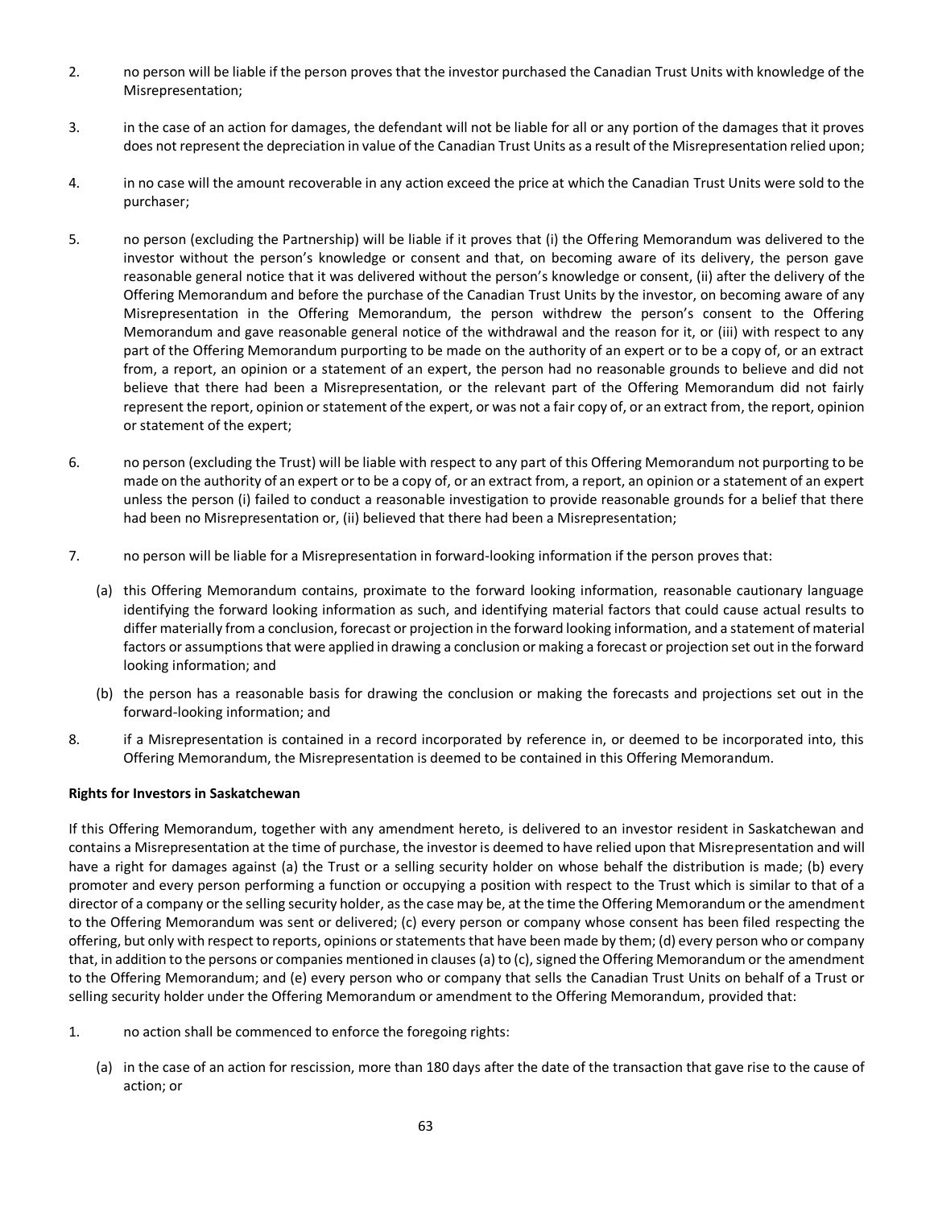2. no person will be liable if the person proves that the investor purchased the Canadian Trust Units with knowledge of the Misrepresentation;

3. in the case of an action for damages, the defendant will not be liable for all or any portion of the damages that it proves does not represent the depreciation in value of the Canadian Trust Units as a result of the Misrepresentation relied upon;

4. in no case will the amount recoverable in any action exceed the price at which the Canadian Trust Units were sold to the purchaser;

5. no person (excluding the Partnership) will be liable if it proves that (i) the Offering Memorandum was delivered to the investor without the person's knowledge or consent and that, on becoming aware of its delivery, the person gave reasonable general notice that it was delivered without the person's knowledge or consent, (ii) after the delivery of the Offering Memorandum and before the purchase of the Canadian Trust Units by the investor, on becoming aware of any Misrepresentation in the Offering Memorandum, the person withdrew the person's consent to the Offering Memorandum and gave reasonable general notice of the withdrawal and the reason for it, or (iii) with respect to any part of the Offering Memorandum purporting to be made on the authority of an expert or to be a copy of, or an extract from, a report, an opinion or a statement of an expert, the person had no reasonable grounds to believe and did not believe that there had been a Misrepresentation, or the relevant part of the Offering Memorandum did not fairly represent the report, opinion or statement of the expert, or was not a fair copy of, or an extract from, the report, opinion or statement of the expert;

6. no person (excluding the Trust) will be liable with respect to any part of this Offering Memorandum not purporting to be made on the authority of an expert or to be a copy of, or an extract from, a report, an opinion or a statement of an expert unless the person (i) failed to conduct a reasonable investigation to provide reasonable grounds for a belief that there had been no Misrepresentation or, (ii) believed that there had been a Misrepresentation;

7. no person will be liable for a Misrepresentation in forward-looking information if the person proves that:

   (a) this Offering Memorandum contains, proximate to the forward looking information, reasonable cautionary language identifying the forward looking information as such, and identifying material factors that could cause actual results to differ materially from a conclusion, forecast or projection in the forward looking information, and a statement of material factors or assumptions that were applied in drawing a conclusion or making a forecast or projection set out in the forward looking information; and

   (b) the person has a reasonable basis for drawing the conclusion or making the forecasts and projections set out in the forward-looking information; and

8. if a Misrepresentation is contained in a record incorporated by reference in, or deemed to be incorporated into, this Offering Memorandum, the Misrepresentation is deemed to be contained in this Offering Memorandum.

**Rights for Investors in Saskatchewan**

If this Offering Memorandum, together with any amendment hereto, is delivered to an investor resident in Saskatchewan and contains a Misrepresentation at the time of purchase, the investor is deemed to have relied upon that Misrepresentation and will have a right for damages against (a) the Trust or a selling security holder on whose behalf the distribution is made; (b) every promoter and every person performing a function or occupying a position with respect to the Trust which is similar to that of a director of a company or the selling security holder, as the case may be, at the time the Offering Memorandum or the amendment to the Offering Memorandum was sent or delivered; (c) every person or company whose consent has been filed respecting the offering, but only with respect to reports, opinions or statements that have been made by them; (d) every person who or company that, in addition to the persons or companies mentioned in clauses (a) to (c), signed the Offering Memorandum or the amendment to the Offering Memorandum; and (e) every person who or company that sells the Canadian Trust Units on behalf of a Trust or selling security holder under the Offering Memorandum or amendment to the Offering Memorandum, provided that:

1. no action shall be commenced to enforce the foregoing rights:

   (a) in the case of an action for rescission, more than 180 days after the date of the transaction that gave rise to the cause of action; or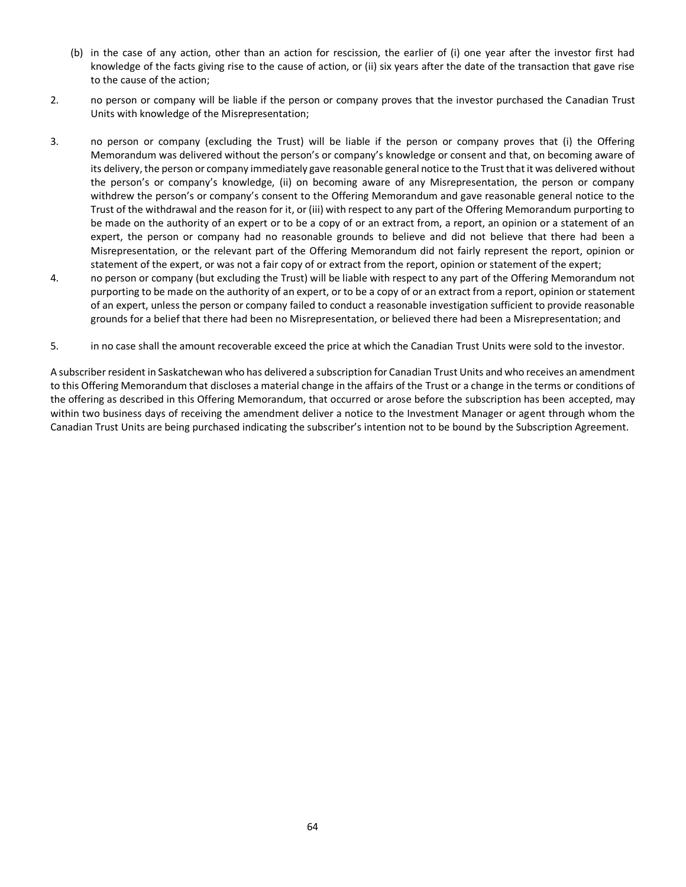(b) in the case of any action, other than an action for rescission, the earlier of (i) one year after the investor first had knowledge of the facts giving rise to the cause of action, or (ii) six years after the date of the transaction that gave rise to the cause of the action;

2. no person or company will be liable if the person or company proves that the investor purchased the Canadian Trust Units with knowledge of the Misrepresentation;

3. no person or company (excluding the Trust) will be liable if the person or company proves that (i) the Offering Memorandum was delivered without the person's or company's knowledge or consent and that, on becoming aware of its delivery, the person or company immediately gave reasonable general notice to the Trust that it was delivered without the person's or company's knowledge, (ii) on becoming aware of any Misrepresentation, the person or company withdrew the person's or company's consent to the Offering Memorandum and gave reasonable general notice to the Trust of the withdrawal and the reason for it, or (iii) with respect to any part of the Offering Memorandum purporting to be made on the authority of an expert or to be a copy of or an extract from, a report, an opinion or a statement of an expert, the person or company had no reasonable grounds to believe and did not believe that there had been a Misrepresentation, or the relevant part of the Offering Memorandum did not fairly represent the report, opinion or statement of the expert, or was not a fair copy of or extract from the report, opinion or statement of the expert;

4. no person or company (but excluding the Trust) will be liable with respect to any part of the Offering Memorandum not purporting to be made on the authority of an expert, or to be a copy of or an extract from a report, opinion or statement of an expert, unless the person or company failed to conduct a reasonable investigation sufficient to provide reasonable grounds for a belief that there had been no Misrepresentation, or believed there had been a Misrepresentation; and

5. in no case shall the amount recoverable exceed the price at which the Canadian Trust Units were sold to the investor.

A subscriber resident in Saskatchewan who has delivered a subscription for Canadian Trust Units and who receives an amendment to this Offering Memorandum that discloses a material change in the affairs of the Trust or a change in the terms or conditions of the offering as described in this Offering Memorandum, that occurred or arose before the subscription has been accepted, may within two business days of receiving the amendment deliver a notice to the Investment Manager or agent through whom the Canadian Trust Units are being purchased indicating the subscriber's intention not to be bound by the Subscription Agreement.